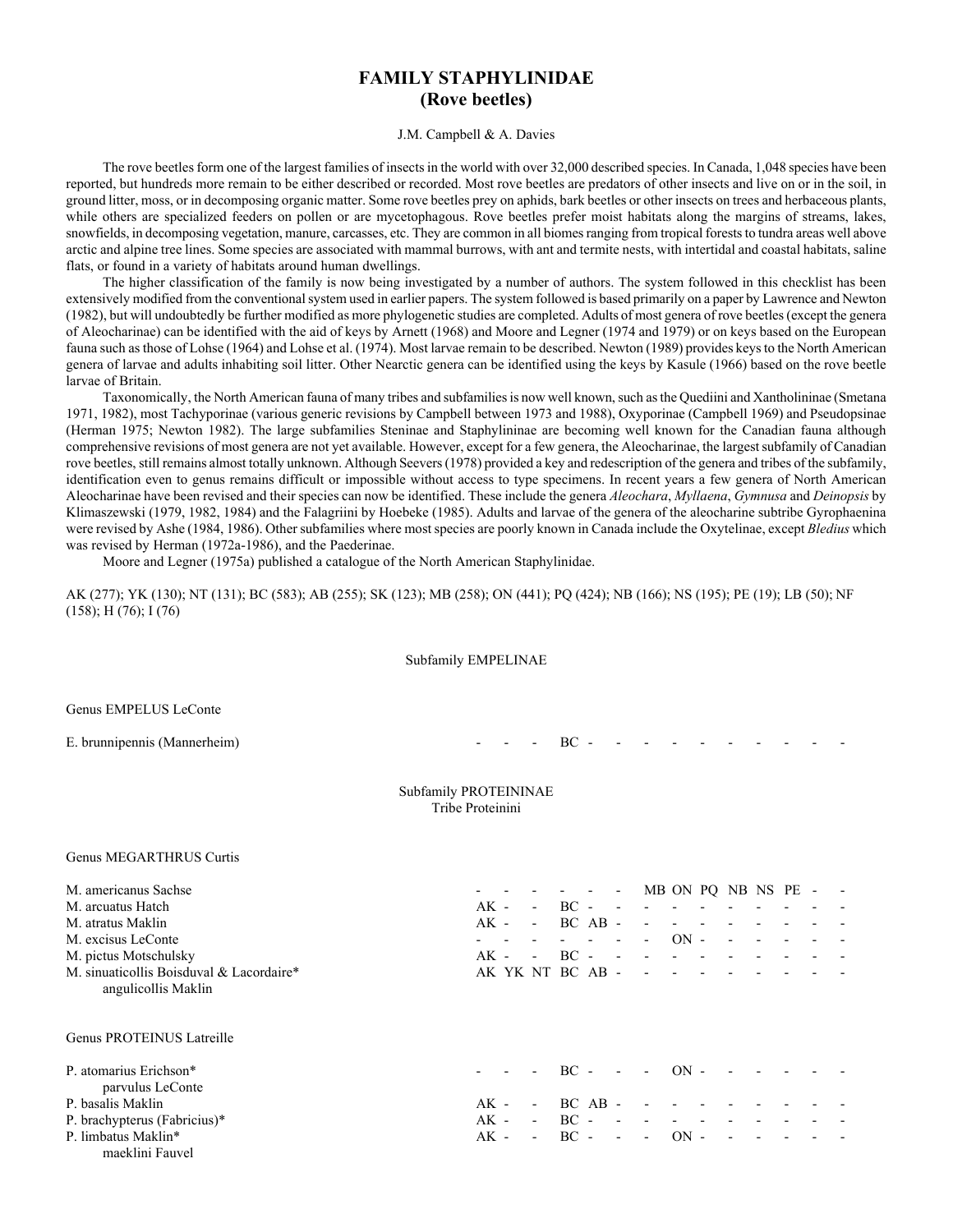# FAMILY STAPHYLINIDAE
## (Rove beetles)

J.M. Campbell & A. Davies

The rove beetles form one of the largest families of insects in the world with over 32,000 described species. In Canada, 1,048 species have been reported, but hundreds more remain to be either described or recorded. Most rove beetles are predators of other insects and live on or in the soil, in ground litter, moss, or in decomposing organic matter. Some rove beetles prey on aphids, bark beetles or other insects on trees and herbaceous plants, while others are specialized feeders on pollen or are mycetophagous. Rove beetles prefer moist habitats along the margins of streams, lakes, snowfields, in decomposing vegetation, manure, carcasses, etc. They are common in all biomes ranging from tropical forests to tundra areas well above arctic and alpine tree lines. Some species are associated with mammal burrows, with ant and termite nests, with intertidal and coastal habitats, saline flats, or found in a variety of habitats around human dwellings.

The higher classification of the family is now being investigated by a number of authors. The system followed in this checklist has been extensively modified from the conventional system used in earlier papers. The system followed is based primarily on a paper by Lawrence and Newton (1982), but will undoubtedly be further modified as more phylogenetic studies are completed. Adults of most genera of rove beetles (except the genera of Aleocharinae) can be identified with the aid of keys by Arnett (1968) and Moore and Legner (1974 and 1979) or on keys based on the European fauna such as those of Lohse (1964) and Lohse et al. (1974). Most larvae remain to be described. Newton (1989) provides keys to the North American genera of larvae and adults inhabiting soil litter. Other Nearctic genera can be identified using the keys by Kasule (1966) based on the rove beetle larvae of Britain.

Taxonomically, the North American fauna of many tribes and subfamilies is now well known, such as the Quediini and Xantholininae (Smetana 1971, 1982), most Tachyporinae (various generic revisions by Campbell between 1973 and 1988), Oxyporinae (Campbell 1969) and Pseudopsinae (Herman 1975; Newton 1982). The large subfamilies Steninae and Staphylininae are becoming well known for the Canadian fauna although comprehensive revisions of most genera are not yet available. However, except for a few genera, the Aleocharinae, the largest subfamily of Canadian rove beetles, still remains almost totally unknown. Although Seevers (1978) provided a key and redescription of the genera and tribes of the subfamily, identification even to genus remains difficult or impossible without access to type specimens. In recent years a few genera of North American Aleocharinae have been revised and their species can now be identified. These include the genera *Aleochara*, *Myllaena*, *Gymnusa* and *Deinopsis* by Klimaszewski (1979, 1982, 1984) and the Falagriini by Hoebeke (1985). Adults and larvae of the genera of the aleocharine subtribe Gyrophaenina were revised by Ashe (1984, 1986). Other subfamilies where most species are poorly known in Canada include the Oxytelinae, except *Bledius* which was revised by Herman (1972a-1986), and the Paederinae.

Moore and Legner (1975a) published a catalogue of the North American Staphylinidae.

AK (277); YK (130); NT (131); BC (583); AB (255); SK (123); MB (258); ON (441); PQ (424); NB (166); NS (195); PE (19); LB (50); NF (158); H (76); I (76)

### Subfamily EMPELINAE

Genus EMPELUS LeConte

| | | | | | | | | | | | | | | | |
|---|---|---|---|---|---|---|---|---|---|---|---|---|---|---|---|
| E. brunnipennis (Mannerheim) | - | - | - | BC | - | - | - | - | - | - | - | - | - | - | - |

### Subfamily PROTEININAE
Tribe Proteinini

Genus MEGARTHRUS Curtis

| | | | | | | | | | | | | | | | |
|---|---|---|---|---|---|---|---|---|---|---|---|---|---|---|---|
| M. americanus Sachse | - | - | - | - | - | - | MB | ON | PQ | NB | NS | PE | - | - | |
| M. arcuatus Hatch | AK | - | - | BC | - | - | - | - | - | - | - | - | - | - | |
| M. atratus Maklin | AK | - | - | BC | AB | - | - | - | - | - | - | - | - | - | |
| M. excisus LeConte | - | - | - | - | - | - | - | ON | - | - | - | - | - | - | |
| M. pictus Motschulsky | AK | - | - | BC | - | - | - | - | - | - | - | - | - | - | |
| M. sinuaticollis Boisduval & Lacordaire* | AK | YK | NT | BC | AB | - | - | - | - | - | - | - | - | - | |
| angulicollis Maklin | | | | | | | | | | | | | | | |

Genus PROTEINUS Latreille

| | | | | | | | | | | | | | | | |
|---|---|---|---|---|---|---|---|---|---|---|---|---|---|---|---|
| P. atomarius Erichson* | - | - | - | BC | - | - | - | ON | - | - | - | - | - | - | |
| parvulus LeConte | | | | | | | | | | | | | | | |
| P. basalis Maklin | AK | - | - | BC | AB | - | - | - | - | - | - | - | - | - | |
| P. brachypterus (Fabricius)* | AK | - | - | BC | - | - | - | - | - | - | - | - | - | - | |
| P. limbatus Maklin* | AK | - | - | BC | - | - | - | ON | - | - | - | - | - | - | |
| maeklini Fauvel | | | | | | | | | | | | | | | |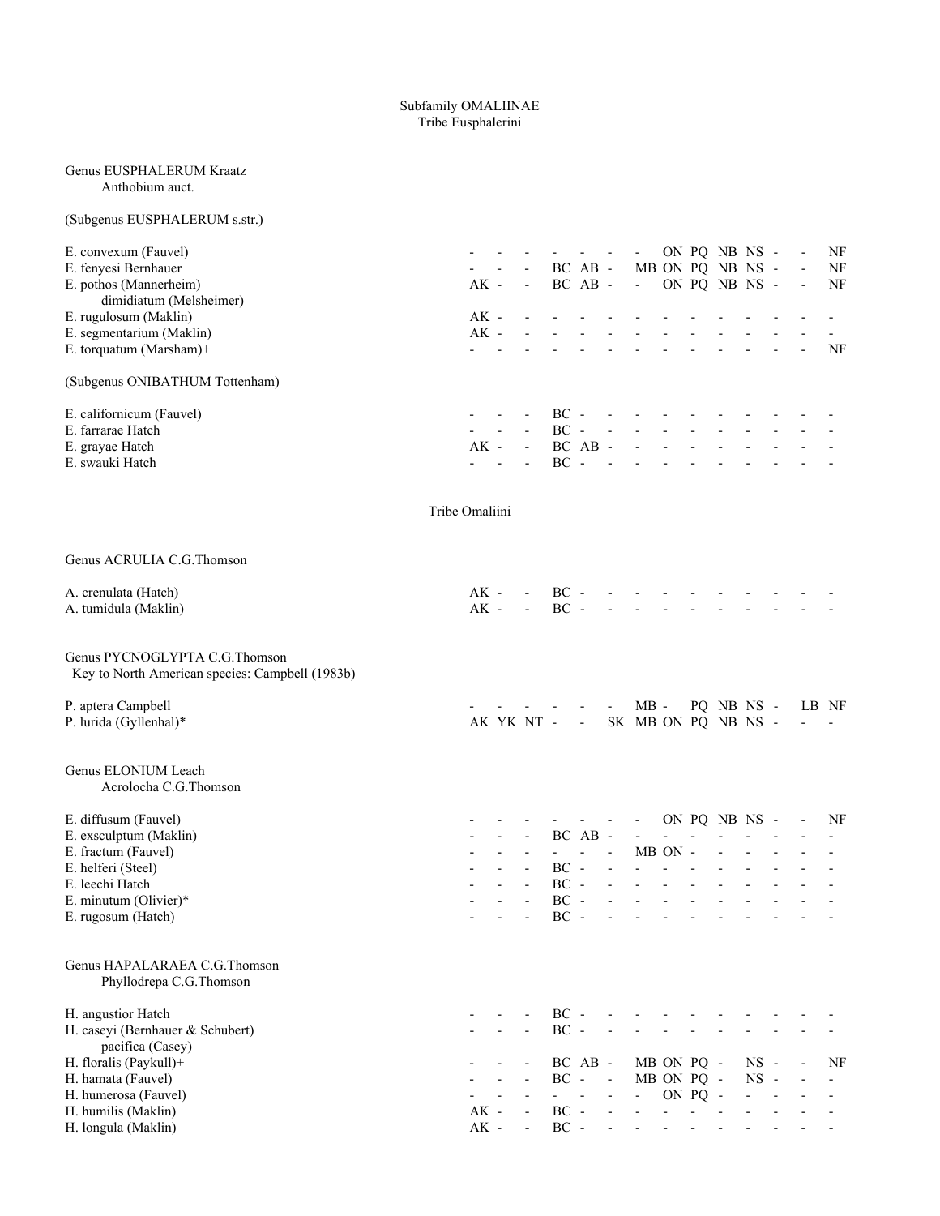Subfamily OMALIINAE
Tribe Eusphalerini

Genus EUSPHALERUM Kraatz
Anthobium auct.

(Subgenus EUSPHALERUM s.str.)

| E. convexum (Fauvel) | - | - | - | - | - | - | - | ON | PQ | NB | NS | - | - | NF |
|---|---|---|---|---|---|---|---|---|---|---|---|---|---|---|
| E. fenyesi Bernhauer | - | - | - | BC | AB | - | MB | ON | PQ | NB | NS | - | - | NF |
| E. pothos (Mannerheim) | AK | - | - | BC | AB | - | - | ON | PQ | NB | NS | - | - | NF |
| dimidiatum (Melsheimer) | | | | | | | | | | | | | | |
| E. rugulosum (Maklin) | AK | - | - | - | - | - | - | - | - | - | - | - | - | - |
| E. segmentarium (Maklin) | AK | - | - | - | - | - | - | - | - | - | - | - | - | - |
| E. torquatum (Marsham)+ | - | - | - | - | - | - | - | - | - | - | - | - | - | NF |

(Subgenus ONIBATHUM Tottenham)

| E. californicum (Fauvel) | - | - | - | BC | - | - | - | - | - | - | - | - | - | - |
|---|---|---|---|---|---|---|---|---|---|---|---|---|---|---|
| E. farrarae Hatch | - | - | - | BC | - | - | - | - | - | - | - | - | - | - |
| E. grayae Hatch | AK | - | - | BC | AB | - | - | - | - | - | - | - | - | - |
| E. swauki Hatch | - | - | - | BC | - | - | - | - | - | - | - | - | - | - |

Tribe Omaliini

Genus ACRULIA C.G.Thomson

| A. crenulata (Hatch) | AK | - | - | BC | - | - | - | - | - | - | - | - | - | - |
|---|---|---|---|---|---|---|---|---|---|---|---|---|---|---|
| A. tumidula (Maklin) | AK | - | - | BC | - | - | - | - | - | - | - | - | - | - |

Genus PYCNOGLYPTA C.G.Thomson
Key to North American species: Campbell (1983b)

| P. aptera Campbell | - | - | - | - | - | - | MB | - | PQ | NB | NS | - | LB | NF |
|---|---|---|---|---|---|---|---|---|---|---|---|---|---|---|
| P. lurida (Gyllenhal)* | AK | YK | NT | - | - | SK | MB | ON | PQ | NB | NS | - | - | - |

Genus ELONIUM Leach
Acrolocha C.G.Thomson

| E. diffusum (Fauvel) | - | - | - | - | - | - | - | ON | PQ | NB | NS | - | - | NF |
|---|---|---|---|---|---|---|---|---|---|---|---|---|---|---|
| E. exsculptum (Maklin) | - | - | - | BC | AB | - | - | - | - | - | - | - | - | - |
| E. fractum (Fauvel) | - | - | - | - | - | - | MB | ON | - | - | - | - | - | - |
| E. helferi (Steel) | - | - | - | BC | - | - | - | - | - | - | - | - | - | - |
| E. leechi Hatch | - | - | - | BC | - | - | - | - | - | - | - | - | - | - |
| E. minutum (Olivier)* | - | - | - | BC | - | - | - | - | - | - | - | - | - | - |
| E. rugosum (Hatch) | - | - | - | BC | - | - | - | - | - | - | - | - | - | - |

Genus HAPALARAEA C.G.Thomson
Phyllodrepa C.G.Thomson

| H. angustior Hatch | - | - | - | BC | - | - | - | - | - | - | - | - | - | - |
|---|---|---|---|---|---|---|---|---|---|---|---|---|---|---|
| H. caseyi (Bernhauer & Schubert) | - | - | - | BC | - | - | - | - | - | - | - | - | - | - |
| pacifica (Casey) | | | | | | | | | | | | | | |
| H. floralis (Paykull)+ | - | - | - | BC | AB | - | MB | ON | PQ | - | NS | - | - | NF |
| H. hamata (Fauvel) | - | - | - | BC | - | - | MB | ON | PQ | - | NS | - | - | - |
| H. humerosa (Fauvel) | - | - | - | - | - | - | - | ON | PQ | - | - | - | - | - |
| H. humilis (Maklin) | AK | - | - | BC | - | - | - | - | - | - | - | - | - | - |
| H. longula (Maklin) | AK | - | - | BC | - | - | - | - | - | - | - | - | - | - |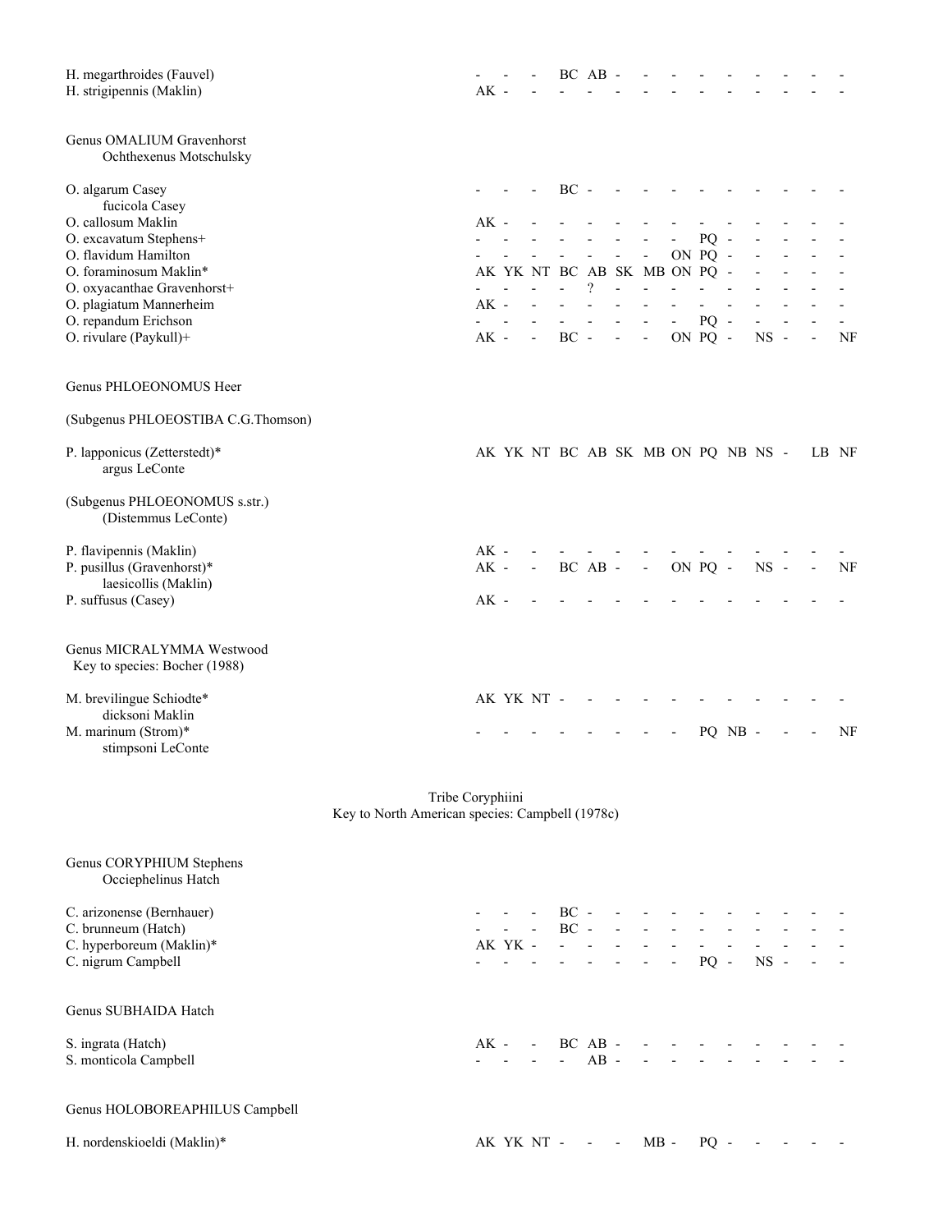H. megarthroides (Fauvel) - - - BC AB - - - - - - - - -

H. strigipennis (Maklin) AK - - - - - - - - - - - - -

Genus OMALIUM Gravenhorst
 Ochthexenus Motschulsky

O. algarum Casey - - - BC - - - - - - - - - -
 fucicola Casey

O. callosum Maklin AK - - - - - - - - - - - - -

O. excavatum Stephens+ - - - - - - - - PQ - - - - -

O. flavidum Hamilton - - - - - - - ON PQ - - - - -

O. foraminosum Maklin* AK YK NT BC AB SK MB ON PQ - - - - -

O. oxyacanthae Gravenhorst+ - - - - ? - - - - - - - - -

O. plagiatum Mannerheim AK - - - - - - - - - - - - -

O. repandum Erichson - - - - - - - - PQ - - - - -

O. rivulare (Paykull)+ AK - - BC - - - ON PQ - NS - - NF

Genus PHLOEONOMUS Heer

(Subgenus PHLOEOSTIBA C.G.Thomson)

P. lapponicus (Zetterstedt)* AK YK NT BC AB SK MB ON PQ NB NS - LB NF
 argus LeConte

(Subgenus PHLOEONOMUS s.str.)
 (Distemmus LeConte)

P. flavipennis (Maklin) AK - - - - - - - - - - - - -

P. pusillus (Gravenhorst)* AK - - BC AB - - ON PQ - NS - - NF
 laesicollis (Maklin)

P. suffusus (Casey) AK - - - - - - - - - - - - -

Genus MICRALYMMA Westwood
 Key to species: Bocher (1988)

M. brevilingue Schiodte* AK YK NT - - - - - - - - - - -
 dicksoni Maklin

M. marinum (Strom)* - - - - - - - - PQ NB - - - NF
 stimpsoni LeConte

Tribe Coryphiini
Key to North American species: Campbell (1978c)

Genus CORYPHIUM Stephens
 Occiephelinus Hatch

C. arizonense (Bernhauer) - - - BC - - - - - - - - - -

C. brunneum (Hatch) - - - BC - - - - - - - - - -

C. hyperboreum (Maklin)* AK YK - - - - - - - - - - - -

C. nigrum Campbell - - - - - - - - PQ - NS - - -

Genus SUBHAIDA Hatch

S. ingrata (Hatch) AK - - BC AB - - - - - - - - -

S. monticola Campbell - - - - AB - - - - - - - - -

Genus HOLOBOREAPHILUS Campbell

H. nordenskioeldi (Maklin)* AK YK NT - - - MB - PQ - - - - -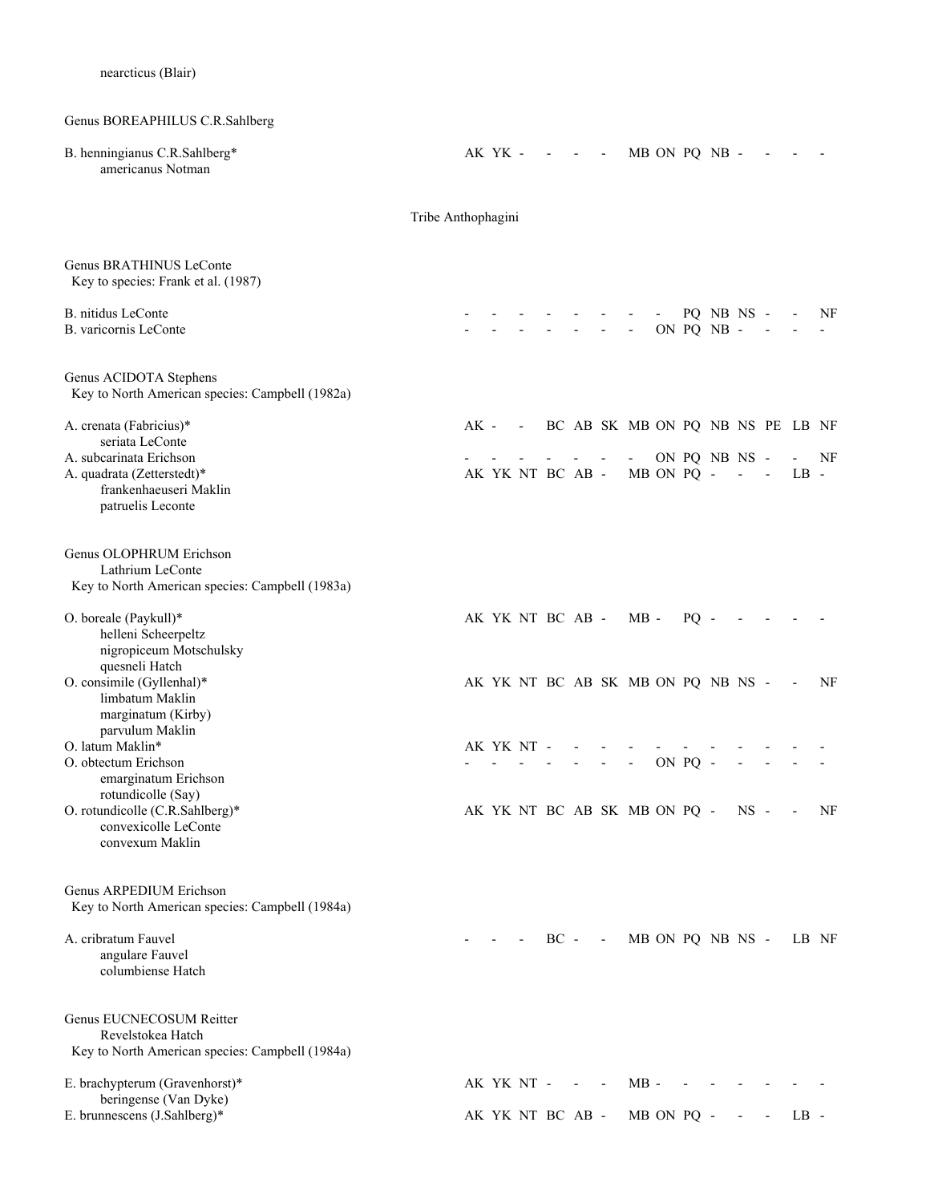nearcticus (Blair)

Genus BOREAPHILUS C.R.Sahlberg

| Taxon | AK | YK | NT | BC | AB | SK | MB | ON | PQ | NB | NS | PE | LB | NF |
|---|---|---|---|---|---|---|---|---|---|---|---|---|---|---|
| B. henningianus C.R.Sahlberg* | AK | YK | - | - | - | - | MB | ON | PQ | NB | - | - | - | - |
| americanus Notman | | | | | | | | | | | | | | |

Tribe Anthophagini

Genus BRATHINUS LeConte
Key to species: Frank et al. (1987)

| Taxon | AK | YK | NT | BC | AB | SK | MB | ON | PQ | NB | NS | PE | LB | NF |
|---|---|---|---|---|---|---|---|---|---|---|---|---|---|---|
| B. nitidus LeConte | - | - | - | - | - | - | - | - | PQ | NB | NS | - | - | NF |
| B. varicornis LeConte | - | - | - | - | - | - | - | ON | PQ | NB | - | - | - | - |

Genus ACIDOTA Stephens
Key to North American species: Campbell (1982a)

| Taxon | AK | YK | NT | BC | AB | SK | MB | ON | PQ | NB | NS | PE | LB | NF |
|---|---|---|---|---|---|---|---|---|---|---|---|---|---|---|
| A. crenata (Fabricius)* | AK | - | - | BC | AB | SK | MB | ON | PQ | NB | NS | PE | LB | NF |
| seriata LeConte | | | | | | | | | | | | | | |
| A. subcarinata Erichson | - | - | - | - | - | - | - | ON | PQ | NB | NS | - | - | NF |
| A. quadrata (Zetterstedt)* | AK | YK | NT | BC | AB | - | MB | ON | PQ | - | - | - | LB | - |
| frankenhaeuseri Maklin | | | | | | | | | | | | | | |
| patruelis Leconte | | | | | | | | | | | | | | |

Genus OLOPHRUM Erichson
Lathrium LeConte
Key to North American species: Campbell (1983a)

| Taxon | AK | YK | NT | BC | AB | SK | MB | ON | PQ | NB | NS | PE | LB | NF |
|---|---|---|---|---|---|---|---|---|---|---|---|---|---|---|
| O. boreale (Paykull)* | AK | YK | NT | BC | AB | - | MB | - | PQ | - | - | - | - | - |
| helleni Scheerpeltz | | | | | | | | | | | | | | |
| nigropiceum Motschulsky | | | | | | | | | | | | | | |
| quesneli Hatch | | | | | | | | | | | | | | |
| O. consimile (Gyllenhal)* | AK | YK | NT | BC | AB | SK | MB | ON | PQ | NB | NS | - | - | NF |
| limbatum Maklin | | | | | | | | | | | | | | |
| marginatum (Kirby) | | | | | | | | | | | | | | |
| parvulum Maklin | | | | | | | | | | | | | | |
| O. latum Maklin* | AK | YK | NT | - | - | - | - | - | - | - | - | - | - | - |
| O. obtectum Erichson | - | - | - | - | - | - | - | ON | PQ | - | - | - | - | - |
| emarginatum Erichson | | | | | | | | | | | | | | |
| rotundicolle (Say) | | | | | | | | | | | | | | |
| O. rotundicolle (C.R.Sahlberg)* | AK | YK | NT | BC | AB | SK | MB | ON | PQ | - | NS | - | - | NF |
| convexicolle LeConte | | | | | | | | | | | | | | |
| convexum Maklin | | | | | | | | | | | | | | |

Genus ARPEDIUM Erichson
Key to North American species: Campbell (1984a)

| Taxon | AK | YK | NT | BC | AB | SK | MB | ON | PQ | NB | NS | PE | LB | NF |
|---|---|---|---|---|---|---|---|---|---|---|---|---|---|---|
| A. cribratum Fauvel | - | - | - | BC | - | - | MB | ON | PQ | NB | NS | - | LB | NF |
| angulare Fauvel | | | | | | | | | | | | | | |
| columbiense Hatch | | | | | | | | | | | | | | |

Genus EUCNECOSUM Reitter
Revelstokea Hatch
Key to North American species: Campbell (1984a)

| Taxon | AK | YK | NT | BC | AB | SK | MB | ON | PQ | NB | NS | PE | LB | NF |
|---|---|---|---|---|---|---|---|---|---|---|---|---|---|---|
| E. brachypterum (Gravenhorst)* | AK | YK | NT | - | - | - | MB | - | - | - | - | - | - | - |
| beringense (Van Dyke) | | | | | | | | | | | | | | |
| E. brunnescens (J.Sahlberg)* | AK | YK | NT | BC | AB | - | MB | ON | PQ | - | - | - | LB | - |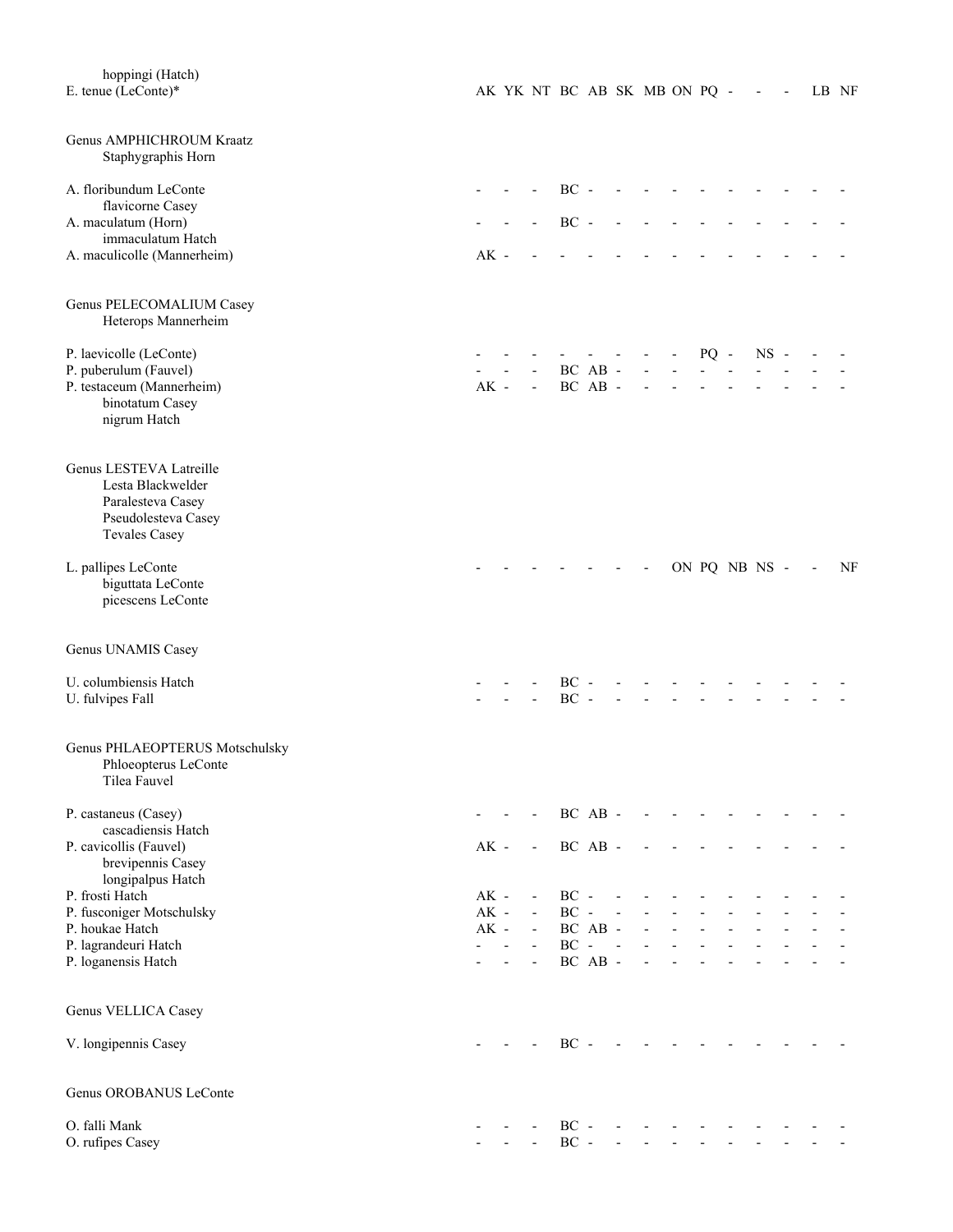| Taxon | | | | | | | | | | | | | | |
|---|---|---|---|---|---|---|---|---|---|---|---|---|---|---|
| hoppingi (Hatch) | | | | | | | | | | | | | | |
| E. tenue (LeConte)* | AK | YK | NT | BC | AB | SK | MB | ON | PQ | - | - | - | LB | NF |
| | | | | | | | | | | | | | | |
| **Genus AMPHICHROUM Kraatz** | | | | | | | | | | | | | | |
| Staphygraphis Horn | | | | | | | | | | | | | | |
| A. floribundum LeConte | - | - | - | BC | - | - | - | - | - | - | - | - | - | - |
| flavicorne Casey | | | | | | | | | | | | | | |
| A. maculatum (Horn) | - | - | - | BC | - | - | - | - | - | - | - | - | - | - |
| immaculatum Hatch | | | | | | | | | | | | | | |
| A. maculicolle (Mannerheim) | AK | - | - | - | - | - | - | - | - | - | - | - | - | - |
| | | | | | | | | | | | | | | |
| **Genus PELECOMALIUM Casey** | | | | | | | | | | | | | | |
| Heterops Mannerheim | | | | | | | | | | | | | | |
| P. laevicolle (LeConte) | - | - | - | - | - | - | - | - | PQ | - | NS | - | - | - |
| P. puberulum (Fauvel) | - | - | - | BC | AB | - | - | - | - | - | - | - | - | - |
| P. testaceum (Mannerheim) | AK | - | - | BC | AB | - | - | - | - | - | - | - | - | - |
| binotatum Casey | | | | | | | | | | | | | | |
| nigrum Hatch | | | | | | | | | | | | | | |
| | | | | | | | | | | | | | | |
| **Genus LESTEVA Latreille** | | | | | | | | | | | | | | |
| Lesta Blackwelder | | | | | | | | | | | | | | |
| Paralesteva Casey | | | | | | | | | | | | | | |
| Pseudolesteva Casey | | | | | | | | | | | | | | |
| Tevales Casey | | | | | | | | | | | | | | |
| L. pallipes LeConte | - | - | - | - | - | - | - | ON | PQ | NB | NS | - | - | NF |
| biguttata LeConte | | | | | | | | | | | | | | |
| picescens LeConte | | | | | | | | | | | | | | |
| | | | | | | | | | | | | | | |
| **Genus UNAMIS Casey** | | | | | | | | | | | | | | |
| U. columbiensis Hatch | - | - | - | BC | - | - | - | - | - | - | - | - | - | - |
| U. fulvipes Fall | - | - | - | BC | - | - | - | - | - | - | - | - | - | - |
| | | | | | | | | | | | | | | |
| **Genus PHLAEOPTERUS Motschulsky** | | | | | | | | | | | | | | |
| Phloeopterus LeConte | | | | | | | | | | | | | | |
| Tilea Fauvel | | | | | | | | | | | | | | |
| P. castaneus (Casey) | - | - | - | BC | AB | - | - | - | - | - | - | - | - | - |
| cascadiensis Hatch | | | | | | | | | | | | | | |
| P. cavicollis (Fauvel) | AK | - | - | BC | AB | - | - | - | - | - | - | - | - | - |
| brevipennis Casey | | | | | | | | | | | | | | |
| longipalpus Hatch | | | | | | | | | | | | | | |
| P. frosti Hatch | AK | - | - | BC | - | - | - | - | - | - | - | - | - | - |
| P. fusconiger Motschulsky | AK | - | - | BC | - | - | - | - | - | - | - | - | - | - |
| P. houkae Hatch | AK | - | - | BC | AB | - | - | - | - | - | - | - | - | - |
| P. lagrandeuri Hatch | - | - | - | BC | - | - | - | - | - | - | - | - | - | - |
| P. loganensis Hatch | - | - | - | BC | AB | - | - | - | - | - | - | - | - | - |
| | | | | | | | | | | | | | | |
| **Genus VELLICA Casey** | | | | | | | | | | | | | | |
| V. longipennis Casey | - | - | - | BC | - | - | - | - | - | - | - | - | - | - |
| | | | | | | | | | | | | | | |
| **Genus OROBANUS LeConte** | | | | | | | | | | | | | | |
| O. falli Mank | - | - | - | BC | - | - | - | - | - | - | - | - | - | - |
| O. rufipes Casey | - | - | - | BC | - | - | - | - | - | - | - | - | - | - |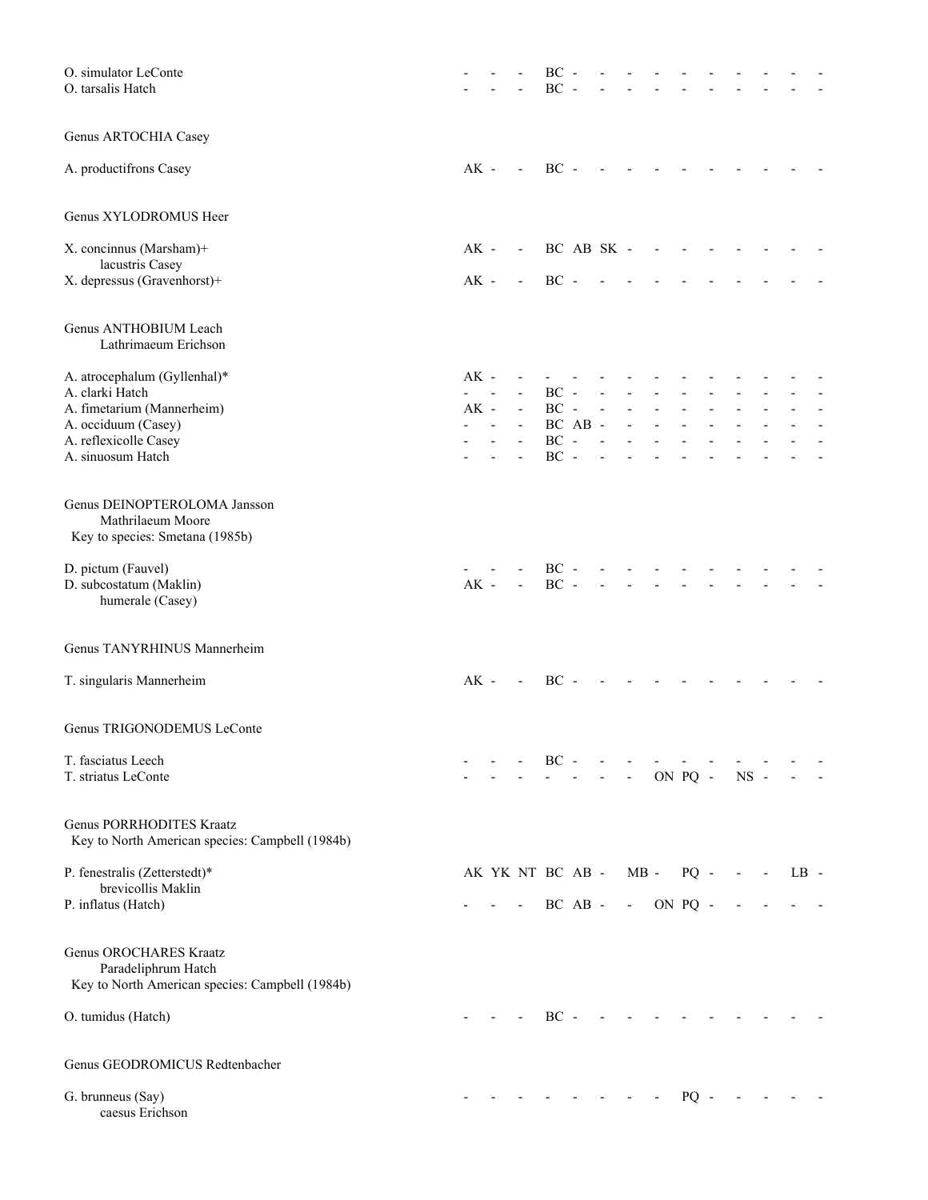O. simulator LeConte - - - BC - - - - - - - - - -
O. tarsalis Hatch - - - BC - - - - - - - - - -

Genus ARTOCHIA Casey

A. productifrons Casey AK - - BC - - - - - - - - - -

Genus XYLODROMUS Heer

X. concinnus (Marsham)+ AK - - BC AB SK - - - - - - - -
lacustris Casey
X. depressus (Gravenhorst)+ AK - - BC - - - - - - - - - -

Genus ANTHOBIUM Leach
Lathrimaeum Erichson

A. atrocephalum (Gyllenhal)* AK - - - - - - - - - - - - -
A. clarki Hatch - - - BC - - - - - - - - - -
A. fimetarium (Mannerheim) AK - - BC - - - - - - - - - -
A. occiduum (Casey) - - - BC AB - - - - - - - - -
A. reflexicolle Casey - - - BC - - - - - - - - - -
A. sinuosum Hatch - - - BC - - - - - - - - - -

Genus DEINOPTEROLOMA Jansson
Mathrilaeum Moore
Key to species: Smetana (1985b)

D. pictum (Fauvel) - - - BC - - - - - - - - - -
D. subcostatum (Maklin) AK - - BC - - - - - - - - - -
humerale (Casey)

Genus TANYRHINUS Mannerheim

T. singularis Mannerheim AK - - BC - - - - - - - - - -

Genus TRIGONODEMUS LeConte

T. fasciatus Leech - - - BC - - - - - - - - - -
T. striatus LeConte - - - - - - - ON PQ - NS - - -

Genus PORRHODITES Kraatz
Key to North American species: Campbell (1984b)

P. fenestralis (Zetterstedt)* AK YK NT BC AB - MB - PQ - - - LB -
brevicollis Maklin
P. inflatus (Hatch) - - - BC AB - - ON PQ - - - - -

Genus OROCHARES Kraatz
Paradeliphrum Hatch
Key to North American species: Campbell (1984b)

O. tumidus (Hatch) - - - BC - - - - - - - - - -

Genus GEODROMICUS Redtenbacher

G. brunneus (Say) - - - - - - - - PQ - - - - -
caesus Erichson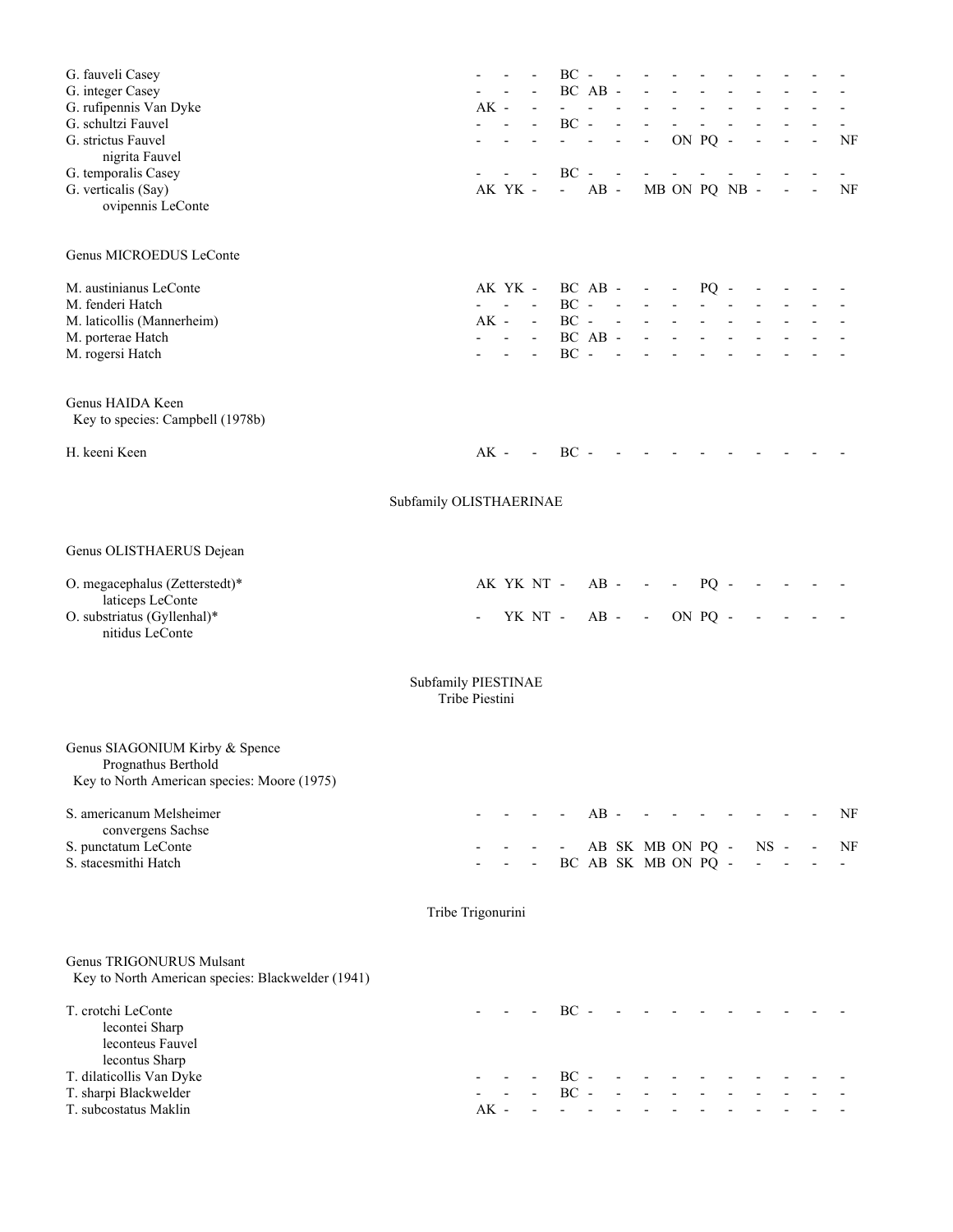G. fauveli Casey - - - BC - - - - - - - - - -
G. integer Casey - - - BC AB - - - - - - - - -
G. rufipennis Van Dyke AK - - - - - - - - - - - - -
G. schultzi Fauvel - - - BC - - - - - - - - - -
G. strictus Fauvel - - - - - - - ON PQ - - - - NF
    nigrita Fauvel
G. temporalis Casey - - - BC - - - - - - - - - -
G. verticalis (Say) AK YK - - AB - MB ON PQ NB - - - NF
    ovipennis LeConte

Genus MICROEDUS LeConte

M. austinianus LeConte AK YK - BC AB - - - PQ - - - - -
M. fenderi Hatch - - - BC - - - - - - - - - -
M. laticollis (Mannerheim) AK - - BC - - - - - - - - - -
M. porterae Hatch - - - BC AB - - - - - - - - -
M. rogersi Hatch - - - BC - - - - - - - - - -

Genus HAIDA Keen
Key to species: Campbell (1978b)

H. keeni Keen AK - - BC - - - - - - - - - -

## Subfamily OLISTHAERINAE

Genus OLISTHAERUS Dejean

O. megacephalus (Zetterstedt)* AK YK NT - AB - - - PQ - - - - -
    laticeps LeConte
O. substriatus (Gyllenhal)* - YK NT - AB - - ON PQ - - - - -
    nitidus LeConte

## Subfamily PIESTINAE
### Tribe Piestini

Genus SIAGONIUM Kirby & Spence
    Prognathus Berthold
Key to North American species: Moore (1975)

S. americanum Melsheimer - - - - AB - - - - - - - - NF
    convergens Sachse
S. punctatum LeConte - - - - AB SK MB ON PQ - NS - - NF
S. stacesmithi Hatch - - - BC AB SK MB ON PQ - - - - -

### Tribe Trigonurini

Genus TRIGONURUS Mulsant
Key to North American species: Blackwelder (1941)

T. crotchi LeConte - - - BC - - - - - - - - - -
    lecontei Sharp
    leconteus Fauvel
    lecontus Sharp
T. dilaticollis Van Dyke - - - BC - - - - - - - - - -
T. sharpi Blackwelder - - - BC - - - - - - - - - -
T. subcostatus Maklin AK - - - - - - - - - - - - -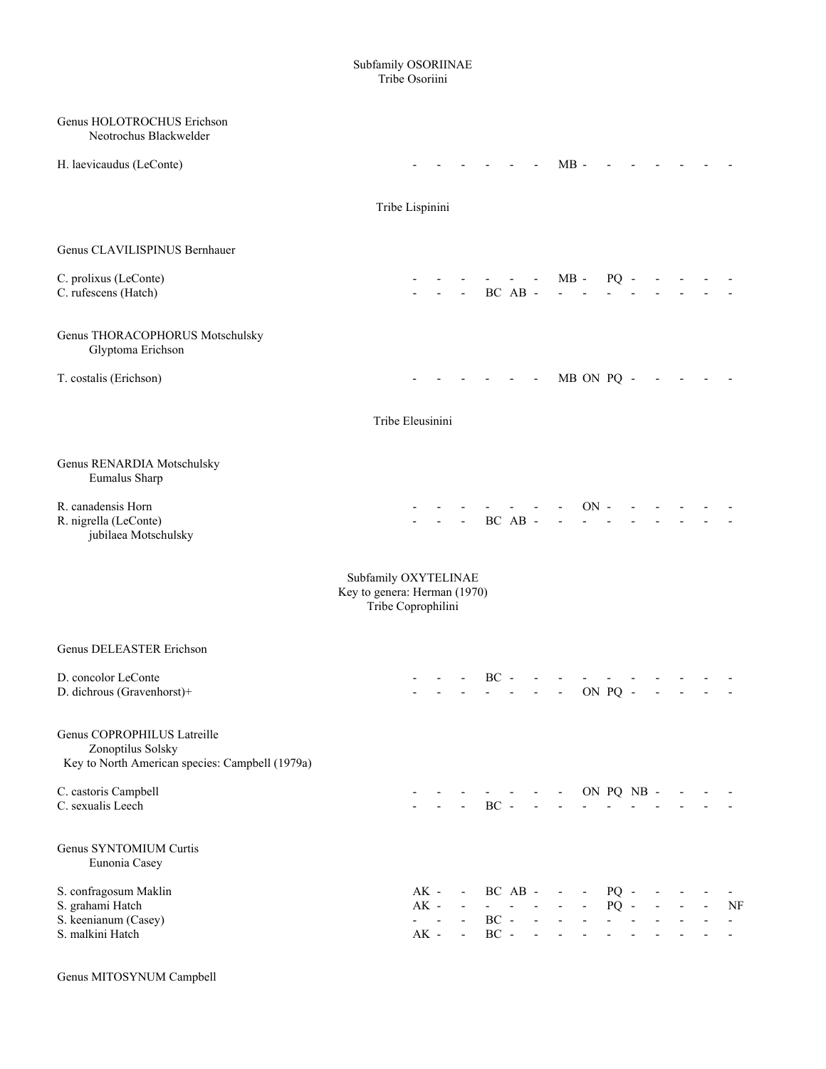## Subfamily OSORIINAE

### Tribe Osoriini

**Genus HOLOTROCHUS Erichson**
  Neotrochus Blackwelder

H. laevicaudus (LeConte) - - - - - - MB - - - - - - -

### Tribe Lispinini

**Genus CLAVILISPINUS Bernhauer**

C. prolixus (LeConte) - - - - - - MB - PQ - - - - -
C. rufescens (Hatch) - - - BC AB - - - - - - - - -

**Genus THORACOPHORUS Motschulsky**
  Glyptoma Erichson

T. costalis (Erichson) - - - - - - MB ON PQ - - - - -

### Tribe Eleusinini

**Genus RENARDIA Motschulsky**
  Eumalus Sharp

R. canadensis Horn - - - - - - - ON - - - - - -
R. nigrella (LeConte) - - - BC AB - - - - - - - - -
  jubilaea Motschulsky

## Subfamily OXYTELINAE

Key to genera: Herman (1970)

### Tribe Coprophilini

**Genus DELEASTER Erichson**

D. concolor LeConte - - - BC - - - - - - - - - -
D. dichrous (Gravenhorst)+ - - - - - - - ON PQ - - - - -

**Genus COPROPHILUS Latreille**
  Zonoptilus Solsky
 Key to North American species: Campbell (1979a)

C. castoris Campbell - - - - - - - ON PQ NB - - - -
C. sexualis Leech - - - BC - - - - - - - - - -

**Genus SYNTOMIUM Curtis**
  Eunonia Casey

S. confragosum Maklin AK - - BC AB - - - PQ - - - - -
S. grahami Hatch AK - - - - - - - PQ - - - - NF
S. keenianum (Casey) - - - BC - - - - - - - - - -
S. malkini Hatch AK - - BC - - - - - - - - - -

**Genus MITOSYNUM Campbell**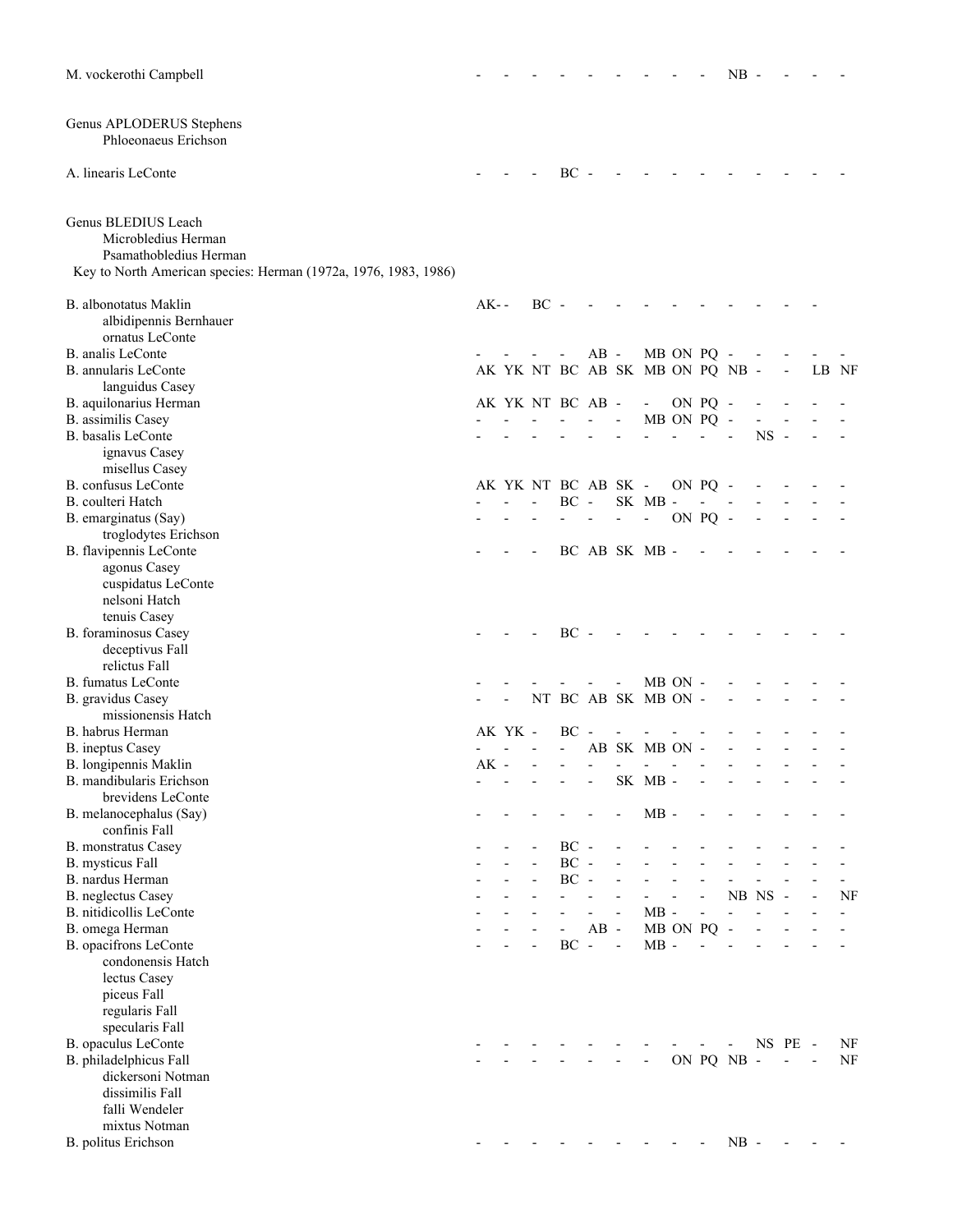| | | | | | | | | | | | | | | |
|---|---|---|---|---|---|---|---|---|---|---|---|---|---|---|
| M. vockerothi Campbell | - | - | - | - | - | - | - | - | - | NB | - | - | - | - |
| | | | | | | | | | | | | | | |
| Genus APLODERUS Stephens | | | | | | | | | | | | | | |
| Phloeonaeus Erichson | | | | | | | | | | | | | | |
| A. linearis LeConte | - | - | - | BC | - | - | - | - | - | - | - | - | - | - |
| | | | | | | | | | | | | | | |
| Genus BLEDIUS Leach | | | | | | | | | | | | | | |
| Microbledius Herman | | | | | | | | | | | | | | |
| Psamathobledius Herman | | | | | | | | | | | | | | |
| Key to North American species: Herman (1972a, 1976, 1983, 1986) | | | | | | | | | | | | | | |
| B. albonotatus Maklin | AK | - | - | BC | - | - | - | - | - | - | - | - | - | - |
| albidipennis Bernhauer | | | | | | | | | | | | | | |
| ornatus LeConte | | | | | | | | | | | | | | |
| B. analis LeConte | - | - | - | - | AB | - | MB | ON | PQ | - | - | - | - | - |
| B. annularis LeConte | AK | YK | NT | BC | AB | SK | MB | ON | PQ | NB | - | - | LB | NF |
| languidus Casey | | | | | | | | | | | | | | |
| B. aquilonarius Herman | AK | YK | NT | BC | AB | - | - | ON | PQ | - | - | - | - | - |
| B. assimilis Casey | - | - | - | - | - | - | MB | ON | PQ | - | - | - | - | - |
| B. basalis LeConte | - | - | - | - | - | - | - | - | - | - | NS | - | - | - |
| ignavus Casey | | | | | | | | | | | | | | |
| misellus Casey | | | | | | | | | | | | | | |
| B. confusus LeConte | AK | YK | NT | BC | AB | SK | - | ON | PQ | - | - | - | - | - |
| B. coulteri Hatch | - | - | - | BC | - | SK | MB | - | - | - | - | - | - | - |
| B. emarginatus (Say) | - | - | - | - | - | - | - | ON | PQ | - | - | - | - | - |
| troglodytes Erichson | | | | | | | | | | | | | | |
| B. flavipennis LeConte | - | - | - | BC | AB | SK | MB | - | - | - | - | - | - | - |
| agonus Casey | | | | | | | | | | | | | | |
| cuspidatus LeConte | | | | | | | | | | | | | | |
| nelsoni Hatch | | | | | | | | | | | | | | |
| tenuis Casey | | | | | | | | | | | | | | |
| B. foraminosus Casey | - | - | - | BC | - | - | - | - | - | - | - | - | - | - |
| deceptivus Fall | | | | | | | | | | | | | | |
| relictus Fall | | | | | | | | | | | | | | |
| B. fumatus LeConte | - | - | - | - | - | - | MB | ON | - | - | - | - | - | - |
| B. gravidus Casey | - | - | NT | BC | AB | SK | MB | ON | - | - | - | - | - | - |
| missionensis Hatch | | | | | | | | | | | | | | |
| B. habrus Herman | AK | YK | - | BC | - | - | - | - | - | - | - | - | - | - |
| B. ineptus Casey | - | - | - | - | AB | SK | MB | ON | - | - | - | - | - | - |
| B. longipennis Maklin | AK | - | - | - | - | - | - | - | - | - | - | - | - | - |
| B. mandibularis Erichson | - | - | - | - | - | SK | MB | - | - | - | - | - | - | - |
| brevidens LeConte | | | | | | | | | | | | | | |
| B. melanocephalus (Say) | - | - | - | - | - | - | MB | - | - | - | - | - | - | - |
| confinis Fall | | | | | | | | | | | | | | |
| B. monstratus Casey | - | - | - | BC | - | - | - | - | - | - | - | - | - | - |
| B. mysticus Fall | - | - | - | BC | - | - | - | - | - | - | - | - | - | - |
| B. nardus Herman | - | - | - | BC | - | - | - | - | - | - | - | - | - | - |
| B. neglectus Casey | - | - | - | - | - | - | - | - | - | NB | NS | - | - | NF |
| B. nitidicollis LeConte | - | - | - | - | - | - | MB | - | - | - | - | - | - | - |
| B. omega Herman | - | - | - | - | AB | - | MB | ON | PQ | - | - | - | - | - |
| B. opacifrons LeConte | - | - | - | BC | - | - | MB | - | - | - | - | - | - | - |
| condonensis Hatch | | | | | | | | | | | | | | |
| lectus Casey | | | | | | | | | | | | | | |
| piceus Fall | | | | | | | | | | | | | | |
| regularis Fall | | | | | | | | | | | | | | |
| specularis Fall | | | | | | | | | | | | | | |
| B. opaculus LeConte | - | - | - | - | - | - | - | - | - | - | NS | PE | - | NF |
| B. philadelphicus Fall | - | - | - | - | - | - | - | ON | PQ | NB | - | - | - | NF |
| dickersoni Notman | | | | | | | | | | | | | | |
| dissimilis Fall | | | | | | | | | | | | | | |
| falli Wendeler | | | | | | | | | | | | | | |
| mixtus Notman | | | | | | | | | | | | | | |
| B. politus Erichson | - | - | - | - | - | - | - | - | - | NB | - | - | - | - |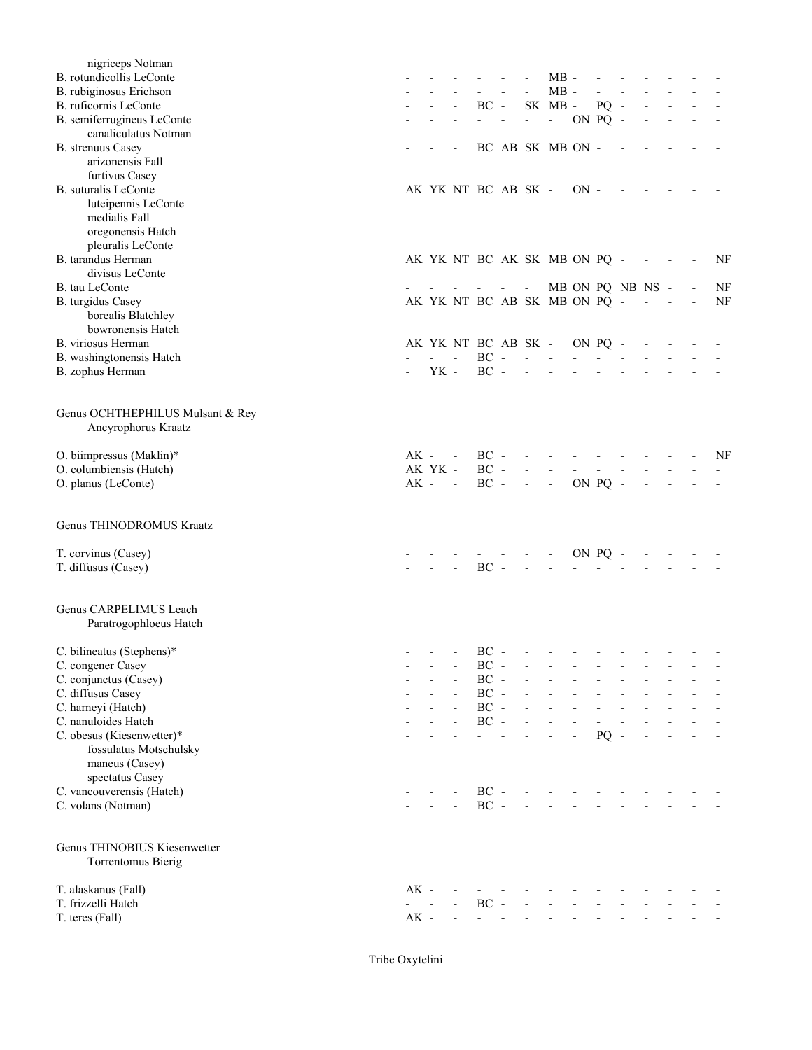| Taxon | | | | | | | | | | | | | | | |
|---|---|---|---|---|---|---|---|---|---|---|---|---|---|---|---|
| nigriceps Notman | | | | | | | | | | | | | | | |
| B. rotundicollis LeConte | - | - | - | - | - | - | MB | - | - | - | - | - | - | - | - |
| B. rubiginosus Erichson | - | - | - | - | - | - | MB | - | - | - | - | - | - | - | - |
| B. ruficornis LeConte | - | - | - | BC | - | SK | MB | - | PQ | - | - | - | - | - | - |
| B. semiferrugineus LeConte | - | - | - | - | - | - | - | ON | PQ | - | - | - | - | - | - |
| canaliculatus Notman | | | | | | | | | | | | | | | |
| B. strenuus Casey | - | - | - | BC | AB | SK | MB | ON | - | - | - | - | - | - | - |
| arizonensis Fall | | | | | | | | | | | | | | | |
| furtivus Casey | | | | | | | | | | | | | | | |
| B. suturalis LeConte | AK | YK | NT | BC | AB | SK | - | ON | - | - | - | - | - | - | - |
| luteipennis LeConte | | | | | | | | | | | | | | | |
| medialis Fall | | | | | | | | | | | | | | | |
| oregonensis Hatch | | | | | | | | | | | | | | | |
| pleuralis LeConte | | | | | | | | | | | | | | | |
| B. tarandus Herman | AK | YK | NT | BC | AK | SK | MB | ON | PQ | - | - | - | - | - | NF |
| divisus LeConte | | | | | | | | | | | | | | | |
| B. tau LeConte | - | - | - | - | - | - | MB | ON | PQ | NB | NS | - | - | - | NF |
| B. turgidus Casey | AK | YK | NT | BC | AB | SK | MB | ON | PQ | - | - | - | - | - | NF |
| borealis Blatchley | | | | | | | | | | | | | | | |
| bowronensis Hatch | | | | | | | | | | | | | | | |
| B. viriosus Herman | AK | YK | NT | BC | AB | SK | - | ON | PQ | - | - | - | - | - | - |
| B. washingtonensis Hatch | - | - | - | BC | - | - | - | - | - | - | - | - | - | - | - |
| B. zophus Herman | - | YK | - | BC | - | - | - | - | - | - | - | - | - | - | - |

Genus OCHTHEPHILUS Mulsant & Rey
Ancyrophorus Kraatz

| Taxon | | | | | | | | | | | | | | | |
|---|---|---|---|---|---|---|---|---|---|---|---|---|---|---|---|
| O. biimpressus (Maklin)* | AK | - | - | BC | - | - | - | - | - | - | - | - | - | - | NF |
| O. columbiensis (Hatch) | AK | YK | - | BC | - | - | - | - | - | - | - | - | - | - | - |
| O. planus (LeConte) | AK | - | - | BC | - | - | - | ON | PQ | - | - | - | - | - | - |

Genus THINODROMUS Kraatz

| Taxon | | | | | | | | | | | | | | | |
|---|---|---|---|---|---|---|---|---|---|---|---|---|---|---|---|
| T. corvinus (Casey) | - | - | - | - | - | - | - | ON | PQ | - | - | - | - | - | - |
| T. diffusus (Casey) | - | - | - | BC | - | - | - | - | - | - | - | - | - | - | - |

Genus CARPELIMUS Leach
Paratrogophloeus Hatch

| Taxon | | | | | | | | | | | | | | | |
|---|---|---|---|---|---|---|---|---|---|---|---|---|---|---|---|
| C. bilineatus (Stephens)* | - | - | - | BC | - | - | - | - | - | - | - | - | - | - | - |
| C. congener Casey | - | - | - | BC | - | - | - | - | - | - | - | - | - | - | - |
| C. conjunctus (Casey) | - | - | - | BC | - | - | - | - | - | - | - | - | - | - | - |
| C. diffusus Casey | - | - | - | BC | - | - | - | - | - | - | - | - | - | - | - |
| C. harneyi (Hatch) | - | - | - | BC | - | - | - | - | - | - | - | - | - | - | - |
| C. nanuloides Hatch | - | - | - | BC | - | - | - | - | - | - | - | - | - | - | - |
| C. obesus (Kiesenwetter)* | - | - | - | - | - | - | - | - | PQ | - | - | - | - | - | - |
| fossulatus Motschulsky | | | | | | | | | | | | | | | |
| maneus (Casey) | | | | | | | | | | | | | | | |
| spectatus Casey | | | | | | | | | | | | | | | |
| C. vancouverensis (Hatch) | - | - | - | BC | - | - | - | - | - | - | - | - | - | - | - |
| C. volans (Notman) | - | - | - | BC | - | - | - | - | - | - | - | - | - | - | - |

Genus THINOBIUS Kiesenwetter
Torrentomus Bierig

| Taxon | | | | | | | | | | | | | | | |
|---|---|---|---|---|---|---|---|---|---|---|---|---|---|---|---|
| T. alaskanus (Fall) | AK | - | - | - | - | - | - | - | - | - | - | - | - | - | - |
| T. frizzelli Hatch | - | - | - | BC | - | - | - | - | - | - | - | - | - | - | - |
| T. teres (Fall) | AK | - | - | - | - | - | - | - | - | - | - | - | - | - | - |

Tribe Oxytelini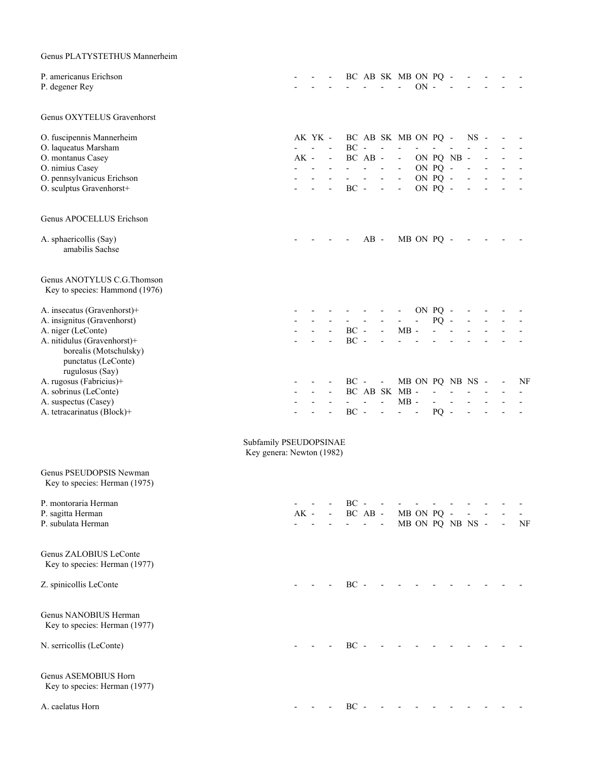Genus PLATYSTETHUS Mannerheim

P. americanus Erichson - - - BC AB SK MB ON PQ - - - - -
P. degener Rey - - - - - - - ON - - - - - -

Genus OXYTELUS Gravenhorst

O. fuscipennis Mannerheim AK YK - BC AB SK MB ON PQ - NS - - -
O. laqueatus Marsham - - - BC - - - - - - - - - -
O. montanus Casey AK - - BC AB - - ON PQ NB - - - -
O. nimius Casey - - - - - - - ON PQ - - - - -
O. pennsylvanicus Erichson - - - - - - - ON PQ - - - - -
O. sculptus Gravenhorst+ - - - BC - - - ON PQ - - - - -

Genus APOCELLUS Erichson

A. sphaericollis (Say) - - - - AB - MB ON PQ - - - - -
    amabilis Sachse

Genus ANOTYLUS C.G.Thomson
Key to species: Hammond (1976)

A. insecatus (Gravenhorst)+ - - - - - - - ON PQ - - - - -
A. insignitus (Gravenhorst) - - - - - - - - PQ - - - - -
A. niger (LeConte) - - - BC - - MB - - - - - - -
A. nitidulus (Gravenhorst)+ - - - BC - - - - - - - - - -
    borealis (Motschulsky)
    punctatus (LeConte)
    rugulosus (Say)
A. rugosus (Fabricius)+ - - - BC - - MB ON PQ NB NS - - NF
A. sobrinus (LeConte) - - - BC AB SK MB - - - - - - -
A. suspectus (Casey) - - - - - - MB - - - - - - -
A. tetracarinatus (Block)+ - - - BC - - - - PQ - - - - -

## Subfamily PSEUDOPSINAE
Key genera: Newton (1982)

Genus PSEUDOPSIS Newman
Key to species: Herman (1975)

P. montoraria Herman - - - BC - - - - - - - - - -
P. sagitta Herman AK - - BC AB - MB ON PQ - - - - -
P. subulata Herman - - - - - - MB ON PQ NB NS - - NF

Genus ZALOBIUS LeConte
Key to species: Herman (1977)

Z. spinicollis LeConte - - - BC - - - - - - - - - -

Genus NANOBIUS Herman
Key to species: Herman (1977)

N. serricollis (LeConte) - - - BC - - - - - - - - - -

Genus ASEMOBIUS Horn
Key to species: Herman (1977)

A. caelatus Horn - - - BC - - - - - - - - - -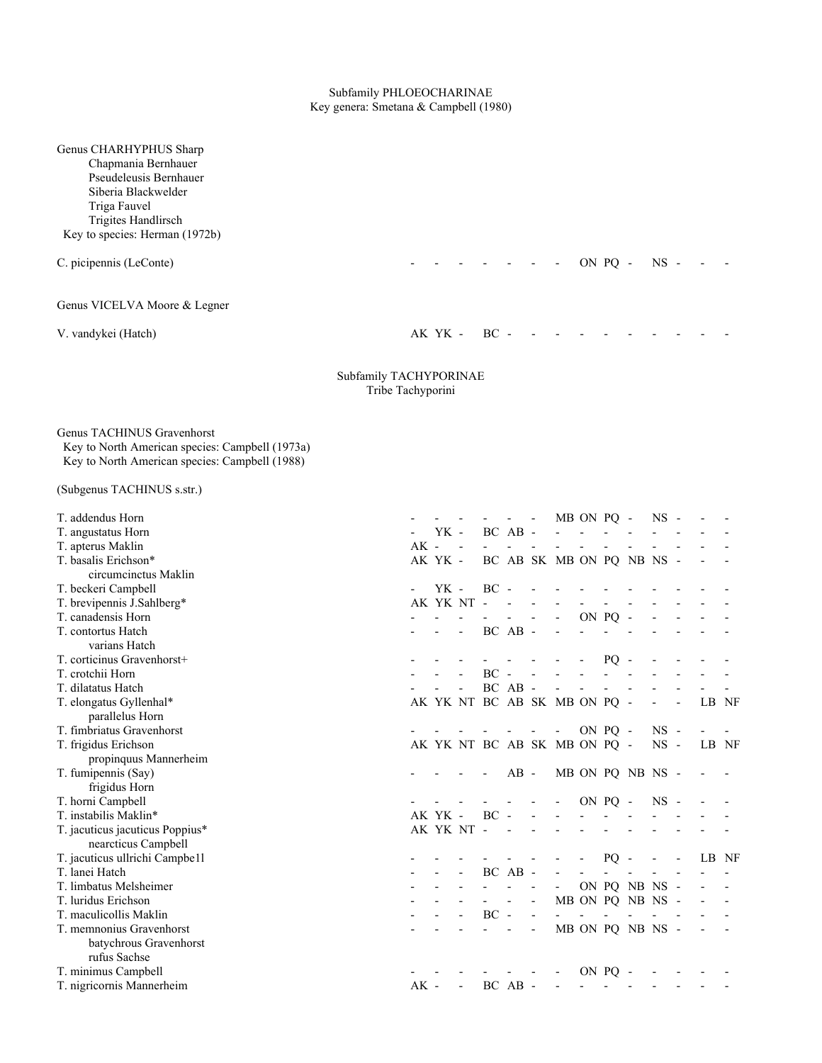## Subfamily PHLOEOCHARINAE

Key genera: Smetana & Campbell (1980)

Genus CHARHYPHUS Sharp
    Chapmania Bernhauer
    Pseudeleusis Bernhauer
    Siberia Blackwelder
    Triga Fauvel
    Trigites Handlirsch
  Key to species: Herman (1972b)

C. picipennis (LeConte) - - - - - - - ON PQ - NS - - -

Genus VICELVA Moore & Legner

V. vandykei (Hatch) AK YK - BC - - - - - - - - - -

## Subfamily TACHYPORINAE

Tribe Tachyporini

Genus TACHINUS Gravenhorst
  Key to North American species: Campbell (1973a)
  Key to North American species: Campbell (1988)

(Subgenus TACHINUS s.str.)

T. addendus Horn - - - - - - MB ON PQ - NS - - -
T. angustatus Horn - YK - BC AB - - - - - - - - -
T. apterus Maklin AK - - - - - - - - - - - - -
T. basalis Erichson* AK YK - BC AB SK MB ON PQ NB NS - - -
    circumcinctus Maklin
T. beckeri Campbell - YK - BC - - - - - - - - - -
T. brevipennis J.Sahlberg* AK YK NT - - - - - - - - - - -
T. canadensis Horn - - - - - - - ON PQ - - - - -
T. contortus Hatch - - - BC AB - - - - - - - - -
    varians Hatch
T. corticinus Gravenhorst+ - - - - - - - - PQ - - - - -
T. crotchii Horn - - - BC - - - - - - - - - -
T. dilatatus Hatch - - - BC AB - - - - - - - - -
T. elongatus Gyllenhal* AK YK NT BC AB SK MB ON PQ - - - LB NF
    parallelus Horn
T. fimbriatus Gravenhorst - - - - - - - ON PQ - NS - - -
T. frigidus Erichson AK YK NT BC AB SK MB ON PQ - NS - LB NF
    propinquus Mannerheim
T. fumipennis (Say) - - - - AB - MB ON PQ NB NS - - -
    frigidus Horn
T. horni Campbell - - - - - - - ON PQ - NS - - -
T. instabilis Maklin* AK YK - BC - - - - - - - - - -
T. jacuticus jacuticus Poppius* AK YK NT - - - - - - - - - - -
    nearcticus Campbell
T. jacuticus ullrichi Campbell - - - - - - - - PQ - - - LB NF
T. lanei Hatch - - - BC AB - - - - - - - - -
T. limbatus Melsheimer - - - - - - - ON PQ NB NS - - -
T. luridus Erichson - - - - - - MB ON PQ NB NS - - -
T. maculicollis Maklin - - - BC - - - - - - - - - -
T. memnonius Gravenhorst - - - - - - MB ON PQ NB NS - - -
    batychrous Gravenhorst
    rufus Sachse
T. minimus Campbell - - - - - - - ON PQ - - - - -
T. nigricornis Mannerheim AK - - BC AB - - - - - - - - -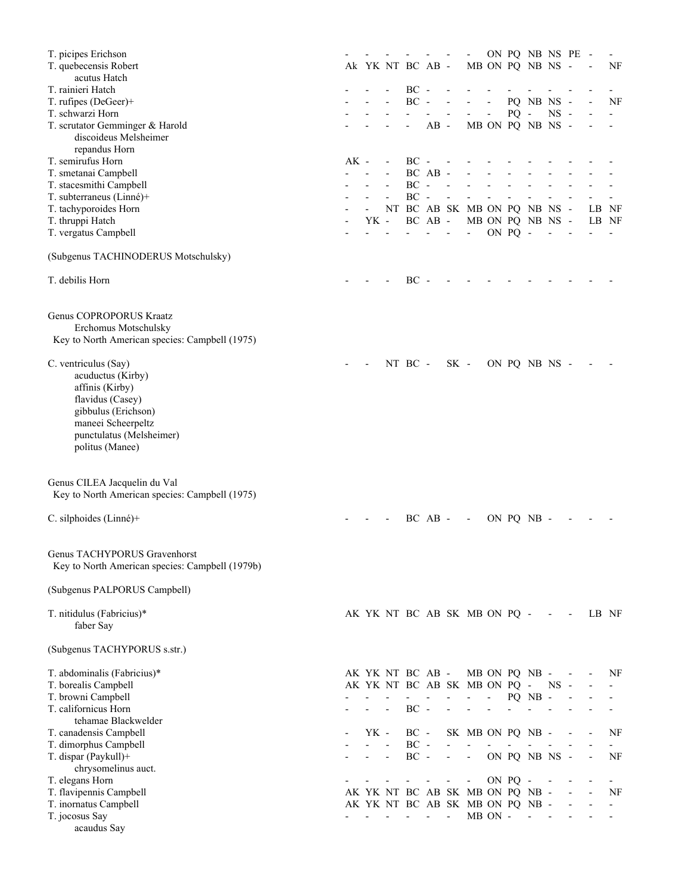T. picipes Erichson - - - - - - - ON PQ NB NS PE - -
T. quebecensis Robert Ak YK NT BC AB - MB ON PQ NB NS - - NF
    acutus Hatch
T. rainieri Hatch - - - BC - - - - - - - - - -
T. rufipes (DeGeer)+ - - - BC - - - - PQ NB NS - - NF
T. schwarzi Horn - - - - - - - - PQ - NS - - -
T. scrutator Gemminger & Harold - - - - AB - MB ON PQ NB NS - - -
    discoideus Melsheimer
    repandus Horn
T. semirufus Horn AK - - BC - - - - - - - - - -
T. smetanai Campbell - - - BC AB - - - - - - - - -
T. stacesmithi Campbell - - - BC - - - - - - - - - -
T. subterraneus (Linné)+ - - - BC - - - - - - - - - -
T. tachyporoides Horn - - NT BC AB SK MB ON PQ NB NS - LB NF
T. thruppi Hatch - YK - BC AB - MB ON PQ NB NS - LB NF
T. vergatus Campbell - - - - - - - ON PQ - - - - -

(Subgenus TACHINODERUS Motschulsky)

T. debilis Horn - - - BC - - - - - - - - - -

Genus COPROPORUS Kraatz
    Erchomus Motschulsky
 Key to North American species: Campbell (1975)

C. ventriculus (Say) - - NT BC - SK - ON PQ NB NS - - -
    acuductus (Kirby)
    affinis (Kirby)
    flavidus (Casey)
    gibbulus (Erichson)
    maneei Scheerpeltz
    punctulatus (Melsheimer)
    politus (Manee)

Genus CILEA Jacquelin du Val
 Key to North American species: Campbell (1975)

C. silphoides (Linné)+ - - - BC AB - - ON PQ NB - - - -

Genus TACHYPORUS Gravenhorst
 Key to North American species: Campbell (1979b)

(Subgenus PALPORUS Campbell)

T. nitidulus (Fabricius)* AK YK NT BC AB SK MB ON PQ - - - LB NF
    faber Say

(Subgenus TACHYPORUS s.str.)

T. abdominalis (Fabricius)* AK YK NT BC AB - MB ON PQ NB - - - NF
T. borealis Campbell AK YK NT BC AB SK MB ON PQ - NS - - -
T. browni Campbell - - - - - - - - PQ NB - - - -
T. californicus Horn - - - BC - - - - - - - - - -
    tehamae Blackwelder
T. canadensis Campbell - YK - BC - SK MB ON PQ NB - - - NF
T. dimorphus Campbell - - - BC - - - - - - - - - -
T. dispar (Paykull)+ - - - BC - - - ON PQ NB NS - - NF
    chrysomelinus auct.
T. elegans Horn - - - - - - - ON PQ - - - - -
T. flavipennis Campbell AK YK NT BC AB SK MB ON PQ NB - - - NF
T. inornatus Campbell AK YK NT BC AB SK MB ON PQ NB - - - -
T. jocosus Say - - - - - - MB ON - - - - - -
    acaudus Say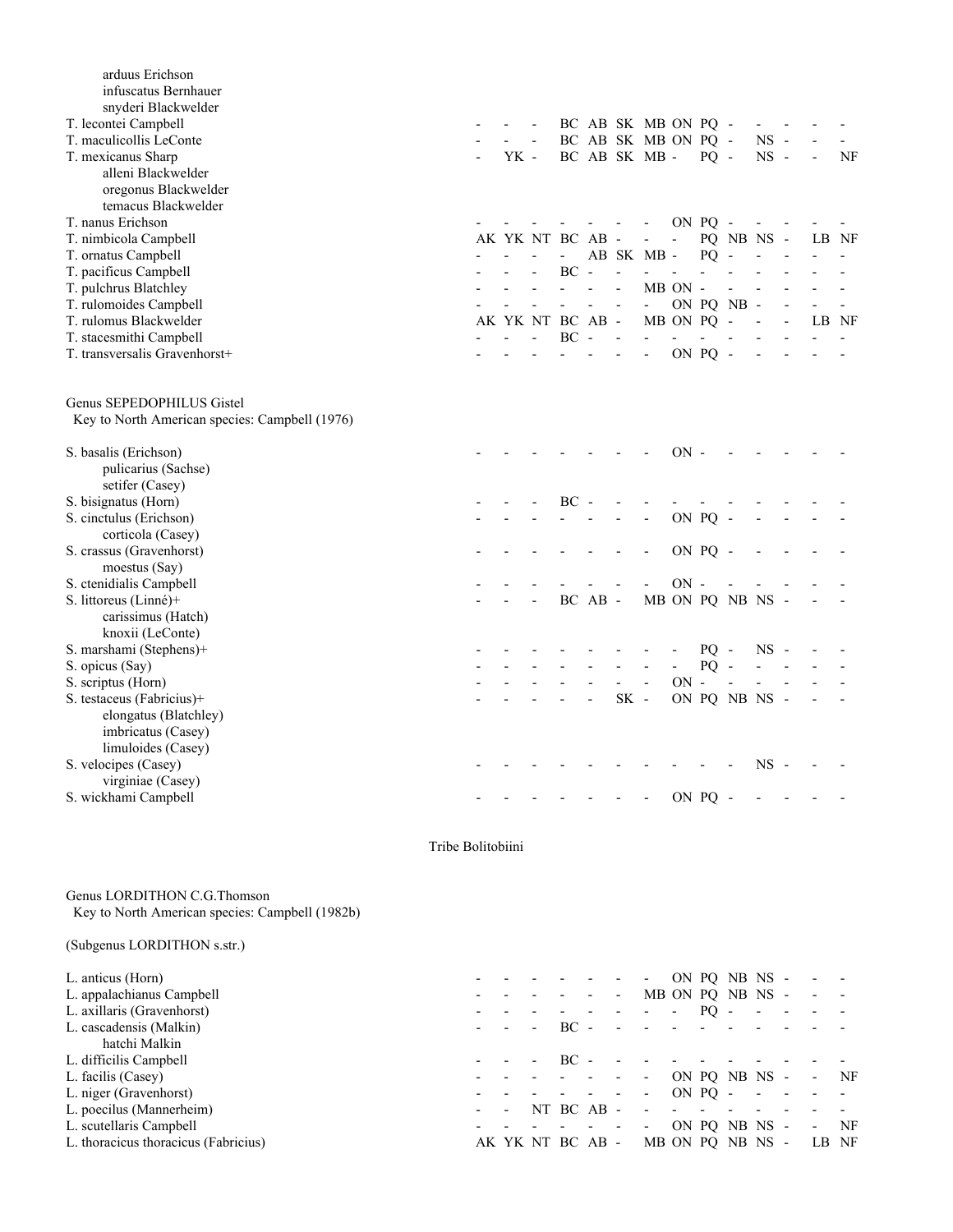| | | | | | | | | | | | | | | |
|---|---|---|---|---|---|---|---|---|---|---|---|---|---|---|
| arduus Erichson | | | | | | | | | | | | | | |
| infuscatus Bernhauer | | | | | | | | | | | | | | |
| snyderi Blackwelder | | | | | | | | | | | | | | |
| T. lecontei Campbell | - | - | - | BC | AB | SK | MB | ON | PQ | - | - | - | - | - |
| T. maculicollis LeConte | - | - | - | BC | AB | SK | MB | ON | PQ | - | NS | - | - | - |
| T. mexicanus Sharp | - | YK | - | BC | AB | SK | MB | - | PQ | - | NS | - | - | NF |
| alleni Blackwelder | | | | | | | | | | | | | | |
| oregonus Blackwelder | | | | | | | | | | | | | | |
| temacus Blackwelder | | | | | | | | | | | | | | |
| T. nanus Erichson | - | - | - | - | - | - | - | ON | PQ | - | - | - | - | - |
| T. nimbicola Campbell | AK | YK | NT | BC | AB | - | - | - | PQ | NB | NS | - | LB | NF |
| T. ornatus Campbell | - | - | - | - | AB | SK | MB | - | PQ | - | - | - | - | - |
| T. pacificus Campbell | - | - | - | BC | - | - | - | - | - | - | - | - | - | - |
| T. pulchrus Blatchley | - | - | - | - | - | - | MB | ON | - | - | - | - | - | - |
| T. rulomoides Campbell | - | - | - | - | - | - | - | ON | PQ | NB | - | - | - | - |
| T. rulomus Blackwelder | AK | YK | NT | BC | AB | - | MB | ON | PQ | - | - | - | LB | NF |
| T. stacesmithi Campbell | - | - | - | BC | - | - | - | - | - | - | - | - | - | - |
| T. transversalis Gravenhorst+ | - | - | - | - | - | - | - | ON | PQ | - | - | - | - | - |

Genus SEPEDOPHILUS Gistel
Key to North American species: Campbell (1976)

| | | | | | | | | | | | | | | |
|---|---|---|---|---|---|---|---|---|---|---|---|---|---|---|
| S. basalis (Erichson) | - | - | - | - | - | - | - | ON | - | - | - | - | - | - |
| pulicarius (Sachse) | | | | | | | | | | | | | | |
| setifer (Casey) | | | | | | | | | | | | | | |
| S. bisignatus (Horn) | - | - | - | BC | - | - | - | - | - | - | - | - | - | - |
| S. cinctulus (Erichson) | - | - | - | - | - | - | - | ON | PQ | - | - | - | - | - |
| corticola (Casey) | | | | | | | | | | | | | | |
| S. crassus (Gravenhorst) | - | - | - | - | - | - | - | ON | PQ | - | - | - | - | - |
| moestus (Say) | | | | | | | | | | | | | | |
| S. ctenidialis Campbell | - | - | - | - | - | - | - | ON | - | - | - | - | - | - |
| S. littoreus (Linné)+ | - | - | - | BC | AB | - | MB | ON | PQ | NB | NS | - | - | - |
| carissimus (Hatch) | | | | | | | | | | | | | | |
| knoxii (LeConte) | | | | | | | | | | | | | | |
| S. marshami (Stephens)+ | - | - | - | - | - | - | - | - | PQ | - | NS | - | - | - |
| S. opicus (Say) | - | - | - | - | - | - | - | - | PQ | - | - | - | - | - |
| S. scriptus (Horn) | - | - | - | - | - | - | - | ON | - | - | - | - | - | - |
| S. testaceus (Fabricius)+ | - | - | - | - | - | SK | - | ON | PQ | NB | NS | - | - | - |
| elongatus (Blatchley) | | | | | | | | | | | | | | |
| imbricatus (Casey) | | | | | | | | | | | | | | |
| limuloides (Casey) | | | | | | | | | | | | | | |
| S. velocipes (Casey) | - | - | - | - | - | - | - | - | - | - | NS | - | - | - |
| virginiae (Casey) | | | | | | | | | | | | | | |
| S. wickhami Campbell | - | - | - | - | - | - | - | ON | PQ | - | - | - | - | - |

Tribe Bolitobiini

Genus LORDITHON C.G.Thomson
Key to North American species: Campbell (1982b)

(Subgenus LORDITHON s.str.)

| | | | | | | | | | | | | | | |
|---|---|---|---|---|---|---|---|---|---|---|---|---|---|---|
| L. anticus (Horn) | - | - | - | - | - | - | - | ON | PQ | NB | NS | - | - | - |
| L. appalachianus Campbell | - | - | - | - | - | - | MB | ON | PQ | NB | NS | - | - | - |
| L. axillaris (Gravenhorst) | - | - | - | - | - | - | - | - | PQ | - | - | - | - | - |
| L. cascadensis (Malkin) | - | - | - | BC | - | - | - | - | - | - | - | - | - | - |
| hatchi Malkin | | | | | | | | | | | | | | |
| L. difficilis Campbell | - | - | - | BC | - | - | - | - | - | - | - | - | - | - |
| L. facilis (Casey) | - | - | - | - | - | - | - | ON | PQ | NB | NS | - | - | NF |
| L. niger (Gravenhorst) | - | - | - | - | - | - | - | ON | PQ | - | - | - | - | - |
| L. poecilus (Mannerheim) | - | - | NT | BC | AB | - | - | - | - | - | - | - | - | - |
| L. scutellaris Campbell | - | - | - | - | - | - | - | ON | PQ | NB | NS | - | - | NF |
| L. thoracicus thoracicus (Fabricius) | AK | YK | NT | BC | AB | - | MB | ON | PQ | NB | NS | - | LB | NF |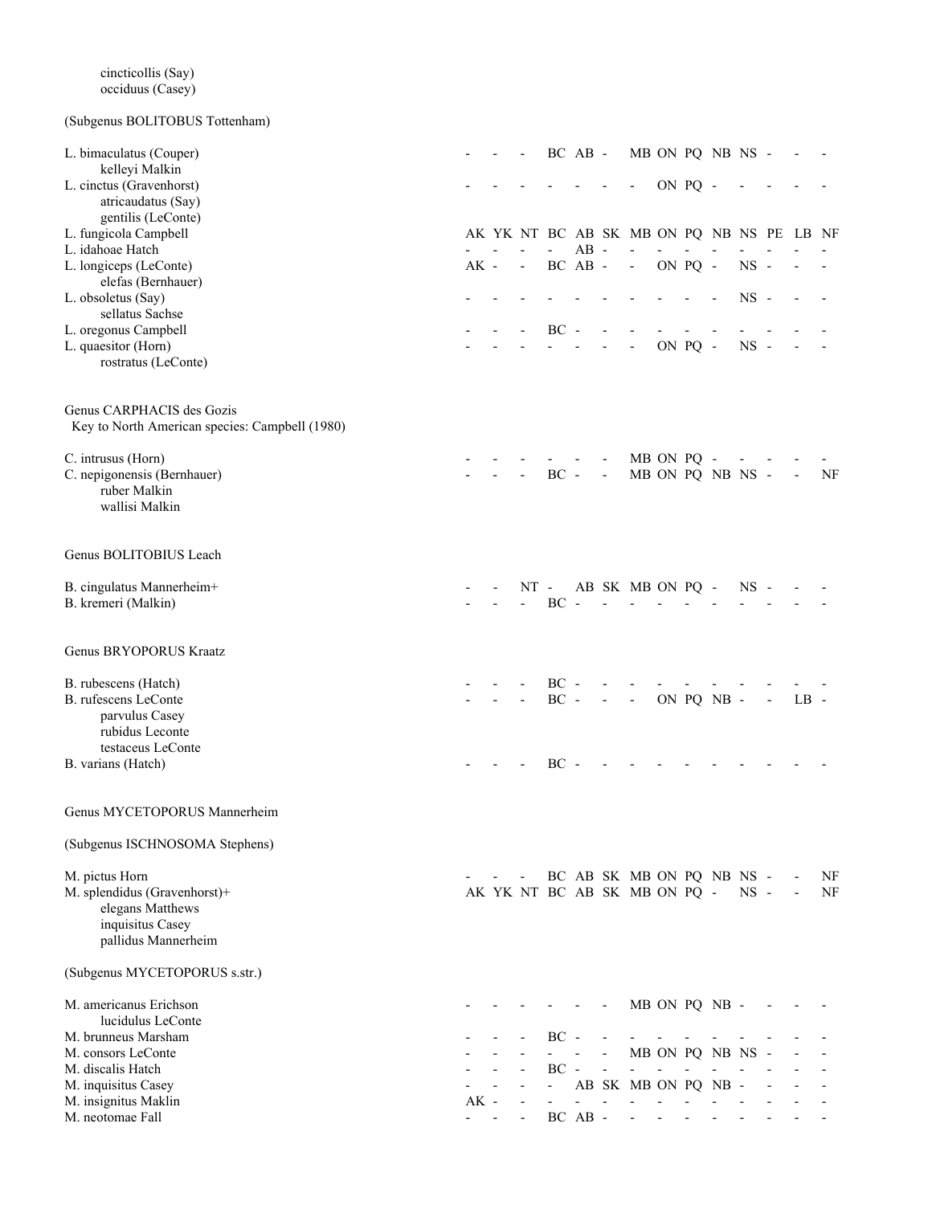cincticollis (Say)
occiduus (Casey)

(Subgenus BOLITOBUS Tottenham)

| Species | AK | YK | NT | BC | AB | SK | MB | ON | PQ | NB | NS | PE | LB | NF |
|---|---|---|---|---|---|---|---|---|---|---|---|---|---|---|
| L. bimaculatus (Couper) | - | - | - | BC | AB | - | MB | ON | PQ | NB | NS | - | - | - |
| kelleyi Malkin | | | | | | | | | | | | | | |
| L. cinctus (Gravenhorst) | - | - | - | - | - | - | - | ON | PQ | - | - | - | - | - |
| atricaudatus (Say) | | | | | | | | | | | | | | |
| gentilis (LeConte) | | | | | | | | | | | | | | |
| L. fungicola Campbell | AK | YK | NT | BC | AB | SK | MB | ON | PQ | NB | NS | PE | LB | NF |
| L. idahoae Hatch | - | - | - | - | AB | - | - | - | - | - | - | - | - | - |
| L. longiceps (LeConte) | AK | - | - | BC | AB | - | - | ON | PQ | - | NS | - | - | - |
| elefas (Bernhauer) | | | | | | | | | | | | | | |
| L. obsoletus (Say) | - | - | - | - | - | - | - | - | - | - | NS | - | - | - |
| sellatus Sachse | | | | | | | | | | | | | | |
| L. oregonus Campbell | - | - | - | BC | - | - | - | - | - | - | - | - | - | - |
| L. quaesitor (Horn) | - | - | - | - | - | - | - | ON | PQ | - | NS | - | - | - |
| rostratus (LeConte) | | | | | | | | | | | | | | |

Genus CARPHACIS des Gozis
Key to North American species: Campbell (1980)

| Species | AK | YK | NT | BC | AB | SK | MB | ON | PQ | NB | NS | PE | LB | NF |
|---|---|---|---|---|---|---|---|---|---|---|---|---|---|---|
| C. intrusus (Horn) | - | - | - | - | - | - | MB | ON | PQ | - | - | - | - | - |
| C. nepigonensis (Bernhauer) | - | - | - | BC | - | - | MB | ON | PQ | NB | NS | - | - | NF |
| ruber Malkin | | | | | | | | | | | | | | |
| wallisi Malkin | | | | | | | | | | | | | | |

Genus BOLITOBIUS Leach

| Species | AK | YK | NT | BC | AB | SK | MB | ON | PQ | NB | NS | PE | LB | NF |
|---|---|---|---|---|---|---|---|---|---|---|---|---|---|---|
| B. cingulatus Mannerheim+ | - | - | NT | - | AB | SK | MB | ON | PQ | - | NS | - | - | - |
| B. kremeri (Malkin) | - | - | - | BC | - | - | - | - | - | - | - | - | - | - |

Genus BRYOPORUS Kraatz

| Species | AK | YK | NT | BC | AB | SK | MB | ON | PQ | NB | NS | PE | LB | NF |
|---|---|---|---|---|---|---|---|---|---|---|---|---|---|---|
| B. rubescens (Hatch) | - | - | - | BC | - | - | - | - | - | - | - | - | - | - |
| B. rufescens LeConte | - | - | - | BC | - | - | - | ON | PQ | NB | - | - | LB | - |
| parvulus Casey | | | | | | | | | | | | | | |
| rubidus Leconte | | | | | | | | | | | | | | |
| testaceus LeConte | | | | | | | | | | | | | | |
| B. varians (Hatch) | - | - | - | BC | - | - | - | - | - | - | - | - | - | - |

Genus MYCETOPORUS Mannerheim

(Subgenus ISCHNOSOMA Stephens)

| Species | AK | YK | NT | BC | AB | SK | MB | ON | PQ | NB | NS | PE | LB | NF |
|---|---|---|---|---|---|---|---|---|---|---|---|---|---|---|
| M. pictus Horn | - | - | - | BC | AB | SK | MB | ON | PQ | NB | NS | - | - | NF |
| M. splendidus (Gravenhorst)+ | AK | YK | NT | BC | AB | SK | MB | ON | PQ | - | NS | - | - | NF |
| elegans Matthews | | | | | | | | | | | | | | |
| inquisitus Casey | | | | | | | | | | | | | | |
| pallidus Mannerheim | | | | | | | | | | | | | | |

(Subgenus MYCETOPORUS s.str.)

| Species | AK | YK | NT | BC | AB | SK | MB | ON | PQ | NB | NS | PE | LB | NF |
|---|---|---|---|---|---|---|---|---|---|---|---|---|---|---|
| M. americanus Erichson | - | - | - | - | - | - | MB | ON | PQ | NB | - | - | - | - |
| lucidulus LeConte | | | | | | | | | | | | | | |
| M. brunneus Marsham | - | - | - | BC | - | - | - | - | - | - | - | - | - | - |
| M. consors LeConte | - | - | - | - | - | - | MB | ON | PQ | NB | NS | - | - | - |
| M. discalis Hatch | - | - | - | BC | - | - | - | - | - | - | - | - | - | - |
| M. inquisitus Casey | - | - | - | - | AB | SK | MB | ON | PQ | NB | - | - | - | - |
| M. insignitus Maklin | AK | - | - | - | - | - | - | - | - | - | - | - | - | - |
| M. neotomae Fall | - | - | - | BC | AB | - | - | - | - | - | - | - | - | - |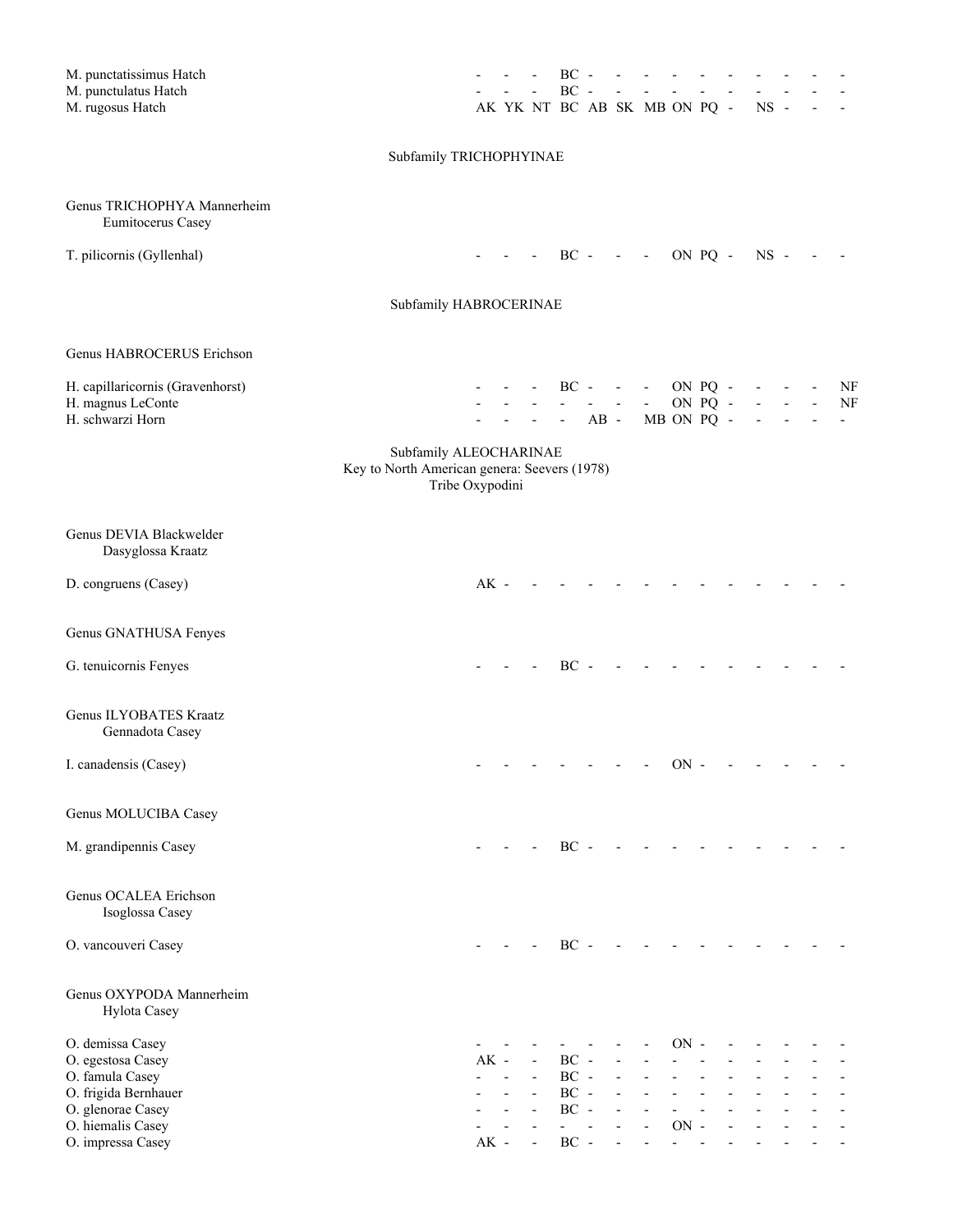M. punctatissimus Hatch - - - BC - - - - - - - - - -
M. punctulatus Hatch - - - BC - - - - - - - - - -
M. rugosus Hatch AK YK NT BC AB SK MB ON PQ - NS - - -

## Subfamily TRICHOPHYINAE

Genus TRICHOPHYA Mannerheim
Eumitocerus Casey

T. pilicornis (Gyllenhal) - - - BC - - - ON PQ - NS - - -

## Subfamily HABROCERINAE

Genus HABROCERUS Erichson

H. capillaricornis (Gravenhorst) - - - BC - - - ON PQ - - - - NF
H. magnus LeConte - - - - - - - ON PQ - - - - NF
H. schwarzi Horn - - - - AB - MB ON PQ - - - - -

## Subfamily ALEOCHARINAE

Key to North American genera: Seevers (1978)

### Tribe Oxypodini

Genus DEVIA Blackwelder
Dasyglossa Kraatz

D. congruens (Casey) AK - - - - - - - - - - - - -

Genus GNATHUSA Fenyes

G. tenuicornis Fenyes - - - BC - - - - - - - - - -

Genus ILYOBATES Kraatz
Gennadota Casey

I. canadensis (Casey) - - - - - - - ON - - - - - -

Genus MOLUCIBA Casey

M. grandipennis Casey - - - BC - - - - - - - - - -

Genus OCALEA Erichson
Isoglossa Casey

O. vancouveri Casey - - - BC - - - - - - - - - -

Genus OXYPODA Mannerheim
Hylota Casey

O. demissa Casey - - - - - - - ON - - - - - -
O. egestosa Casey AK - - BC - - - - - - - - - -
O. famula Casey - - - BC - - - - - - - - - -
O. frigida Bernhauer - - - BC - - - - - - - - - -
O. glenorae Casey - - - BC - - - - - - - - - -
O. hiemalis Casey - - - - - - - ON - - - - - -
O. impressa Casey AK - - BC - - - - - - - - - -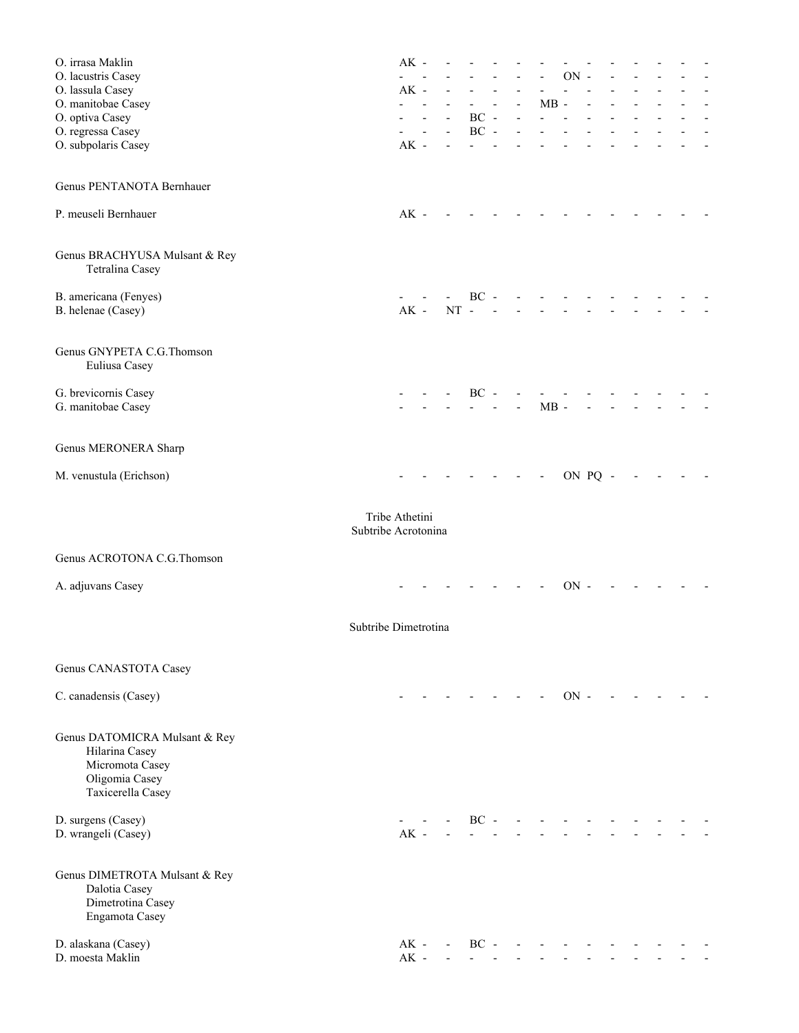O. irrasa Maklin AK - - - - - - - - - - - - -
O. lacustris Casey - - - - - - - ON - - - - - -
O. lassula Casey AK - - - - - - - - - - - - -
O. manitobae Casey - - - - - - MB - - - - - - -
O. optiva Casey - - - BC - - - - - - - - - -
O. regressa Casey - - - BC - - - - - - - - - -
O. subpolaris Casey AK - - - - - - - - - - - - -

Genus PENTANOTA Bernhauer

P. meuseli Bernhauer AK - - - - - - - - - - - - -

Genus BRACHYUSA Mulsant & Rey
Tetralina Casey

B. americana (Fenyes) - - - BC - - - - - - - - - -
B. helenae (Casey) AK - NT - - - - - - - - - - -

Genus GNYPETA C.G.Thomson
Euliusa Casey

G. brevicornis Casey - - - BC - - - - - - - - - -
G. manitobae Casey - - - - - - MB - - - - - - -

Genus MERONERA Sharp

M. venustula (Erichson) - - - - - - - ON PQ - - - - -

Tribe Athetini
Subtribe Acrotonina

Genus ACROTONA C.G.Thomson

A. adjuvans Casey - - - - - - - ON - - - - - -

Subtribe Dimetrotina

Genus CANASTOTA Casey

C. canadensis (Casey) - - - - - - - ON - - - - - -

Genus DATOMICRA Mulsant & Rey
Hilarina Casey
Micromota Casey
Oligomia Casey
Taxicerella Casey

D. surgens (Casey) - - - BC - - - - - - - - - -
D. wrangeli (Casey) AK - - - - - - - - - - - - -

Genus DIMETROTA Mulsant & Rey
Dalotia Casey
Dimetrotina Casey
Engamota Casey

D. alaskana (Casey) AK - - BC - - - - - - - - - -
D. moesta Maklin AK - - - - - - - - - - - - -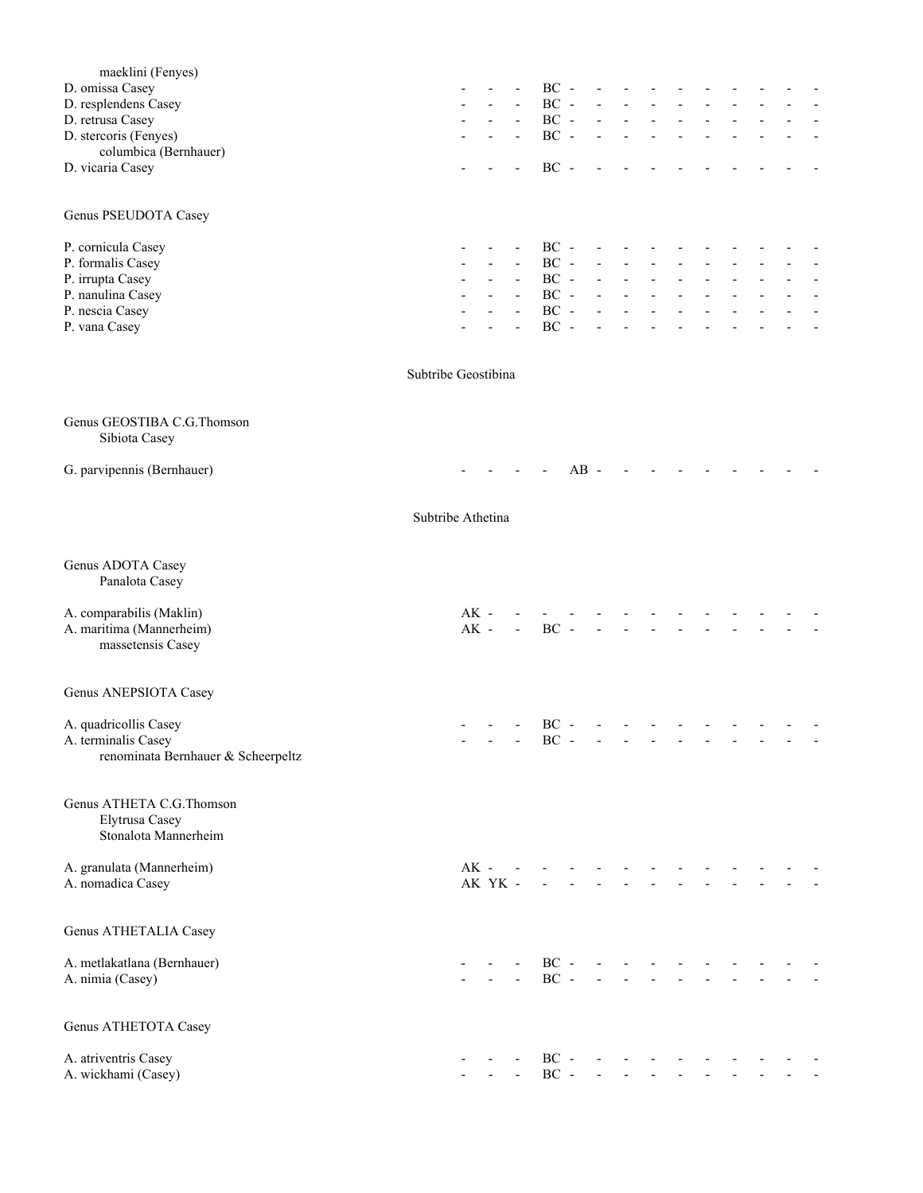| Taxon | | | | | | | | | | | | | | |
|---|---|---|---|---|---|---|---|---|---|---|---|---|---|---|
| maeklini (Fenyes) | | | | | | | | | | | | | | |
| D. omissa Casey | - | - | - | BC | - | - | - | - | - | - | - | - | - | - |
| D. resplendens Casey | - | - | - | BC | - | - | - | - | - | - | - | - | - | - |
| D. retrusa Casey | - | - | - | BC | - | - | - | - | - | - | - | - | - | - |
| D. stercoris (Fenyes) | - | - | - | BC | - | - | - | - | - | - | - | - | - | - |
| columbica (Bernhauer) | | | | | | | | | | | | | | |
| D. vicaria Casey | - | - | - | BC | - | - | - | - | - | - | - | - | - | - |

Genus PSEUDOTA Casey

| Taxon | | | | | | | | | | | | | | |
|---|---|---|---|---|---|---|---|---|---|---|---|---|---|---|
| P. cornicula Casey | - | - | - | BC | - | - | - | - | - | - | - | - | - | - |
| P. formalis Casey | - | - | - | BC | - | - | - | - | - | - | - | - | - | - |
| P. irrupta Casey | - | - | - | BC | - | - | - | - | - | - | - | - | - | - |
| P. nanulina Casey | - | - | - | BC | - | - | - | - | - | - | - | - | - | - |
| P. nescia Casey | - | - | - | BC | - | - | - | - | - | - | - | - | - | - |
| P. vana Casey | - | - | - | BC | - | - | - | - | - | - | - | - | - | - |

## Subtribe Geostibina

Genus GEOSTIBA C.G.Thomson
Sibiota Casey

| Taxon | | | | | | | | | | | | | | |
|---|---|---|---|---|---|---|---|---|---|---|---|---|---|---|
| G. parvipennis (Bernhauer) | - | - | - | - | AB | - | - | - | - | - | - | - | - | - |

## Subtribe Athetina

Genus ADOTA Casey
Panalota Casey

| Taxon | | | | | | | | | | | | | | |
|---|---|---|---|---|---|---|---|---|---|---|---|---|---|---|
| A. comparabilis (Maklin) | AK | - | - | - | - | - | - | - | - | - | - | - | - | - |
| A. maritima (Mannerheim) | AK | - | - | BC | - | - | - | - | - | - | - | - | - | - |
| massetensis Casey | | | | | | | | | | | | | | |

Genus ANEPSIOTA Casey

| Taxon | | | | | | | | | | | | | | |
|---|---|---|---|---|---|---|---|---|---|---|---|---|---|---|
| A. quadricollis Casey | - | - | - | BC | - | - | - | - | - | - | - | - | - | - |
| A. terminalis Casey | - | - | - | BC | - | - | - | - | - | - | - | - | - | - |
| renominata Bernhauer & Scheerpeltz | | | | | | | | | | | | | | |

Genus ATHETA C.G.Thomson
Elytrusa Casey
Stonalota Mannerheim

| Taxon | | | | | | | | | | | | | | |
|---|---|---|---|---|---|---|---|---|---|---|---|---|---|---|
| A. granulata (Mannerheim) | AK | - | - | - | - | - | - | - | - | - | - | - | - | - |
| A. nomadica Casey | AK | YK | - | - | - | - | - | - | - | - | - | - | - | - |

Genus ATHETALIA Casey

| Taxon | | | | | | | | | | | | | | |
|---|---|---|---|---|---|---|---|---|---|---|---|---|---|---|
| A. metlakatlana (Bernhauer) | - | - | - | BC | - | - | - | - | - | - | - | - | - | - |
| A. nimia (Casey) | - | - | - | BC | - | - | - | - | - | - | - | - | - | - |

Genus ATHETOTA Casey

| Taxon | | | | | | | | | | | | | | |
|---|---|---|---|---|---|---|---|---|---|---|---|---|---|---|
| A. atriventris Casey | - | - | - | BC | - | - | - | - | - | - | - | - | - | - |
| A. wickhami (Casey) | - | - | - | BC | - | - | - | - | - | - | - | - | - | - |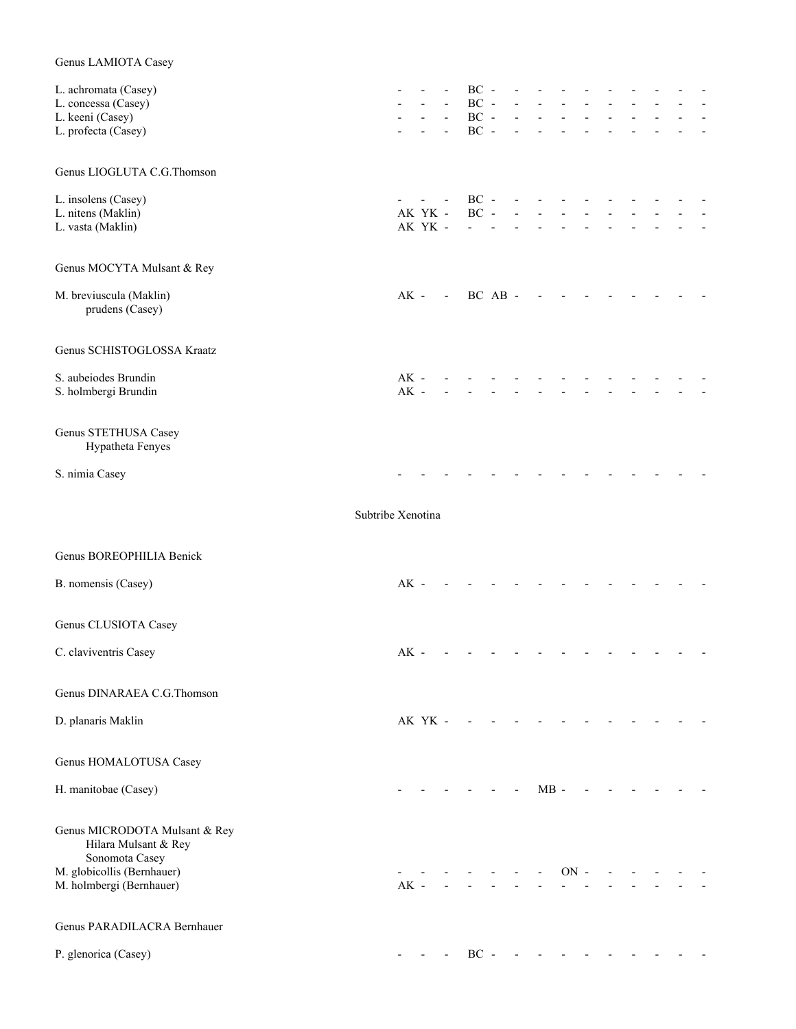Genus LAMIOTA Casey

L. achromata (Casey) - - - BC - - - - - - - - - - -
L. concessa (Casey) - - - BC - - - - - - - - - - -
L. keeni (Casey) - - - BC - - - - - - - - - - -
L. profecta (Casey) - - - BC - - - - - - - - - - -

Genus LIOGLUTA C.G.Thomson

L. insolens (Casey) - - - BC - - - - - - - - - - -
L. nitens (Maklin) AK YK - BC - - - - - - - - - - -
L. vasta (Maklin) AK YK - - - - - - - - - - - - -

Genus MOCYTA Mulsant & Rey

M. breviuscula (Maklin) AK - - BC AB - - - - - - - - - -
prudens (Casey)

Genus SCHISTOGLOSSA Kraatz

S. aubeiodes Brundin AK - - - - - - - - - - - - - -
S. holmbergi Brundin AK - - - - - - - - - - - - - -

Genus STETHUSA Casey
Hypatheta Fenyes

S. nimia Casey - - - - - - - - - - - - - - -

Subtribe Xenotina

Genus BOREOPHILIA Benick

B. nomensis (Casey) AK - - - - - - - - - - - - - -

Genus CLUSIOTA Casey

C. claviventris Casey AK - - - - - - - - - - - - - -

Genus DINARAEA C.G.Thomson

D. planaris Maklin AK YK - - - - - - - - - - - - -

Genus HOMALOTUSA Casey

H. manitobae (Casey) - - - - - - MB - - - - - - - -

Genus MICRODOTA Mulsant & Rey
Hilara Mulsant & Rey
Sonomota Casey
M. globicollis (Bernhauer) - - - - - - - ON - - - - - - -
M. holmbergi (Bernhauer) AK - - - - - - - - - - - - - -

Genus PARADILACRA Bernhauer

P. glenorica (Casey) - - - BC - - - - - - - - - - -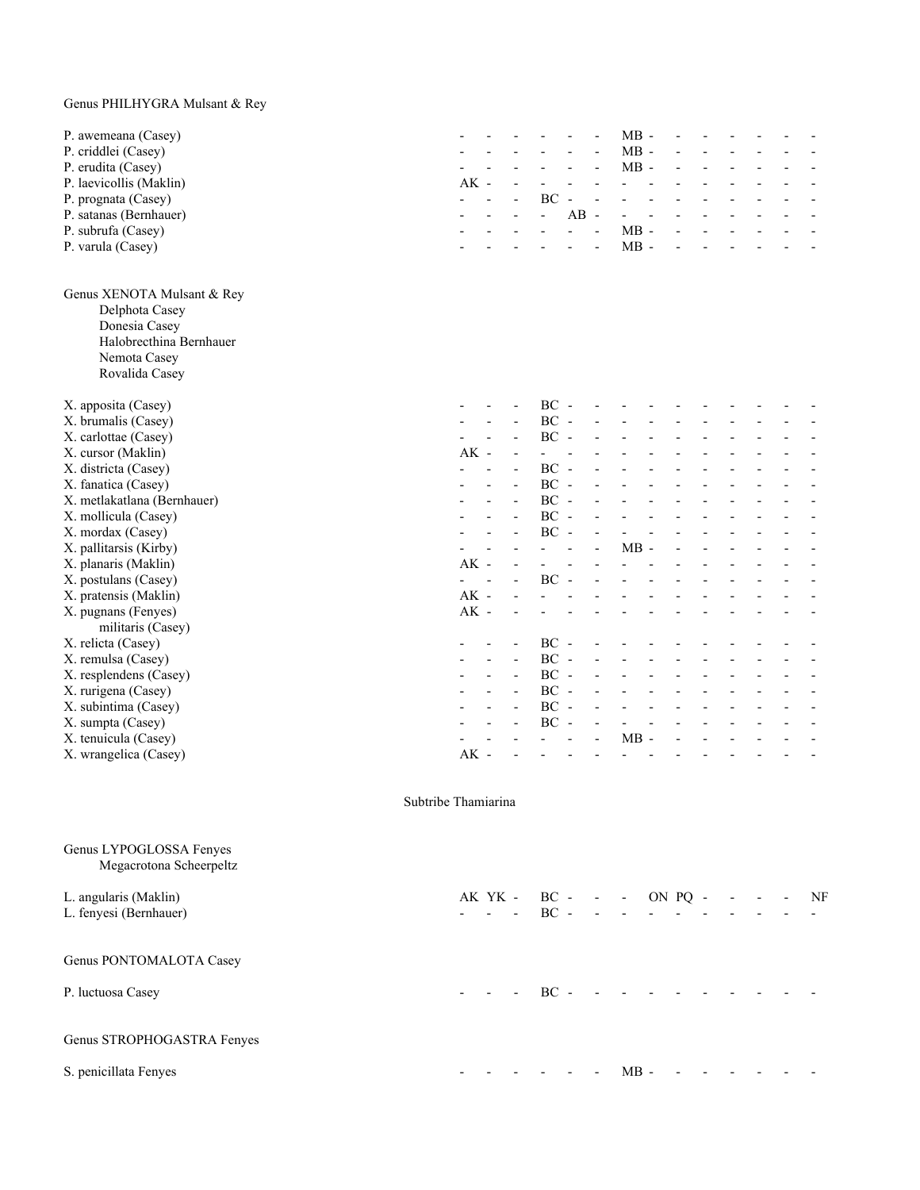## Genus PHILHYGRA Mulsant & Rey

| | | | | | | | | | | | | | | |
|---|---|---|---|---|---|---|---|---|---|---|---|---|---|---|
| P. awemeana (Casey) | - | - | - | - | - | - | MB | - | - | - | - | - | - | - |
| P. criddlei (Casey) | - | - | - | - | - | - | MB | - | - | - | - | - | - | - |
| P. erudita (Casey) | - | - | - | - | - | - | MB | - | - | - | - | - | - | - |
| P. laevicollis (Maklin) | AK | - | - | - | - | - | - | - | - | - | - | - | - | - |
| P. prognata (Casey) | - | - | - | BC | - | - | - | - | - | - | - | - | - | - |
| P. satanas (Bernhauer) | - | - | - | - | AB | - | - | - | - | - | - | - | - | - |
| P. subrufa (Casey) | - | - | - | - | - | - | MB | - | - | - | - | - | - | - |
| P. varula (Casey) | - | - | - | - | - | - | MB | - | - | - | - | - | - | - |

## Genus XENOTA Mulsant & Rey

Delphota Casey
Donesia Casey
Halobrecthina Bernhauer
Nemota Casey
Rovalida Casey

| | | | | | | | | | | | | | | |
|---|---|---|---|---|---|---|---|---|---|---|---|---|---|---|
| X. apposita (Casey) | - | - | - | BC | - | - | - | - | - | - | - | - | - | - |
| X. brumalis (Casey) | - | - | - | BC | - | - | - | - | - | - | - | - | - | - |
| X. carlottae (Casey) | - | - | - | BC | - | - | - | - | - | - | - | - | - | - |
| X. cursor (Maklin) | AK | - | - | - | - | - | - | - | - | - | - | - | - | - |
| X. districta (Casey) | - | - | - | BC | - | - | - | - | - | - | - | - | - | - |
| X. fanatica (Casey) | - | - | - | BC | - | - | - | - | - | - | - | - | - | - |
| X. metlakatlana (Bernhauer) | - | - | - | BC | - | - | - | - | - | - | - | - | - | - |
| X. mollicula (Casey) | - | - | - | BC | - | - | - | - | - | - | - | - | - | - |
| X. mordax (Casey) | - | - | - | BC | - | - | - | - | - | - | - | - | - | - |
| X. pallitarsis (Kirby) | - | - | - | - | - | - | MB | - | - | - | - | - | - | - |
| X. planaris (Maklin) | AK | - | - | - | - | - | - | - | - | - | - | - | - | - |
| X. postulans (Casey) | - | - | - | BC | - | - | - | - | - | - | - | - | - | - |
| X. pratensis (Maklin) | AK | - | - | - | - | - | - | - | - | - | - | - | - | - |
| X. pugnans (Fenyes) militaris (Casey) | AK | - | - | - | - | - | - | - | - | - | - | - | - | - |
| X. relicta (Casey) | - | - | - | BC | - | - | - | - | - | - | - | - | - | - |
| X. remulsa (Casey) | - | - | - | BC | - | - | - | - | - | - | - | - | - | - |
| X. resplendens (Casey) | - | - | - | BC | - | - | - | - | - | - | - | - | - | - |
| X. rurigena (Casey) | - | - | - | BC | - | - | - | - | - | - | - | - | - | - |
| X. subintima (Casey) | - | - | - | BC | - | - | - | - | - | - | - | - | - | - |
| X. sumpta (Casey) | - | - | - | BC | - | - | - | - | - | - | - | - | - | - |
| X. tenuicula (Casey) | - | - | - | - | - | - | MB | - | - | - | - | - | - | - |
| X. wrangelica (Casey) | AK | - | - | - | - | - | - | - | - | - | - | - | - | - |

### Subtribe Thamiarina

## Genus LYPOGLOSSA Fenyes

Megacrotona Scheerpeltz

| | | | | | | | | | | | | | | |
|---|---|---|---|---|---|---|---|---|---|---|---|---|---|---|
| L. angularis (Maklin) | AK | YK | - | BC | - | - | - | ON | PQ | - | - | - | - | NF |
| L. fenyesi (Bernhauer) | - | - | - | BC | - | - | - | - | - | - | - | - | - | - |

## Genus PONTOMALOTA Casey

| | | | | | | | | | | | | | | |
|---|---|---|---|---|---|---|---|---|---|---|---|---|---|---|
| P. luctuosa Casey | - | - | - | BC | - | - | - | - | - | - | - | - | - | - |

## Genus STROPHOGASTRA Fenyes

| | | | | | | | | | | | | | | |
|---|---|---|---|---|---|---|---|---|---|---|---|---|---|---|
| S. penicillata Fenyes | - | - | - | - | - | - | MB | - | - | - | - | - | - | - |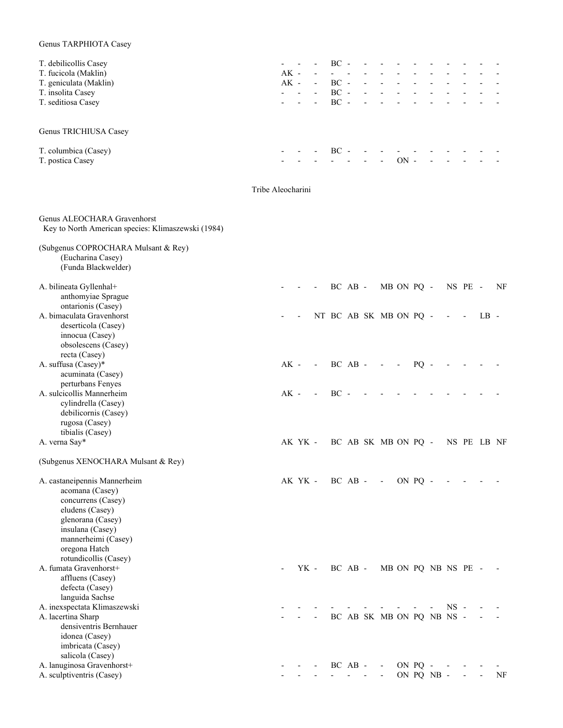## Genus TARPHIOTA Casey

| | | | | | | | | | | | | | | |
|---|---|---|---|---|---|---|---|---|---|---|---|---|---|---|
| T. debilicollis Casey | - | - | - | BC | - | - | - | - | - | - | - | - | - | - |
| T. fucicola (Maklin) | AK | - | - | - | - | - | - | - | - | - | - | - | - | - |
| T. geniculata (Maklin) | AK | - | - | BC | - | - | - | - | - | - | - | - | - | - |
| T. insolita Casey | - | - | - | BC | - | - | - | - | - | - | - | - | - | - |
| T. seditiosa Casey | - | - | - | BC | - | - | - | - | - | - | - | - | - | - |

## Genus TRICHIUSA Casey

| | | | | | | | | | | | | | | |
|---|---|---|---|---|---|---|---|---|---|---|---|---|---|---|
| T. columbica (Casey) | - | - | - | BC | - | - | - | - | - | - | - | - | - | - |
| T. postica Casey | - | - | - | - | - | - | - | ON | - | - | - | - | - | - |

# Tribe Aleocharini

## Genus ALEOCHARA Gravenhorst

Key to North American species: Klimaszewski (1984)

(Subgenus COPROCHARA Mulsant & Rey)
(Eucharina Casey)
(Funda Blackwelder)

| | | | | | | | | | | | | | | |
|---|---|---|---|---|---|---|---|---|---|---|---|---|---|---|
| A. bilineata Gyllenhal+ | - | - | - | BC | AB | - | MB | ON | PQ | - | NS | PE | - | NF |
| anthomyiae Sprague | | | | | | | | | | | | | | |
| ontarionis (Casey) | | | | | | | | | | | | | | |
| A. bimaculata Gravenhorst | - | - | NT | BC | AB | SK | MB | ON | PQ | - | - | - | LB | - |
| deserticola (Casey) | | | | | | | | | | | | | | |
| innocua (Casey) | | | | | | | | | | | | | | |
| obsolescens (Casey) | | | | | | | | | | | | | | |
| recta (Casey) | | | | | | | | | | | | | | |
| A. suffusa (Casey)* | AK | - | - | BC | AB | - | - | - | PQ | - | - | - | - | - |
| acuminata (Casey) | | | | | | | | | | | | | | |
| perturbans Fenyes | | | | | | | | | | | | | | |
| A. sulcicollis Mannerheim | AK | - | - | BC | - | - | - | - | - | - | - | - | - | - |
| cylindrella (Casey) | | | | | | | | | | | | | | |
| debilicornis (Casey) | | | | | | | | | | | | | | |
| rugosa (Casey) | | | | | | | | | | | | | | |
| tibialis (Casey) | | | | | | | | | | | | | | |
| A. verna Say* | AK | YK | - | BC | AB | SK | MB | ON | PQ | - | NS | PE | LB | NF |

(Subgenus XENOCHARA Mulsant & Rey)

| | | | | | | | | | | | | | | |
|---|---|---|---|---|---|---|---|---|---|---|---|---|---|---|
| A. castaneipennis Mannerheim | AK | YK | - | BC | AB | - | - | ON | PQ | - | - | - | - | - |
| acomana (Casey) | | | | | | | | | | | | | | |
| concurrens (Casey) | | | | | | | | | | | | | | |
| eludens (Casey) | | | | | | | | | | | | | | |
| glenorana (Casey) | | | | | | | | | | | | | | |
| insulana (Casey) | | | | | | | | | | | | | | |
| mannerheimi (Casey) | | | | | | | | | | | | | | |
| oregona Hatch | | | | | | | | | | | | | | |
| rotundicollis (Casey) | | | | | | | | | | | | | | |
| A. fumata Gravenhorst+ | - | YK | - | BC | AB | - | MB | ON | PQ | NB | NS | PE | - | - |
| affluens (Casey) | | | | | | | | | | | | | | |
| defecta (Casey) | | | | | | | | | | | | | | |
| languida Sachse | | | | | | | | | | | | | | |
| A. inexspectata Klimaszewski | - | - | - | - | - | - | - | - | - | - | NS | - | - | - |
| A. lacertina Sharp | - | - | - | BC | AB | SK | MB | ON | PQ | NB | NS | - | - | - |
| densiventris Bernhauer | | | | | | | | | | | | | | |
| idonea (Casey) | | | | | | | | | | | | | | |
| imbricata (Casey) | | | | | | | | | | | | | | |
| salicola (Casey) | | | | | | | | | | | | | | |
| A. lanuginosa Gravenhorst+ | - | - | - | BC | AB | - | - | ON | PQ | - | - | - | - | - |
| A. sculptiventris (Casey) | - | - | - | - | - | - | - | ON | PQ | NB | - | - | - | NF |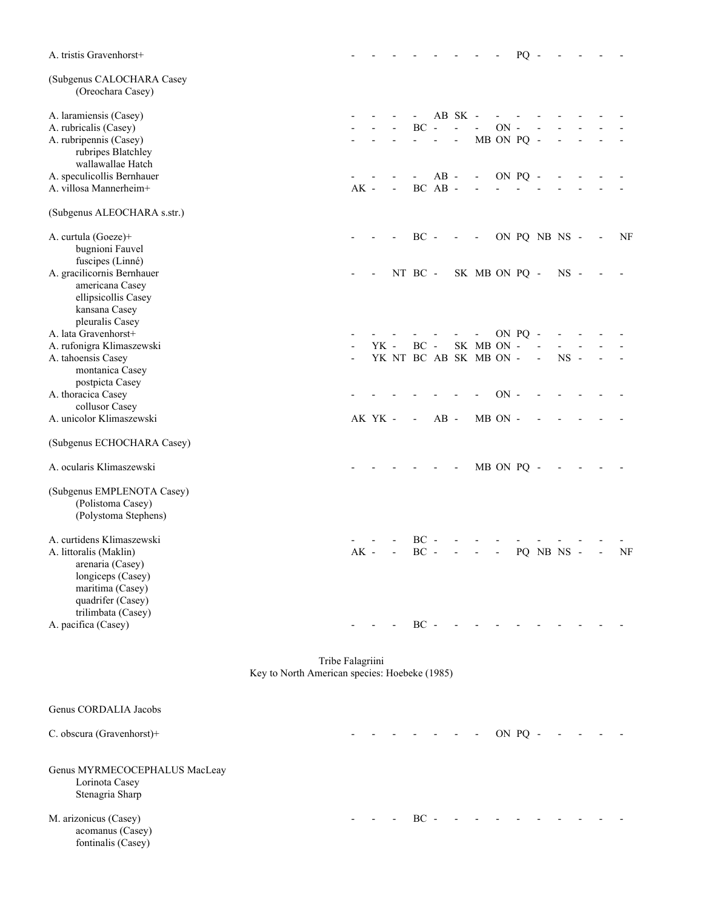A. tristis Gravenhorst+ - - - - - - - - PQ - - - - -

(Subgenus CALOCHARA Casey)
    (Oreochara Casey)

A. laramiensis (Casey) - - - - AB SK - - - - - - - -
A. rubricalis (Casey) - - - BC - - - ON - - - - - -
A. rubripennis (Casey) - - - - - - MB ON PQ - - - - -
    rubripes Blatchley
    wallawallae Hatch
A. speculicollis Bernhauer - - - - AB - - ON PQ - - - - -
A. villosa Mannerheim+ AK - - BC AB - - - - - - - - -

(Subgenus ALEOCHARA s.str.)

A. curtula (Goeze)+ - - - BC - - - ON PQ NB NS - - NF
    bugnioni Fauvel
    fuscipes (Linné)
A. gracilicornis Bernhauer - - NT BC - SK MB ON PQ - NS - - -
    americana Casey
    ellipsicollis Casey
    kansana Casey
    pleuralis Casey
A. lata Gravenhorst+ - - - - - - - ON PQ - - - - -
A. rufonigra Klimaszewski - YK - BC - SK MB ON - - - - - -
A. tahoensis Casey - YK NT BC AB SK MB ON - - NS - - -
    montanica Casey
    postpicta Casey
A. thoracica Casey - - - - - - - ON - - - - - -
    collusor Casey
A. unicolor Klimaszewski AK YK - - AB - MB ON - - - - - -

(Subgenus ECHOCHARA Casey)

A. ocularis Klimaszewski - - - - - - MB ON PQ - - - - -

(Subgenus EMPLENOTA Casey)
    (Polistoma Casey)
    (Polystoma Stephens)

A. curtidens Klimaszewski - - - BC - - - - - - - - - -
A. littoralis (Maklin) AK - - BC - - - - PQ NB NS - - NF
    arenaria (Casey)
    longiceps (Casey)
    maritima (Casey)
    quadrifer (Casey)
    trilimbata (Casey)
A. pacifica (Casey) - - - BC - - - - - - - - - -

Tribe Falagriini
Key to North American species: Hoebeke (1985)

Genus CORDALIA Jacobs

C. obscura (Gravenhorst)+ - - - - - - - ON PQ - - - - -

Genus MYRMECOCEPHALUS MacLeay
    Lorinota Casey
    Stenagria Sharp

M. arizonicus (Casey) - - - BC - - - - - - - - - -
    acomanus (Casey)
    fontinalis (Casey)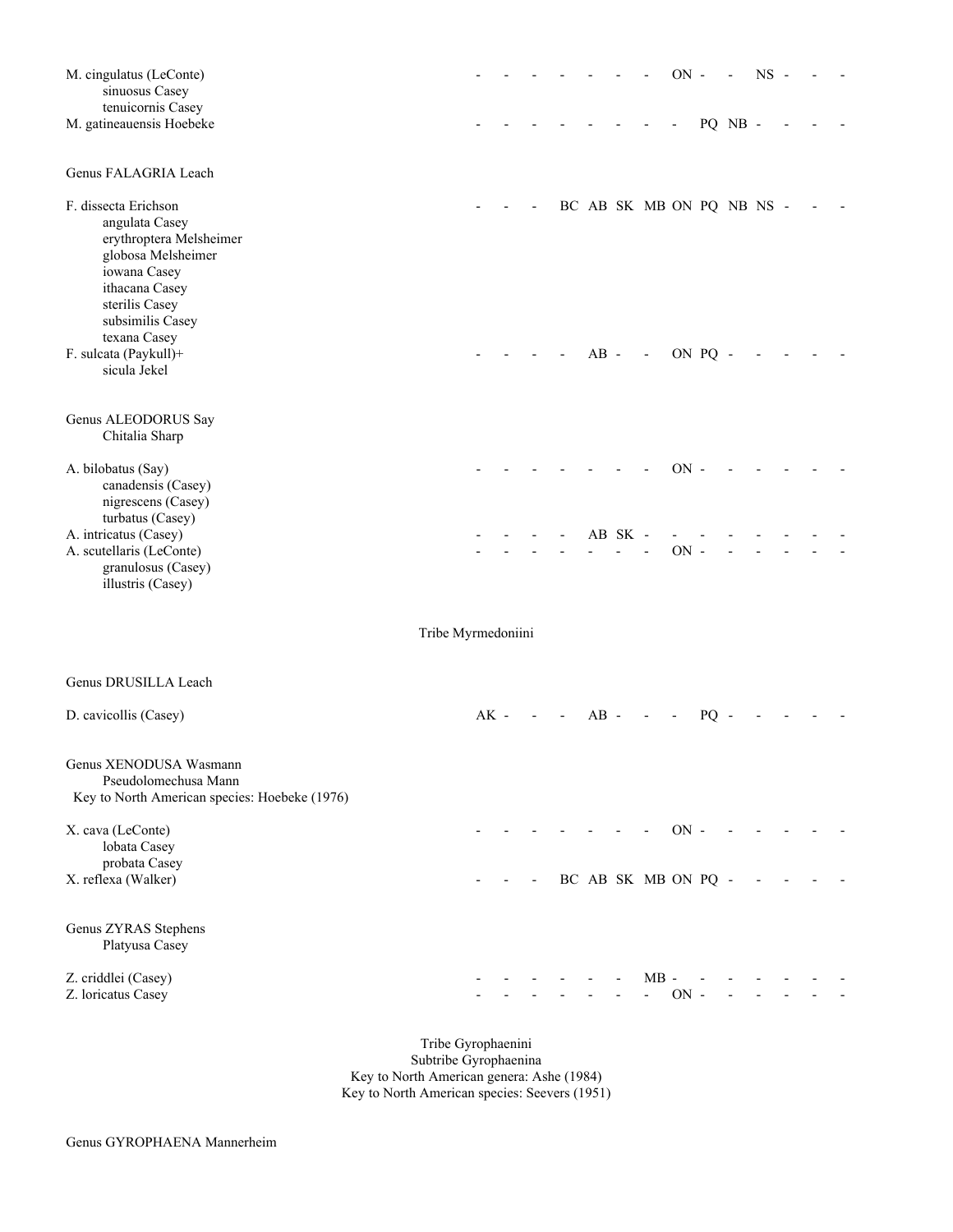M. cingulatus (LeConte) - - - - - - - ON - - NS - - -
    sinuosus Casey
    tenuicornis Casey
M. gatineauensis Hoebeke - - - - - - - - PQ NB - - - -

Genus FALAGRIA Leach

F. dissecta Erichson - - - BC AB SK MB ON PQ NB NS - - -
    angulata Casey
    erythroptera Melsheimer
    globosa Melsheimer
    iowana Casey
    ithacana Casey
    sterilis Casey
    subsimilis Casey
    texana Casey
F. sulcata (Paykull)+ - - - - AB - - ON PQ - - - - -
    sicula Jekel

Genus ALEODORUS Say
    Chitalia Sharp

A. bilobatus (Say) - - - - - - - ON - - - - - -
    canadensis (Casey)
    nigrescens (Casey)
    turbatus (Casey)
A. intricatus (Casey) - - - - AB SK - - - - - - - -
A. scutellaris (LeConte) - - - - - - - ON - - - - - -
    granulosus (Casey)
    illustris (Casey)

Tribe Myrmedoniini

Genus DRUSILLA Leach

D. cavicollis (Casey) AK - - - AB - - - PQ - - - - -

Genus XENODUSA Wasmann
    Pseudolomechusa Mann
Key to North American species: Hoebeke (1976)

X. cava (LeConte) - - - - - - - ON - - - - - -
    lobata Casey
    probata Casey
X. reflexa (Walker) - - - BC AB SK MB ON PQ - - - - -

Genus ZYRAS Stephens
    Platyusa Casey

Z. criddlei (Casey) - - - - - - MB - - - - - - -
Z. loricatus Casey - - - - - - - ON - - - - - -

Tribe Gyrophaenini
Subtribe Gyrophaenina
Key to North American genera: Ashe (1984)
Key to North American species: Seevers (1951)

Genus GYROPHAENA Mannerheim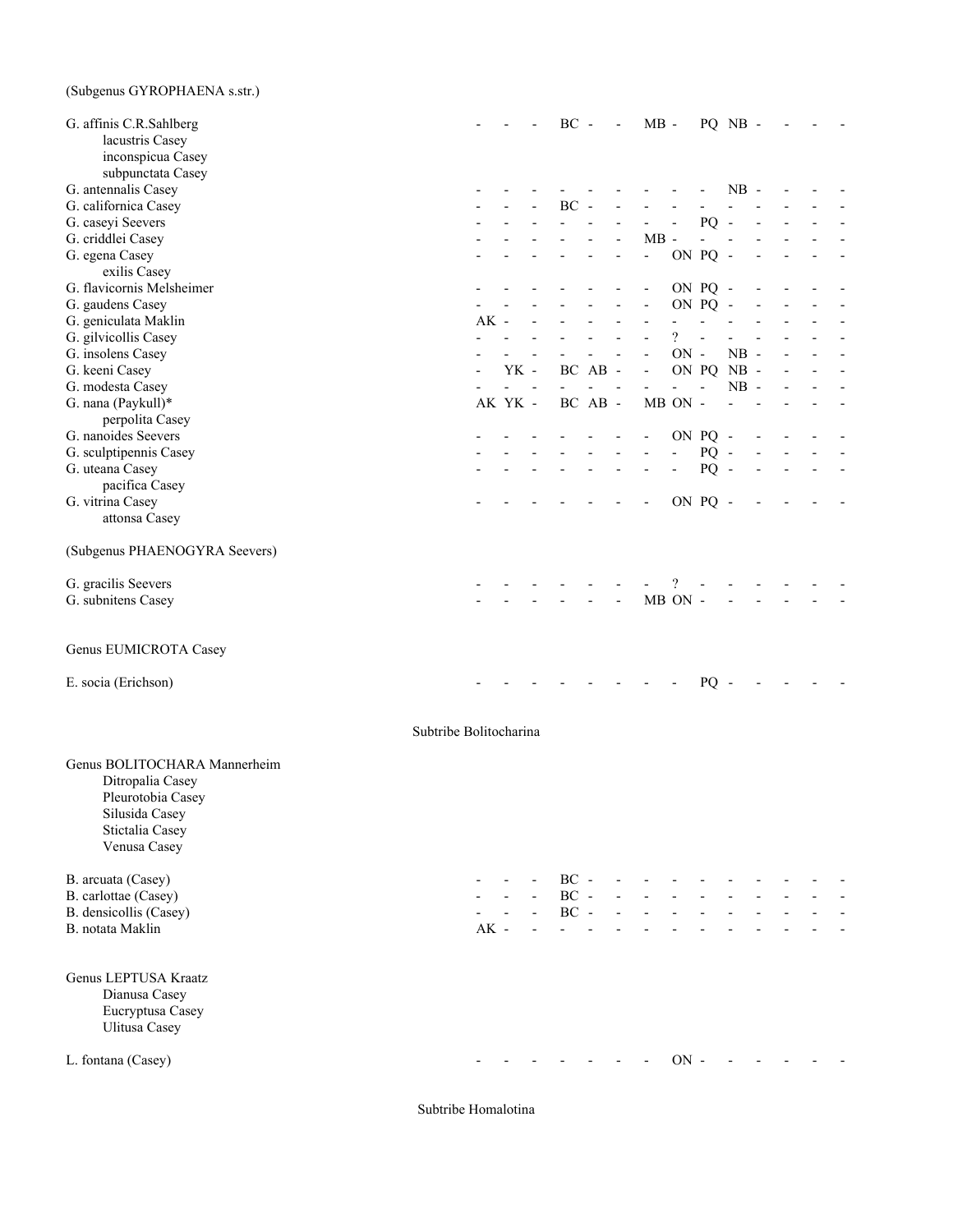(Subgenus GYROPHAENA s.str.)

| Taxon | | | | | | | | | | | | | | | |
|---|---|---|---|---|---|---|---|---|---|---|---|---|---|---|---|
| G. affinis C.R.Sahlberg | - | - | - | BC | - | - | MB | - | PQ | NB | - | - | - | - | - |
| lacustris Casey | | | | | | | | | | | | | | | |
| inconspicua Casey | | | | | | | | | | | | | | | |
| subpunctata Casey | | | | | | | | | | | | | | | |
| G. antennalis Casey | - | - | - | - | - | - | - | - | - | NB | - | - | - | - | - |
| G. californica Casey | - | - | - | BC | - | - | - | - | - | - | - | - | - | - | - |
| G. caseyi Seevers | - | - | - | - | - | - | - | - | PQ | - | - | - | - | - | - |
| G. criddlei Casey | - | - | - | - | - | - | MB | - | - | - | - | - | - | - | - |
| G. egena Casey | - | - | - | - | - | - | - | ON | PQ | - | - | - | - | - | - |
| exilis Casey | | | | | | | | | | | | | | | |
| G. flavicornis Melsheimer | - | - | - | - | - | - | - | ON | PQ | - | - | - | - | - | - |
| G. gaudens Casey | - | - | - | - | - | - | - | ON | PQ | - | - | - | - | - | - |
| G. geniculata Maklin | AK | - | - | - | - | - | - | - | - | - | - | - | - | - | - |
| G. gilvicollis Casey | - | - | - | - | - | - | - | ? | - | - | - | - | - | - | - |
| G. insolens Casey | - | - | - | - | - | - | - | ON | - | NB | - | - | - | - | - |
| G. keeni Casey | - | YK | - | BC | AB | - | - | ON | PQ | NB | - | - | - | - | - |
| G. modesta Casey | - | - | - | - | - | - | - | - | - | NB | - | - | - | - | - |
| G. nana (Paykull)* | AK | YK | - | BC | AB | - | MB | ON | - | - | - | - | - | - | - |
| perpolita Casey | | | | | | | | | | | | | | | |
| G. nanoides Seevers | - | - | - | - | - | - | - | ON | PQ | - | - | - | - | - | - |
| G. sculptipennis Casey | - | - | - | - | - | - | - | - | PQ | - | - | - | - | - | - |
| G. uteana Casey | - | - | - | - | - | - | - | - | PQ | - | - | - | - | - | - |
| pacifica Casey | | | | | | | | | | | | | | | |
| G. vitrina Casey | - | - | - | - | - | - | - | ON | PQ | - | - | - | - | - | - |
| attonsa Casey | | | | | | | | | | | | | | | |

(Subgenus PHAENOGYRA Seevers)

| Taxon | | | | | | | | | | | | | | | |
|---|---|---|---|---|---|---|---|---|---|---|---|---|---|---|---|
| G. gracilis Seevers | - | - | - | - | - | - | - | ? | - | - | - | - | - | - | - |
| G. subnitens Casey | - | - | - | - | - | - | MB | ON | - | - | - | - | - | - | - |

Genus EUMICROTA Casey

| Taxon | | | | | | | | | | | | | | | |
|---|---|---|---|---|---|---|---|---|---|---|---|---|---|---|---|
| E. socia (Erichson) | - | - | - | - | - | - | - | - | PQ | - | - | - | - | - | - |

## Subtribe Bolitocharina

Genus BOLITOCHARA Mannerheim
- Ditropalia Casey
- Pleurotobia Casey
- Silusida Casey
- Stictalia Casey
- Venusa Casey

| Taxon | | | | | | | | | | | | | | | |
|---|---|---|---|---|---|---|---|---|---|---|---|---|---|---|---|
| B. arcuata (Casey) | - | - | - | BC | - | - | - | - | - | - | - | - | - | - | - |
| B. carlottae (Casey) | - | - | - | BC | - | - | - | - | - | - | - | - | - | - | - |
| B. densicollis (Casey) | - | - | - | BC | - | - | - | - | - | - | - | - | - | - | - |
| B. notata Maklin | AK | - | - | - | - | - | - | - | - | - | - | - | - | - | - |

Genus LEPTUSA Kraatz
- Dianusa Casey
- Eucryptusa Casey
- Ulitusa Casey

| Taxon | | | | | | | | | | | | | | | |
|---|---|---|---|---|---|---|---|---|---|---|---|---|---|---|---|
| L. fontana (Casey) | - | - | - | - | - | - | - | ON | - | - | - | - | - | - | - |

## Subtribe Homalotina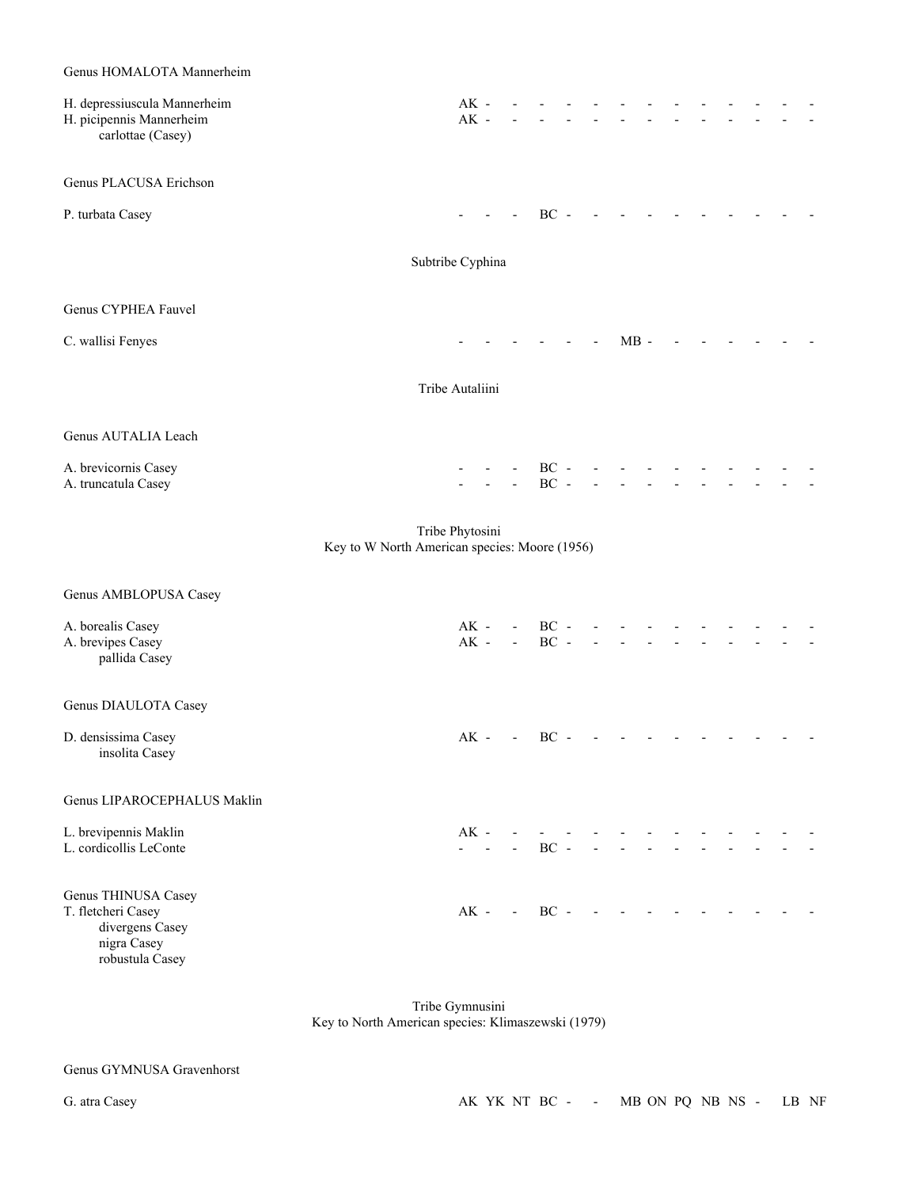Genus HOMALOTA Mannerheim

H. depressiuscula Mannerheim AK - - - - - - - - - - - - -
H. picipennis Mannerheim AK - - - - - - - - - - - - -
    carlottae (Casey)

Genus PLACUSA Erichson

P. turbata Casey - - - BC - - - - - - - - - -

Subtribe Cyphina

Genus CYPHEA Fauvel

C. wallisi Fenyes - - - - - - MB - - - - - - -

Tribe Autaliini

Genus AUTALIA Leach

A. brevicornis Casey - - - BC - - - - - - - - - -
A. truncatula Casey - - - BC - - - - - - - - - -

Tribe Phytosini
Key to W North American species: Moore (1956)

Genus AMBLOPUSA Casey

A. borealis Casey AK - - BC - - - - - - - - - -
A. brevipes Casey AK - - BC - - - - - - - - - -
    pallida Casey

Genus DIAULOTA Casey

D. densissima Casey AK - - BC - - - - - - - - - -
    insolita Casey

Genus LIPAROCEPHALUS Maklin

L. brevipennis Maklin AK - - - - - - - - - - - - -
L. cordicollis LeConte - - - BC - - - - - - - - - -

Genus THINUSA Casey
T. fletcheri Casey AK - - BC - - - - - - - - - -
    divergens Casey
    nigra Casey
    robustula Casey

Tribe Gymnusini
Key to North American species: Klimaszewski (1979)

Genus GYMNUSA Gravenhorst

G. atra Casey AK YK NT BC - - MB ON PQ NB NS - LB NF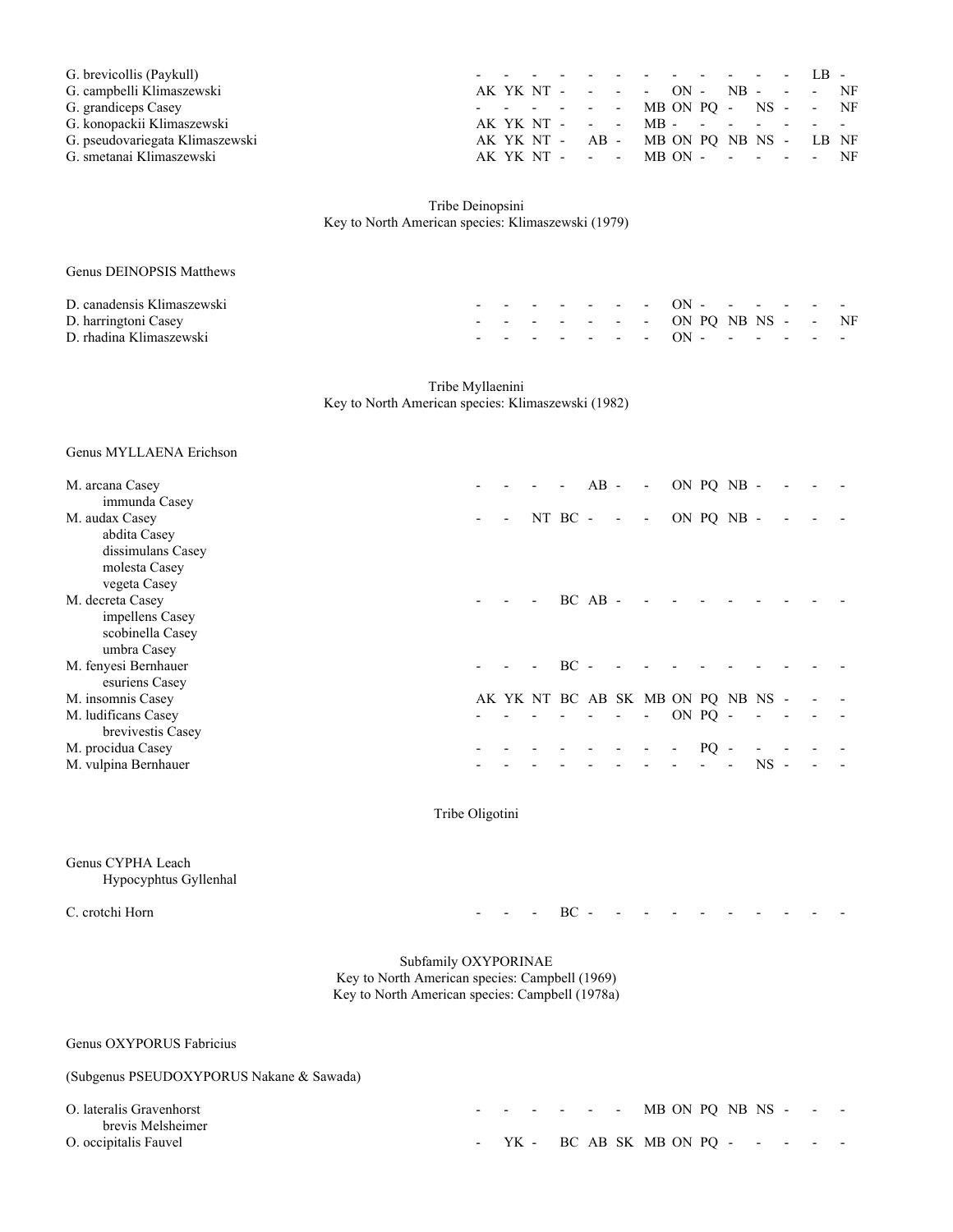| | | | | | | | | | | | | | | |
|---|---|---|---|---|---|---|---|---|---|---|---|---|---|---|
| G. brevicollis (Paykull) | - | - | - | - | - | - | - | - | - | - | - | - | LB | - |
| G. campbelli Klimaszewski | AK | YK | NT | - | - | - | - | ON | - | NB | - | - | - | NF |
| G. grandiceps Casey | - | - | - | - | - | - | MB | ON | PQ | - | NS | - | - | NF |
| G. konopackii Klimaszewski | AK | YK | NT | - | - | - | MB | - | - | - | - | - | - | - |
| G. pseudovariegata Klimaszewski | AK | YK | NT | - | AB | - | MB | ON | PQ | NB | NS | - | LB | NF |
| G. smetanai Klimaszewski | AK | YK | NT | - | - | - | MB | ON | - | - | - | - | - | NF |

Tribe Deinopsini
Key to North American species: Klimaszewski (1979)

Genus DEINOPSIS Matthews

| | | | | | | | | | | | | | | |
|---|---|---|---|---|---|---|---|---|---|---|---|---|---|---|
| D. canadensis Klimaszewski | - | - | - | - | - | - | - | ON | - | - | - | - | - | - |
| D. harringtoni Casey | - | - | - | - | - | - | - | ON | PQ | NB | NS | - | - | NF |
| D. rhadina Klimaszewski | - | - | - | - | - | - | - | ON | - | - | - | - | - | - |

Tribe Myllaenini
Key to North American species: Klimaszewski (1982)

Genus MYLLAENA Erichson

| | | | | | | | | | | | | | | |
|---|---|---|---|---|---|---|---|---|---|---|---|---|---|---|
| M. arcana Casey | - | - | - | - | AB | - | - | ON | PQ | NB | - | - | - | - |
| immunda Casey | | | | | | | | | | | | | | |
| M. audax Casey | - | - | NT | BC | - | - | - | ON | PQ | NB | - | - | - | - |
| abdita Casey | | | | | | | | | | | | | | |
| dissimulans Casey | | | | | | | | | | | | | | |
| molesta Casey | | | | | | | | | | | | | | |
| vegeta Casey | | | | | | | | | | | | | | |
| M. decreta Casey | - | - | - | BC | AB | - | - | - | - | - | - | - | - | - |
| impellens Casey | | | | | | | | | | | | | | |
| scobinella Casey | | | | | | | | | | | | | | |
| umbra Casey | | | | | | | | | | | | | | |
| M. fenyesi Bernhauer | - | - | - | BC | - | - | - | - | - | - | - | - | - | - |
| esuriens Casey | | | | | | | | | | | | | | |
| M. insomnis Casey | AK | YK | NT | BC | AB | SK | MB | ON | PQ | NB | NS | - | - | - |
| M. ludificans Casey | - | - | - | - | - | - | - | ON | PQ | - | - | - | - | - |
| brevivestis Casey | | | | | | | | | | | | | | |
| M. procidua Casey | - | - | - | - | - | - | - | - | PQ | - | - | - | - | - |
| M. vulpina Bernhauer | - | - | - | - | - | - | - | - | - | - | NS | - | - | - |

Tribe Oligotini

Genus CYPHA Leach
Hypocyphtus Gyllenhal

| | | | | | | | | | | | | | | |
|---|---|---|---|---|---|---|---|---|---|---|---|---|---|---|
| C. crotchi Horn | - | - | - | BC | - | - | - | - | - | - | - | - | - | - |

Subfamily OXYPORINAE
Key to North American species: Campbell (1969)
Key to North American species: Campbell (1978a)

Genus OXYPORUS Fabricius

(Subgenus PSEUDOXYPORUS Nakane & Sawada)

| | | | | | | | | | | | | | | |
|---|---|---|---|---|---|---|---|---|---|---|---|---|---|---|
| O. lateralis Gravenhorst | - | - | - | - | - | - | MB | ON | PQ | NB | NS | - | - | - |
| brevis Melsheimer | | | | | | | | | | | | | | |
| O. occipitalis Fauvel | - | YK | - | BC | AB | SK | MB | ON | PQ | - | - | - | - | - |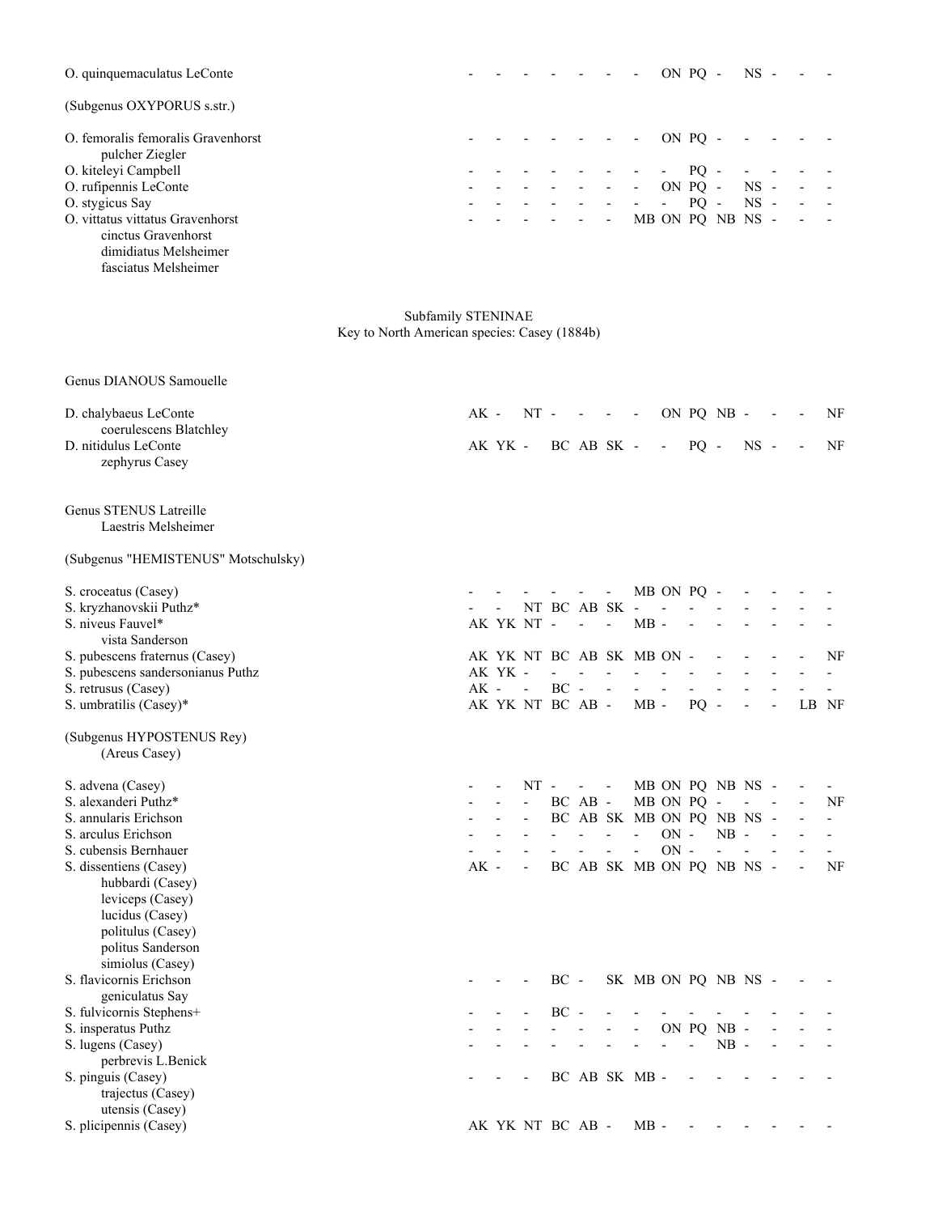O. quinquemaculatus LeConte - - - - - - - ON PQ - NS - - -

(Subgenus OXYPORUS s.str.)

O. femoralis femoralis Gravenhorst - - - - - - - ON PQ - - - - -
    pulcher Ziegler
O. kiteleyi Campbell - - - - - - - - PQ - - - - -
O. rufipennis LeConte - - - - - - - ON PQ - NS - - -
O. stygicus Say - - - - - - - - PQ - NS - - -
O. vittatus vittatus Gravenhorst - - - - - - MB ON PQ NB NS - - -
    cinctus Gravenhorst
    dimidiatus Melsheimer
    fasciatus Melsheimer

## Subfamily STENINAE

Key to North American species: Casey (1884b)

### Genus DIANOUS Samouelle

D. chalybaeus LeConte AK - NT - - - - ON PQ NB - - - NF
    coerulescens Blatchley
D. nitidulus LeConte AK YK - BC AB SK - - PQ - NS - - NF
    zephyrus Casey

### Genus STENUS Latreille

    Laestris Melsheimer

(Subgenus "HEMISTENUS" Motschulsky)

S. croceatus (Casey) - - - - - - MB ON PQ - - - - -
S. kryzhanovskii Puthz* - - NT BC AB SK - - - - - - - -
S. niveus Fauvel* AK YK NT - - - MB - - - - - - -
    vista Sanderson
S. pubescens fraternus (Casey) AK YK NT BC AB SK MB ON - - - - - NF
S. pubescens sandersonianus Puthz AK YK - - - - - - - - - - - -
S. retrusus (Casey) AK - - BC - - - - - - - - - -
S. umbratilis (Casey)* AK YK NT BC AB - MB - PQ - - - LB NF

(Subgenus HYPOSTENUS Rey)
    (Areus Casey)

S. advena (Casey) - - NT - - - MB ON PQ NB NS - - -
S. alexanderi Puthz* - - - BC AB - MB ON PQ - - - - NF
S. annularis Erichson - - - BC AB SK MB ON PQ NB NS - - -
S. arculus Erichson - - - - - - - ON - NB - - - -
S. cubensis Bernhauer - - - - - - - ON - - - - - -
S. dissentiens (Casey) AK - - BC AB SK MB ON PQ NB NS - - NF
    hubbardi (Casey)
    leviceps (Casey)
    lucidus (Casey)
    politulus (Casey)
    politus Sanderson
    simiolus (Casey)
S. flavicornis Erichson - - - BC - SK MB ON PQ NB NS - - -
    geniculatus Say
S. fulvicornis Stephens+ - - - BC - - - - - - - - - -
S. insperatus Puthz - - - - - - - ON PQ NB - - - -
S. lugens (Casey) - - - - - - - - - NB - - - -
    perbrevis L.Benick
S. pinguis (Casey) - - - BC AB SK MB - - - - - - -
    trajectus (Casey)
    utensis (Casey)
S. plicipennis (Casey) AK YK NT BC AB - MB - - - - - - -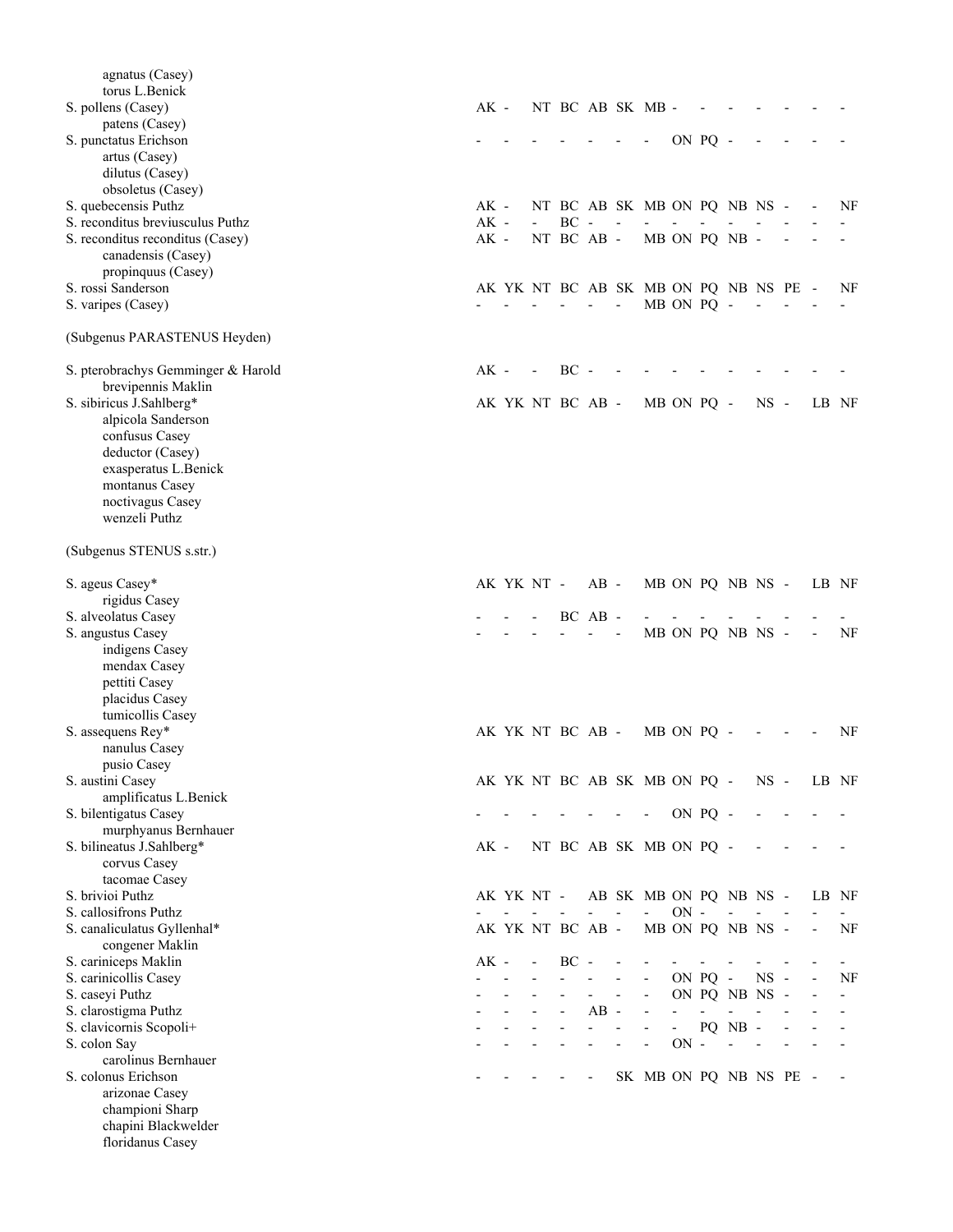| Taxon | AK | YK | NT | BC | AB | SK | MB | ON | PQ | NB | NS | PE | LB | NF |
|---|---|---|---|---|---|---|---|---|---|---|---|---|---|---|
| agnatus (Casey) | | | | | | | | | | | | | | |
| torus L.Benick | | | | | | | | | | | | | | |
| S. pollens (Casey) | AK | - | NT | BC | AB | SK | MB | - | - | - | - | - | - | - |
| patens (Casey) | | | | | | | | | | | | | | |
| S. punctatus Erichson | - | - | - | - | - | - | - | ON | PQ | - | - | - | - | - |
| artus (Casey) | | | | | | | | | | | | | | |
| dilutus (Casey) | | | | | | | | | | | | | | |
| obsoletus (Casey) | | | | | | | | | | | | | | |
| S. quebecensis Puthz | AK | - | NT | BC | AB | SK | MB | ON | PQ | NB | NS | - | - | NF |
| S. reconditus breviusculus Puthz | AK | - | - | BC | - | - | - | - | - | - | - | - | - | - |
| S. reconditus reconditus (Casey) | AK | - | NT | BC | AB | - | MB | ON | PQ | NB | - | - | - | - |
| canadensis (Casey) | | | | | | | | | | | | | | |
| propinquus (Casey) | | | | | | | | | | | | | | |
| S. rossi Sanderson | AK | YK | NT | BC | AB | SK | MB | ON | PQ | NB | NS | PE | - | NF |
| S. varipes (Casey) | - | - | - | - | - | - | MB | ON | PQ | - | - | - | - | - |
| (Subgenus PARASTENUS Heyden) | | | | | | | | | | | | | | |
| S. pterobrachys Gemminger & Harold | AK | - | - | BC | - | - | - | - | - | - | - | - | - | - |
| brevipennis Maklin | | | | | | | | | | | | | | |
| S. sibiricus J.Sahlberg* | AK | YK | NT | BC | AB | - | MB | ON | PQ | - | NS | - | LB | NF |
| alpicola Sanderson | | | | | | | | | | | | | | |
| confusus Casey | | | | | | | | | | | | | | |
| deductor (Casey) | | | | | | | | | | | | | | |
| exasperatus L.Benick | | | | | | | | | | | | | | |
| montanus Casey | | | | | | | | | | | | | | |
| noctivagus Casey | | | | | | | | | | | | | | |
| wenzeli Puthz | | | | | | | | | | | | | | |
| (Subgenus STENUS s.str.) | | | | | | | | | | | | | | |
| S. ageus Casey* | AK | YK | NT | - | AB | - | MB | ON | PQ | NB | NS | - | LB | NF |
| rigidus Casey | | | | | | | | | | | | | | |
| S. alveolatus Casey | - | - | - | BC | AB | - | - | - | - | - | - | - | - | - |
| S. angustus Casey | - | - | - | - | - | - | MB | ON | PQ | NB | NS | - | - | NF |
| indigens Casey | | | | | | | | | | | | | | |
| mendax Casey | | | | | | | | | | | | | | |
| pettiti Casey | | | | | | | | | | | | | | |
| placidus Casey | | | | | | | | | | | | | | |
| tumicollis Casey | | | | | | | | | | | | | | |
| S. assequens Rey* | AK | YK | NT | BC | AB | - | MB | ON | PQ | - | - | - | - | NF |
| nanulus Casey | | | | | | | | | | | | | | |
| pusio Casey | | | | | | | | | | | | | | |
| S. austini Casey | AK | YK | NT | BC | AB | SK | MB | ON | PQ | - | NS | - | LB | NF |
| amplificatus L.Benick | | | | | | | | | | | | | | |
| S. bilentigatus Casey | - | - | - | - | - | - | - | ON | PQ | - | - | - | - | - |
| murphyanus Bernhauer | | | | | | | | | | | | | | |
| S. bilineatus J.Sahlberg* | AK | - | NT | BC | AB | SK | MB | ON | PQ | - | - | - | - | - |
| corvus Casey | | | | | | | | | | | | | | |
| tacomae Casey | | | | | | | | | | | | | | |
| S. brivioi Puthz | AK | YK | NT | - | AB | SK | MB | ON | PQ | NB | NS | - | LB | NF |
| S. callosifrons Puthz | - | - | - | - | - | - | - | ON | - | - | - | - | - | - |
| S. canaliculatus Gyllenhal* | AK | YK | NT | BC | AB | - | MB | ON | PQ | NB | NS | - | - | NF |
| congener Maklin | | | | | | | | | | | | | | |
| S. cariniceps Maklin | AK | - | - | BC | - | - | - | - | - | - | - | - | - | - |
| S. carinicollis Casey | - | - | - | - | - | - | - | ON | PQ | - | NS | - | - | NF |
| S. caseyi Puthz | - | - | - | - | - | - | - | ON | PQ | NB | NS | - | - | - |
| S. clarostigma Puthz | - | - | - | - | AB | - | - | - | - | - | - | - | - | - |
| S. clavicornis Scopoli+ | - | - | - | - | - | - | - | - | PQ | NB | - | - | - | - |
| S. colon Say | - | - | - | - | - | - | - | ON | - | - | - | - | - | - |
| carolinus Bernhauer | | | | | | | | | | | | | | |
| S. colonus Erichson | - | - | - | - | - | SK | MB | ON | PQ | NB | NS | PE | - | - |
| arizonae Casey | | | | | | | | | | | | | | |
| championi Sharp | | | | | | | | | | | | | | |
| chapini Blackwelder | | | | | | | | | | | | | | |
| floridanus Casey | | | | | | | | | | | | | | |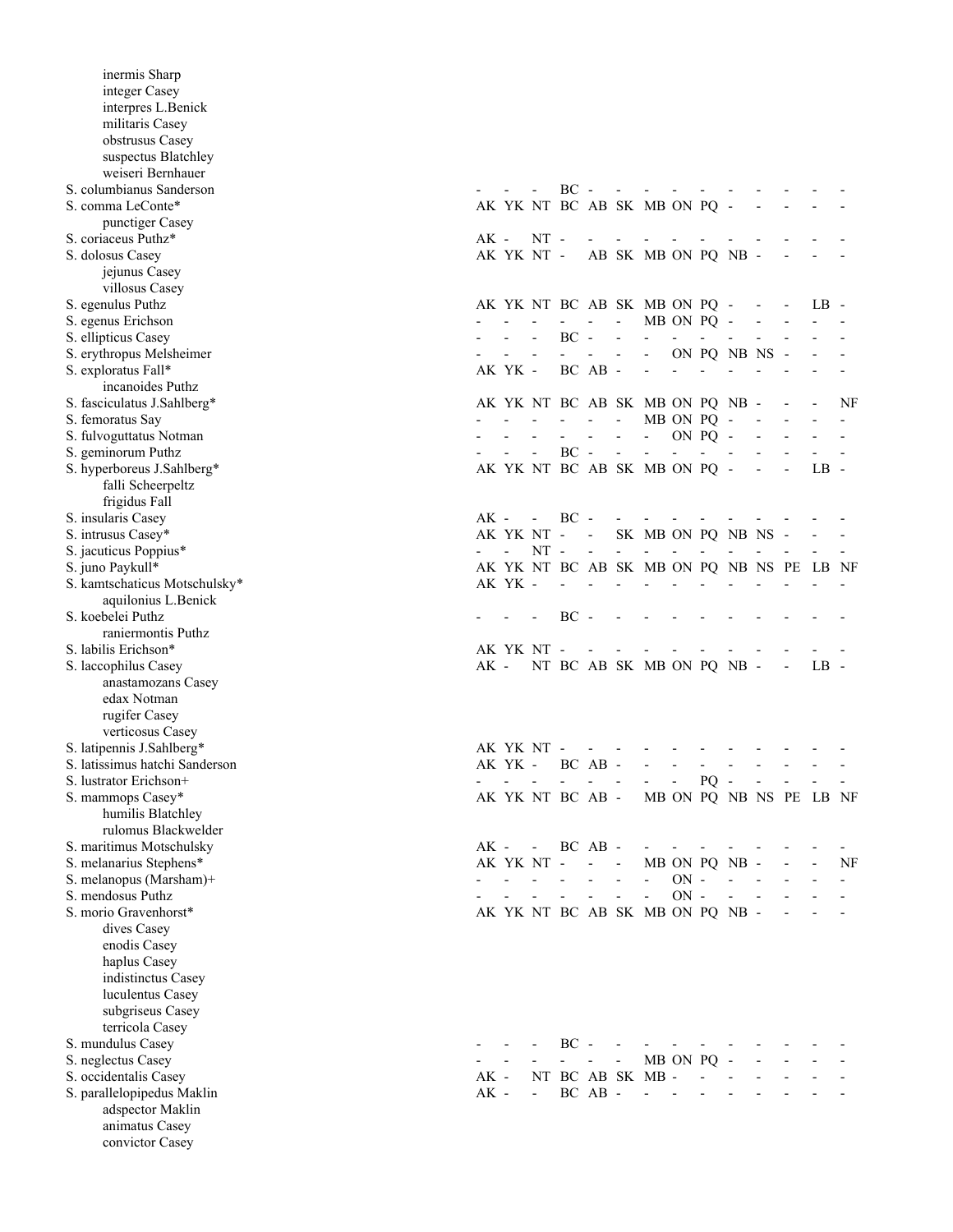| Taxon | AK | YK | NT | BC | AB | SK | MB | ON | PQ | NB | NS | PE | LB | NF |
|---|---|---|---|---|---|---|---|---|---|---|---|---|---|---|
| inermis Sharp | | | | | | | | | | | | | | |
| integer Casey | | | | | | | | | | | | | | |
| interpres L.Benick | | | | | | | | | | | | | | |
| militaris Casey | | | | | | | | | | | | | | |
| obstrusus Casey | | | | | | | | | | | | | | |
| suspectus Blatchley | | | | | | | | | | | | | | |
| weiseri Bernhauer | | | | | | | | | | | | | | |
| S. columbianus Sanderson | - | - | - | BC | - | - | - | - | - | - | - | - | - | - |
| S. comma LeConte* | AK | YK | NT | BC | AB | SK | MB | ON | PQ | - | - | - | - | - |
| punctiger Casey | | | | | | | | | | | | | | |
| S. coriaceus Puthz* | AK | - | NT | - | - | - | - | - | - | - | - | - | - | - |
| S. dolosus Casey | AK | YK | NT | - | AB | SK | MB | ON | PQ | NB | - | - | - | - |
| jejunus Casey | | | | | | | | | | | | | | |
| villosus Casey | | | | | | | | | | | | | | |
| S. egenulus Puthz | AK | YK | NT | BC | AB | SK | MB | ON | PQ | - | - | - | LB | - |
| S. egenus Erichson | - | - | - | - | - | - | MB | ON | PQ | - | - | - | - | - |
| S. ellipticus Casey | - | - | - | BC | - | - | - | - | - | - | - | - | - | - |
| S. erythropus Melsheimer | - | - | - | - | - | - | - | ON | PQ | NB | NS | - | - | - |
| S. exploratus Fall* | AK | YK | - | BC | AB | - | - | - | - | - | - | - | - | - |
| incanoides Puthz | | | | | | | | | | | | | | |
| S. fasciculatus J.Sahlberg* | AK | YK | NT | BC | AB | SK | MB | ON | PQ | NB | - | - | - | NF |
| S. femoratus Say | - | - | - | - | - | - | MB | ON | PQ | - | - | - | - | - |
| S. fulvoguttatus Notman | - | - | - | - | - | - | - | ON | PQ | - | - | - | - | - |
| S. geminorum Puthz | - | - | - | BC | - | - | - | - | - | - | - | - | - | - |
| S. hyperboreus J.Sahlberg* | AK | YK | NT | BC | AB | SK | MB | ON | PQ | - | - | - | LB | - |
| falli Scheerpeltz | | | | | | | | | | | | | | |
| frigidus Fall | | | | | | | | | | | | | | |
| S. insularis Casey | AK | - | - | BC | - | - | - | - | - | - | - | - | - | - |
| S. intrusus Casey* | AK | YK | NT | - | - | SK | MB | ON | PQ | NB | NS | - | - | - |
| S. jacuticus Poppius* | - | - | NT | - | - | - | - | - | - | - | - | - | - | - |
| S. juno Paykull* | AK | YK | NT | BC | AB | SK | MB | ON | PQ | NB | NS | PE | LB | NF |
| S. kamtschaticus Motschulsky* | AK | YK | - | - | - | - | - | - | - | - | - | - | - | - |
| aquilonius L.Benick | | | | | | | | | | | | | | |
| S. koebelei Puthz | - | - | - | BC | - | - | - | - | - | - | - | - | - | - |
| raniermontis Puthz | | | | | | | | | | | | | | |
| S. labilis Erichson* | AK | YK | NT | - | - | - | - | - | - | - | - | - | - | - |
| S. laccophilus Casey | AK | - | NT | BC | AB | SK | MB | ON | PQ | NB | - | - | LB | - |
| anastamozans Casey | | | | | | | | | | | | | | |
| edax Notman | | | | | | | | | | | | | | |
| rugifer Casey | | | | | | | | | | | | | | |
| verticosus Casey | | | | | | | | | | | | | | |
| S. latipennis J.Sahlberg* | AK | YK | NT | - | - | - | - | - | - | - | - | - | - | - |
| S. latissimus hatchi Sanderson | AK | YK | - | BC | AB | - | - | - | - | - | - | - | - | - |
| S. lustrator Erichson+ | - | - | - | - | - | - | - | - | PQ | - | - | - | - | - |
| S. mammops Casey* | AK | YK | NT | BC | AB | - | MB | ON | PQ | NB | NS | PE | LB | NF |
| humilis Blatchley | | | | | | | | | | | | | | |
| rulomus Blackwelder | | | | | | | | | | | | | | |
| S. maritimus Motschulsky | AK | - | - | BC | AB | - | - | - | - | - | - | - | - | - |
| S. melanarius Stephens* | AK | YK | NT | - | - | - | MB | ON | PQ | NB | - | - | - | NF |
| S. melanopus (Marsham)+ | - | - | - | - | - | - | - | ON | - | - | - | - | - | - |
| S. mendosus Puthz | - | - | - | - | - | - | - | ON | - | - | - | - | - | - |
| S. morio Gravenhorst* | AK | YK | NT | BC | AB | SK | MB | ON | PQ | NB | - | - | - | - |
| dives Casey | | | | | | | | | | | | | | |
| enodis Casey | | | | | | | | | | | | | | |
| haplus Casey | | | | | | | | | | | | | | |
| indistinctus Casey | | | | | | | | | | | | | | |
| luculentus Casey | | | | | | | | | | | | | | |
| subgriseus Casey | | | | | | | | | | | | | | |
| terricola Casey | | | | | | | | | | | | | | |
| S. mundulus Casey | - | - | - | BC | - | - | - | - | - | - | - | - | - | - |
| S. neglectus Casey | - | - | - | - | - | - | MB | ON | PQ | - | - | - | - | - |
| S. occidentalis Casey | AK | - | NT | BC | AB | SK | MB | - | - | - | - | - | - | - |
| S. parallelopipedus Maklin | AK | - | - | BC | AB | - | - | - | - | - | - | - | - | - |
| adspector Maklin | | | | | | | | | | | | | | |
| animatus Casey | | | | | | | | | | | | | | |
| convictor Casey | | | | | | | | | | | | | | |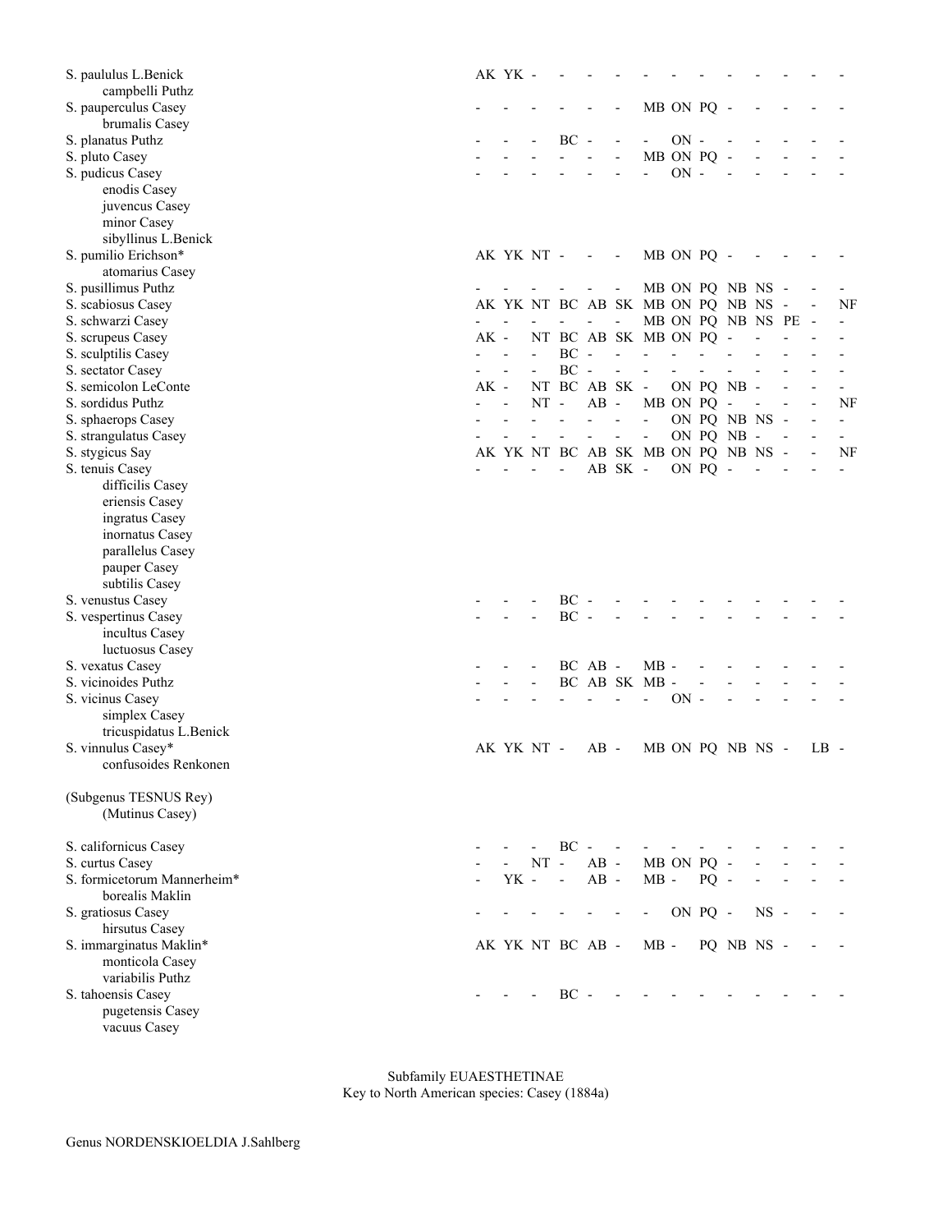| | | | | | | | | | | | | | | |
|---|---|---|---|---|---|---|---|---|---|---|---|---|---|---|
| S. paululus L.Benick | AK | YK | - | - | - | - | - | - | - | - | - | - | - | - |
| campbelli Puthz | | | | | | | | | | | | | | |
| S. pauperculus Casey | - | - | - | - | - | - | MB | ON | PQ | - | - | - | - | - |
| brumalis Casey | | | | | | | | | | | | | | |
| S. planatus Puthz | - | - | - | BC | - | - | - | ON | - | - | - | - | - | - |
| S. pluto Casey | - | - | - | - | - | - | MB | ON | PQ | - | - | - | - | - |
| S. pudicus Casey | - | - | - | - | - | - | - | ON | - | - | - | - | - | - |
| enodis Casey | | | | | | | | | | | | | | |
| juvencus Casey | | | | | | | | | | | | | | |
| minor Casey | | | | | | | | | | | | | | |
| sibyllinus L.Benick | | | | | | | | | | | | | | |
| S. pumilio Erichson* | AK | YK | NT | - | - | - | MB | ON | PQ | - | - | - | - | - |
| atomarius Casey | | | | | | | | | | | | | | |
| S. pusillimus Puthz | - | - | - | - | - | - | MB | ON | PQ | NB | NS | - | - | - |
| S. scabiosus Casey | AK | YK | NT | BC | AB | SK | MB | ON | PQ | NB | NS | - | - | NF |
| S. schwarzi Casey | - | - | - | - | - | - | MB | ON | PQ | NB | NS | PE | - | - |
| S. scrupeus Casey | AK | - | NT | BC | AB | SK | MB | ON | PQ | - | - | - | - | - |
| S. sculptilis Casey | - | - | - | BC | - | - | - | - | - | - | - | - | - | - |
| S. sectator Casey | - | - | - | BC | - | - | - | - | - | - | - | - | - | - |
| S. semicolon LeConte | AK | - | NT | BC | AB | SK | - | ON | PQ | NB | - | - | - | - |
| S. sordidus Puthz | - | - | NT | - | AB | - | MB | ON | PQ | - | - | - | - | NF |
| S. sphaerops Casey | - | - | - | - | - | - | - | ON | PQ | NB | NS | - | - | - |
| S. strangulatus Casey | - | - | - | - | - | - | - | ON | PQ | NB | - | - | - | - |
| S. stygicus Say | AK | YK | NT | BC | AB | SK | MB | ON | PQ | NB | NS | - | - | NF |
| S. tenuis Casey | - | - | - | - | AB | SK | - | ON | PQ | - | - | - | - | - |
| difficilis Casey | | | | | | | | | | | | | | |
| eriensis Casey | | | | | | | | | | | | | | |
| ingratus Casey | | | | | | | | | | | | | | |
| inornatus Casey | | | | | | | | | | | | | | |
| parallelus Casey | | | | | | | | | | | | | | |
| pauper Casey | | | | | | | | | | | | | | |
| subtilis Casey | | | | | | | | | | | | | | |
| S. venustus Casey | - | - | - | BC | - | - | - | - | - | - | - | - | - | - |
| S. vespertinus Casey | - | - | - | BC | - | - | - | - | - | - | - | - | - | - |
| incultus Casey | | | | | | | | | | | | | | |
| luctuosus Casey | | | | | | | | | | | | | | |
| S. vexatus Casey | - | - | - | BC | AB | - | MB | - | - | - | - | - | - | - |
| S. vicinoides Puthz | - | - | - | BC | AB | SK | MB | - | - | - | - | - | - | - |
| S. vicinus Casey | - | - | - | - | - | - | - | ON | - | - | - | - | - | - |
| simplex Casey | | | | | | | | | | | | | | |
| tricuspidatus L.Benick | | | | | | | | | | | | | | |
| S. vinnulus Casey* | AK | YK | NT | - | AB | - | MB | ON | PQ | NB | NS | - | LB | - |
| confusoides Renkonen | | | | | | | | | | | | | | |

(Subgenus TESNUS Rey)
(Mutinus Casey)

| | | | | | | | | | | | | | | |
|---|---|---|---|---|---|---|---|---|---|---|---|---|---|---|
| S. californicus Casey | - | - | - | BC | - | - | - | - | - | - | - | - | - | - |
| S. curtus Casey | - | - | NT | - | AB | - | MB | ON | PQ | - | - | - | - | - |
| S. formicetorum Mannerheim* | - | YK | - | - | AB | - | MB | - | PQ | - | - | - | - | - |
| borealis Maklin | | | | | | | | | | | | | | |
| S. gratiosus Casey | - | - | - | - | - | - | - | ON | PQ | - | NS | - | - | - |
| hirsutus Casey | | | | | | | | | | | | | | |
| S. immarginatus Maklin* | AK | YK | NT | BC | AB | - | MB | - | PQ | NB | NS | - | - | - |
| monticola Casey | | | | | | | | | | | | | | |
| variabilis Puthz | | | | | | | | | | | | | | |
| S. tahoensis Casey | - | - | - | BC | - | - | - | - | - | - | - | - | - | - |
| pugetensis Casey | | | | | | | | | | | | | | |
| vacuus Casey | | | | | | | | | | | | | | |

Subfamily EUAESTHETINAE
Key to North American species: Casey (1884a)

Genus NORDENSKIOELDIA J.Sahlberg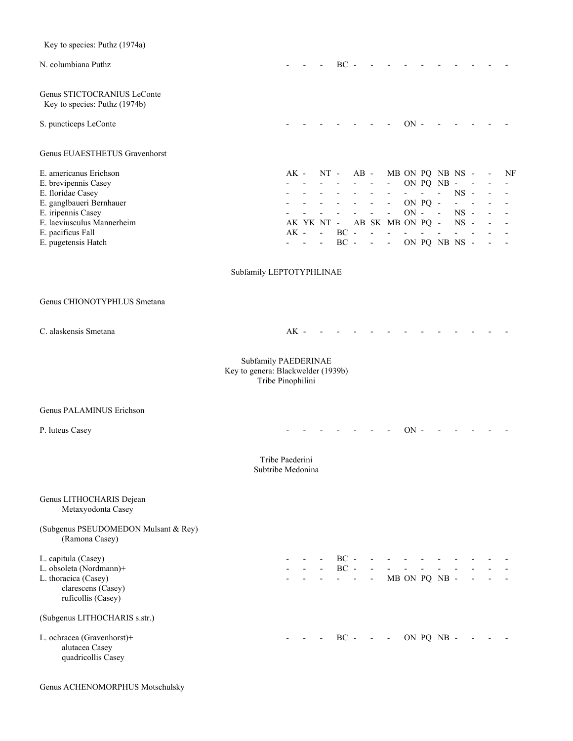Key to species: Puthz (1974a)

N. columbiana Puthz - - - BC - - - - - - - - - -

Genus STICTOCRANIUS LeConte
Key to species: Puthz (1974b)

S. puncticeps LeConte - - - - - - - ON - - - - - -

Genus EUAESTHETUS Gravenhorst

E. americanus Erichson AK - NT - AB - MB ON PQ NB NS - - NF
E. brevipennis Casey - - - - - - - ON PQ NB - - - -
E. floridae Casey - - - - - - - - - - NS - - -
E. ganglbaueri Bernhauer - - - - - - - ON PQ - - - - -
E. iripennis Casey - - - - - - - ON - - NS - - -
E. laeviusculus Mannerheim AK YK NT - AB SK MB ON PQ - NS - - -
E. pacificus Fall AK - - BC - - - - - - - - - -
E. pugetensis Hatch - - - BC - - - ON PQ NB NS - - -

## Subfamily LEPTOTYPHLINAE

Genus CHIONOTYPHLUS Smetana

C. alaskensis Smetana AK - - - - - - - - - - - - -

## Subfamily PAEDERINAE
Key to genera: Blackwelder (1939b)
Tribe Pinophilini

Genus PALAMINUS Erichson

P. luteus Casey - - - - - - - ON - - - - - -

Tribe Paederini
Subtribe Medonina

Genus LITHOCHARIS Dejean
Metaxyodonta Casey

(Subgenus PSEUDOMEDON Mulsant & Rey)
(Ramona Casey)

L. capitula (Casey) - - - BC - - - - - - - - - -
L. obsoleta (Nordmann)+ - - - BC - - - - - - - - - -
L. thoracica (Casey) - - - - - - MB ON PQ NB - - - -
clarescens (Casey)
ruficollis (Casey)

(Subgenus LITHOCHARIS s.str.)

L. ochracea (Gravenhorst)+ - - - BC - - - ON PQ NB - - - -
alutacea Casey
quadricollis Casey

Genus ACHENOMORPHUS Motschulsky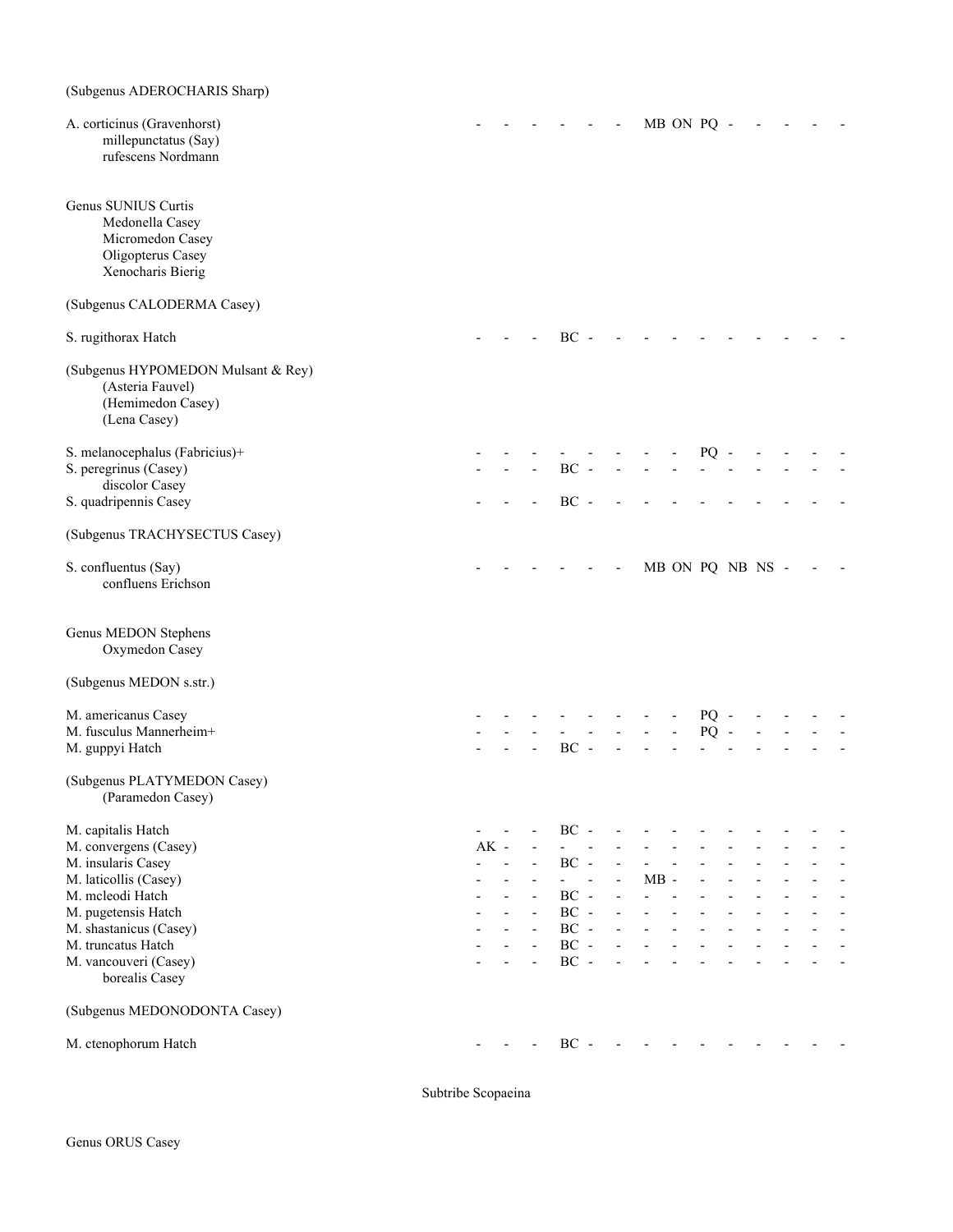(Subgenus ADEROCHARIS Sharp)

A. corticinus (Gravenhorst) - - - - - - MB ON PQ - - - - -
    millepunctatus (Say)
    rufescens Nordmann

Genus SUNIUS Curtis
    Medonella Casey
    Micromedon Casey
    Oligopterus Casey
    Xenocharis Bierig

(Subgenus CALODERMA Casey)

S. rugithorax Hatch - - - BC - - - - - - - - - -

(Subgenus HYPOMEDON Mulsant & Rey)
    (Asteria Fauvel)
    (Hemimedon Casey)
    (Lena Casey)

S. melanocephalus (Fabricius)+ - - - - - - - - PQ - - - - -
S. peregrinus (Casey) - - - BC - - - - - - - - - -
    discolor Casey
S. quadripennis Casey - - - BC - - - - - - - - - -

(Subgenus TRACHYSECTUS Casey)

S. confluentus (Say) - - - - - - MB ON PQ NB NS - - -
    confluens Erichson

Genus MEDON Stephens
    Oxymedon Casey

(Subgenus MEDON s.str.)

M. americanus Casey - - - - - - - - PQ - - - - -
M. fusculus Mannerheim+ - - - - - - - - PQ - - - - -
M. guppyi Hatch - - - BC - - - - - - - - - -

(Subgenus PLATYMEDON Casey)
    (Paramedon Casey)

M. capitalis Hatch - - - BC - - - - - - - - - -
M. convergens (Casey) AK - - - - - - - - - - - - -
M. insularis Casey - - - BC - - - - - - - - - -
M. laticollis (Casey) - - - - - - MB - - - - - - -
M. mcleodi Hatch - - - BC - - - - - - - - - -
M. pugetensis Hatch - - - BC - - - - - - - - - -
M. shastanicus (Casey) - - - BC - - - - - - - - - -
M. truncatus Hatch - - - BC - - - - - - - - - -
M. vancouveri (Casey) - - - BC - - - - - - - - - -
    borealis Casey

(Subgenus MEDONODONTA Casey)

M. ctenophorum Hatch - - - BC - - - - - - - - - -

Subtribe Scopaeina

Genus ORUS Casey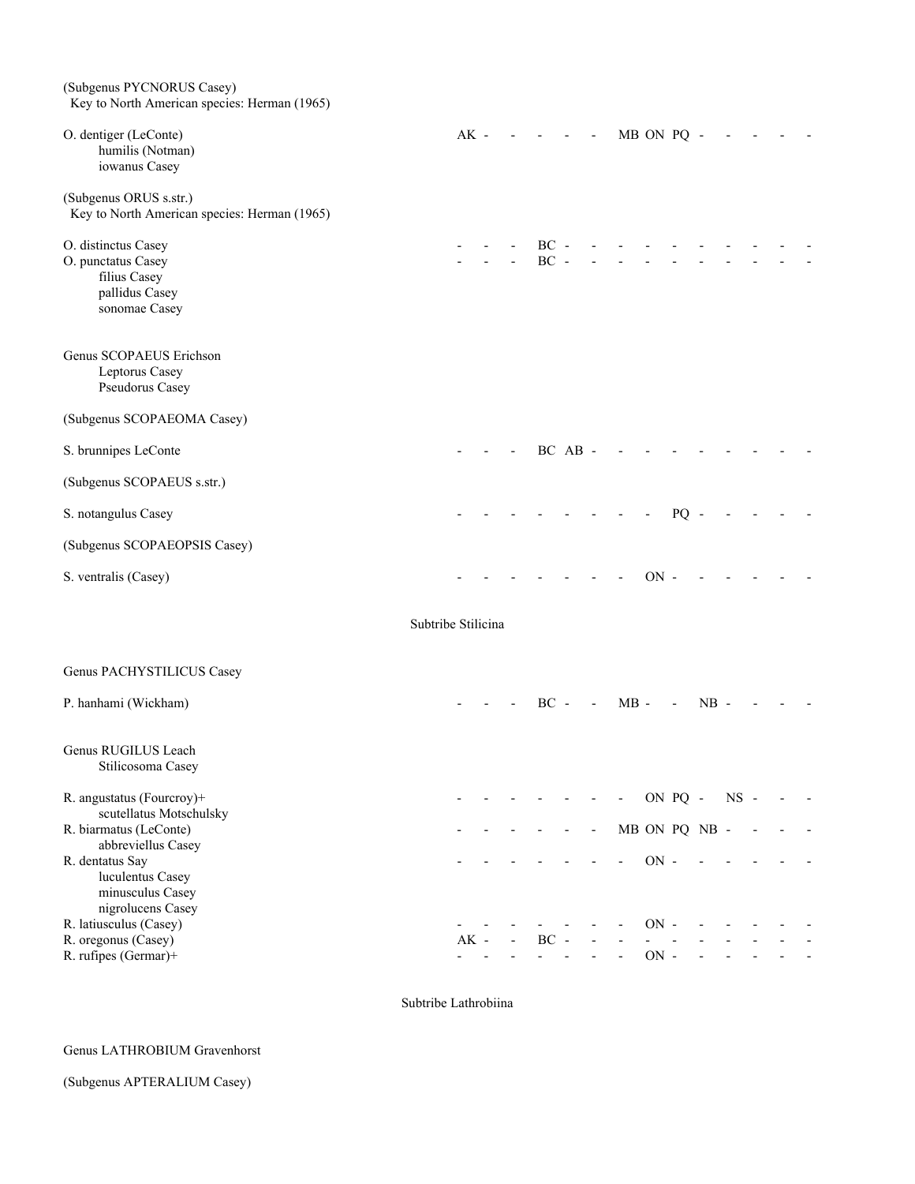(Subgenus PYCNORUS Casey)
Key to North American species: Herman (1965)

O. dentiger (LeConte) AK - - - - - MB ON PQ - - - - -
humilis (Notman)
iowanus Casey

(Subgenus ORUS s.str.)
Key to North American species: Herman (1965)

O. distinctus Casey - - - BC - - - - - - - - - -
O. punctatus Casey - - - BC - - - - - - - - - -
filius Casey
pallidus Casey
sonomae Casey

Genus SCOPAEUS Erichson
Leptorus Casey
Pseudorus Casey

(Subgenus SCOPAEOMA Casey)

S. brunnipes LeConte - - - BC AB - - - - - - - - -

(Subgenus SCOPAEUS s.str.)

S. notangulus Casey - - - - - - - - PQ - - - - -

(Subgenus SCOPAEOPSIS Casey)

S. ventralis (Casey) - - - - - - - ON - - - - - -

Subtribe Stilicina

Genus PACHYSTILICUS Casey

P. hanhami (Wickham) - - - BC - - MB - - NB - - - -

Genus RUGILUS Leach
Stilicosoma Casey

R. angustatus (Fourcroy)+ - - - - - - - ON PQ - NS - - -
scutellatus Motschulsky
R. biarmatus (LeConte) - - - - - - MB ON PQ NB - - - -
abbreviellus Casey
R. dentatus Say - - - - - - - ON - - - - - -
luculentus Casey
minusculus Casey
nigrolucens Casey
R. latiusculus (Casey) - - - - - - - ON - - - - - -
R. oregonus (Casey) AK - - BC - - - - - - - - - -
R. rufipes (Germar)+ - - - - - - - ON - - - - - -

Subtribe Lathrobiina

Genus LATHROBIUM Gravenhorst

(Subgenus APTERALIUM Casey)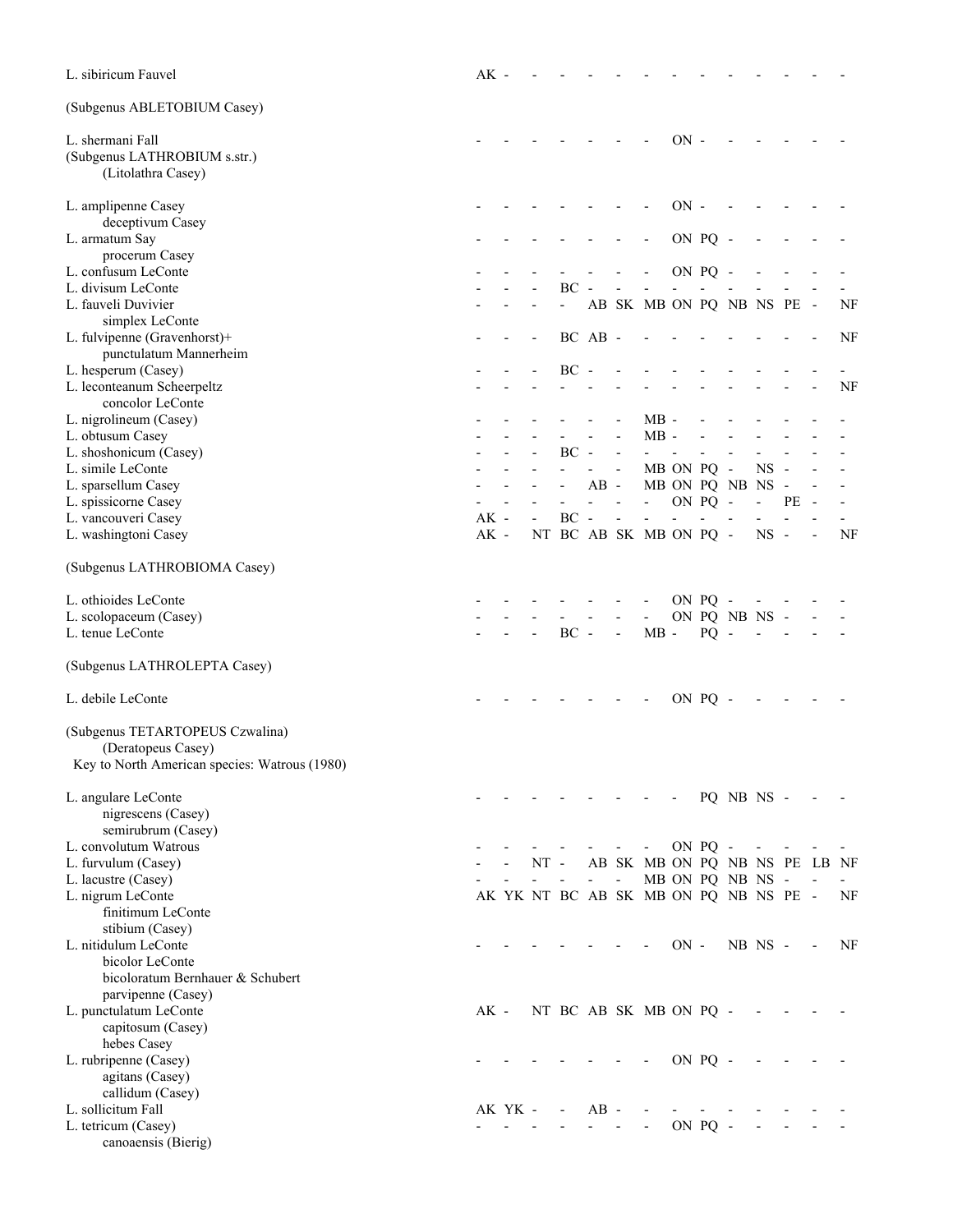| | | | | | | | | | | | | | | |
|---|---|---|---|---|---|---|---|---|---|---|---|---|---|---|
| L. sibiricum Fauvel | AK | - | - | - | - | - | - | - | - | - | - | - | - | - |
| (Subgenus ABLETOBIUM Casey) | | | | | | | | | | | | | | |
| L. shermani Fall | - | - | - | - | - | - | - | ON | - | - | - | - | - | - |
| (Subgenus LATHROBIUM s.str.) | | | | | | | | | | | | | | |
| (Litolathra Casey) | | | | | | | | | | | | | | |
| L. amplipenne Casey | - | - | - | - | - | - | - | ON | - | - | - | - | - | - |
| deceptivum Casey | | | | | | | | | | | | | | |
| L. armatum Say | - | - | - | - | - | - | - | ON | PQ | - | - | - | - | - |
| procerum Casey | | | | | | | | | | | | | | |
| L. confusum LeConte | - | - | - | - | - | - | - | ON | PQ | - | - | - | - | - |
| L. divisum LeConte | - | - | - | BC | - | - | - | - | - | - | - | - | - | - |
| L. fauveli Duvivier | - | - | - | - | AB | SK | MB | ON | PQ | NB | NS | PE | - | NF |
| simplex LeConte | | | | | | | | | | | | | | |
| L. fulvipenne (Gravenhorst)+ | - | - | - | BC | AB | - | - | - | - | - | - | - | - | NF |
| punctulatum Mannerheim | | | | | | | | | | | | | | |
| L. hesperum (Casey) | - | - | - | BC | - | - | - | - | - | - | - | - | - | - |
| L. leconteanum Scheerpeltz | - | - | - | - | - | - | - | - | - | - | - | - | - | NF |
| concolor LeConte | | | | | | | | | | | | | | |
| L. nigrolineum (Casey) | - | - | - | - | - | - | MB | - | - | - | - | - | - | - |
| L. obtusum Casey | - | - | - | - | - | - | MB | - | - | - | - | - | - | - |
| L. shoshonicum (Casey) | - | - | - | BC | - | - | - | - | - | - | - | - | - | - |
| L. simile LeConte | - | - | - | - | - | - | MB | ON | PQ | - | NS | - | - | - |
| L. sparsellum Casey | - | - | - | - | AB | - | MB | ON | PQ | NB | NS | - | - | - |
| L. spissicorne Casey | - | - | - | - | - | - | - | ON | PQ | - | - | PE | - | - |
| L. vancouveri Casey | AK | - | - | BC | - | - | - | - | - | - | - | - | - | - |
| L. washingtoni Casey | AK | - | NT | BC | AB | SK | MB | ON | PQ | - | NS | - | - | NF |
| (Subgenus LATHROBIOMA Casey) | | | | | | | | | | | | | | |
| L. othioides LeConte | - | - | - | - | - | - | - | ON | PQ | - | - | - | - | - |
| L. scolopaceum (Casey) | - | - | - | - | - | - | - | ON | PQ | NB | NS | - | - | - |
| L. tenue LeConte | - | - | - | BC | - | - | MB | - | PQ | - | - | - | - | - |
| (Subgenus LATHROLEPTA Casey) | | | | | | | | | | | | | | |
| L. debile LeConte | - | - | - | - | - | - | - | ON | PQ | - | - | - | - | - |
| (Subgenus TETARTOPEUS Czwalina) | | | | | | | | | | | | | | |
| (Deratopeus Casey) | | | | | | | | | | | | | | |
| Key to North American species: Watrous (1980) | | | | | | | | | | | | | | |
| L. angulare LeConte | - | - | - | - | - | - | - | - | PQ | NB | NS | - | - | - |
| nigrescens (Casey) | | | | | | | | | | | | | | |
| semirubrum (Casey) | | | | | | | | | | | | | | |
| L. convolutum Watrous | - | - | - | - | - | - | - | ON | PQ | - | - | - | - | - |
| L. furvulum (Casey) | - | - | NT | - | AB | SK | MB | ON | PQ | NB | NS | PE | LB | NF |
| L. lacustre (Casey) | - | - | - | - | - | - | MB | ON | PQ | NB | NS | - | - | - |
| L. nigrum LeConte | AK | YK | NT | BC | AB | SK | MB | ON | PQ | NB | NS | PE | - | NF |
| finitimum LeConte | | | | | | | | | | | | | | |
| stibium (Casey) | | | | | | | | | | | | | | |
| L. nitidulum LeConte | - | - | - | - | - | - | - | ON | - | NB | NS | - | - | NF |
| bicolor LeConte | | | | | | | | | | | | | | |
| bicoloratum Bernhauer & Schubert | | | | | | | | | | | | | | |
| parvipenne (Casey) | | | | | | | | | | | | | | |
| L. punctulatum LeConte | AK | - | NT | BC | AB | SK | MB | ON | PQ | - | - | - | - | - |
| capitosum (Casey) | | | | | | | | | | | | | | |
| hebes Casey | | | | | | | | | | | | | | |
| L. rubripenne (Casey) | - | - | - | - | - | - | - | ON | PQ | - | - | - | - | - |
| agitans (Casey) | | | | | | | | | | | | | | |
| callidum (Casey) | | | | | | | | | | | | | | |
| L. sollicitum Fall | AK | YK | - | - | AB | - | - | - | - | - | - | - | - | - |
| L. tetricum (Casey) | - | - | - | - | - | - | - | ON | PQ | - | - | - | - | - |
| canoaensis (Bierig) | | | | | | | | | | | | | | |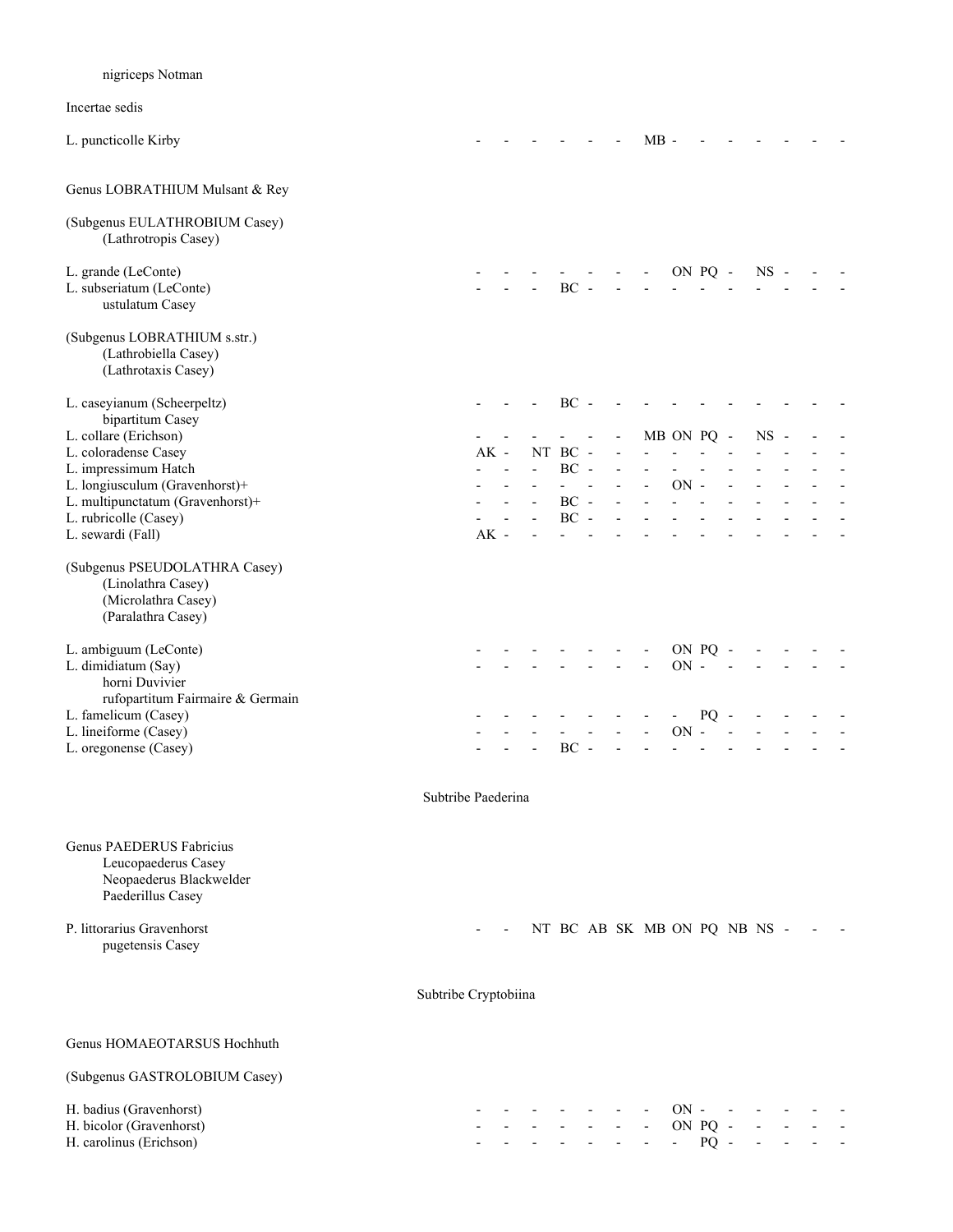| Taxon | | | | | | | | | | | | | | |
|---|---|---|---|---|---|---|---|---|---|---|---|---|---|---|
| nigriceps Notman | | | | | | | | | | | | | | |
| Incertae sedis | | | | | | | | | | | | | | |
| L. puncticolle Kirby | - | - | - | - | - | - | MB | - | - | - | - | - | - | - |
| **Genus LOBRATHIUM Mulsant & Rey** | | | | | | | | | | | | | | |
| (Subgenus EULATHROBIUM Casey) | | | | | | | | | | | | | | |
| (Lathrotropis Casey) | | | | | | | | | | | | | | |
| L. grande (LeConte) | - | - | - | - | - | - | - | ON | PQ | - | NS | - | - | - |
| L. subseriatum (LeConte) | - | - | - | BC | - | - | - | - | - | - | - | - | - | - |
| ustulatum Casey | | | | | | | | | | | | | | |
| (Subgenus LOBRATHIUM s.str.) | | | | | | | | | | | | | | |
| (Lathrobiella Casey) | | | | | | | | | | | | | | |
| (Lathrotaxis Casey) | | | | | | | | | | | | | | |
| L. caseyianum (Scheerpeltz) | - | - | - | BC | - | - | - | - | - | - | - | - | - | - |
| bipartitum Casey | | | | | | | | | | | | | | |
| L. collare (Erichson) | - | - | - | - | - | - | MB | ON | PQ | - | NS | - | - | - |
| L. coloradense Casey | AK | - | NT | BC | - | - | - | - | - | - | - | - | - | - |
| L. impressimum Hatch | - | - | - | BC | - | - | - | - | - | - | - | - | - | - |
| L. longiusculum (Gravenhorst)+ | - | - | - | - | - | - | - | ON | - | - | - | - | - | - |
| L. multipunctatum (Gravenhorst)+ | - | - | - | BC | - | - | - | - | - | - | - | - | - | - |
| L. rubricolle (Casey) | - | - | - | BC | - | - | - | - | - | - | - | - | - | - |
| L. sewardi (Fall) | AK | - | - | - | - | - | - | - | - | - | - | - | - | - |
| (Subgenus PSEUDOLATHRA Casey) | | | | | | | | | | | | | | |
| (Linolathra Casey) | | | | | | | | | | | | | | |
| (Microlathra Casey) | | | | | | | | | | | | | | |
| (Paralathra Casey) | | | | | | | | | | | | | | |
| L. ambiguum (LeConte) | - | - | - | - | - | - | - | ON | PQ | - | - | - | - | - |
| L. dimidiatum (Say) | - | - | - | - | - | - | - | ON | - | - | - | - | - | - |
| horni Duvivier | | | | | | | | | | | | | | |
| rufopartitum Fairmaire & Germain | | | | | | | | | | | | | | |
| L. famelicum (Casey) | - | - | - | - | - | - | - | - | PQ | - | - | - | - | - |
| L. lineiforme (Casey) | - | - | - | - | - | - | - | ON | - | - | - | - | - | - |
| L. oregonense (Casey) | - | - | - | BC | - | - | - | - | - | - | - | - | - | - |
| **Subtribe Paederina** | | | | | | | | | | | | | | |
| **Genus PAEDERUS Fabricius** | | | | | | | | | | | | | | |
| Leucopaederus Casey | | | | | | | | | | | | | | |
| Neopaederus Blackwelder | | | | | | | | | | | | | | |
| Paederillus Casey | | | | | | | | | | | | | | |
| P. littorarius Gravenhorst | - | - | NT | BC | AB | SK | MB | ON | PQ | NB | NS | - | - | - |
| pugetensis Casey | | | | | | | | | | | | | | |
| **Subtribe Cryptobiina** | | | | | | | | | | | | | | |
| **Genus HOMAEOTARSUS Hochhuth** | | | | | | | | | | | | | | |
| (Subgenus GASTROLOBIUM Casey) | | | | | | | | | | | | | | |
| H. badius (Gravenhorst) | - | - | - | - | - | - | - | ON | - | - | - | - | - | - |
| H. bicolor (Gravenhorst) | - | - | - | - | - | - | - | ON | PQ | - | - | - | - | - |
| H. carolinus (Erichson) | - | - | - | - | - | - | - | - | PQ | - | - | - | - | - |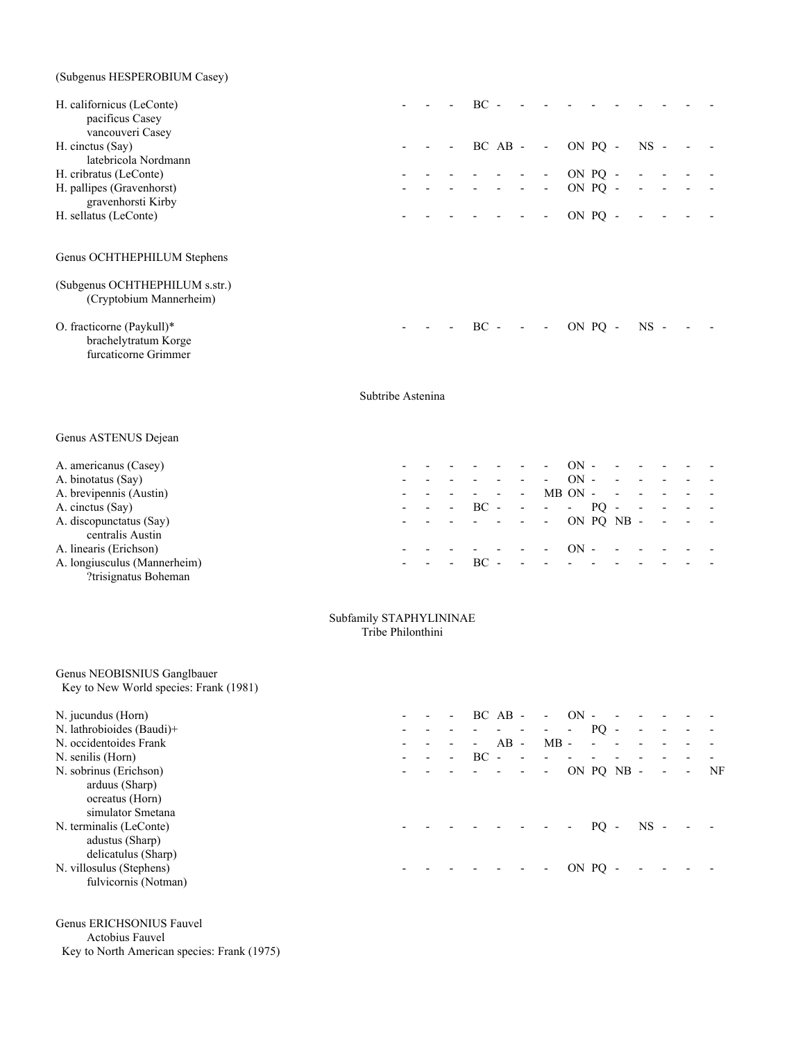(Subgenus HESPEROBIUM Casey)

H. californicus (LeConte) - - - BC - - - - - - - - - -
    pacificus Casey
    vancouveri Casey
H. cinctus (Say) - - - BC AB - - ON PQ - NS - - -
    latebricola Nordmann
H. cribratus (LeConte) - - - - - - - ON PQ - - - - -
H. pallipes (Gravenhorst) - - - - - - - ON PQ - - - - -
    gravenhorsti Kirby
H. sellatus (LeConte) - - - - - - - ON PQ - - - - -

Genus OCHTHEPHILUM Stephens

(Subgenus OCHTHEPHILUM s.str.)
    (Cryptobium Mannerheim)

O. fracticorne (Paykull)* - - - BC - - - ON PQ - NS - - -
    brachelytratum Korge
    furcaticorne Grimmer

Subtribe Astenina

Genus ASTENUS Dejean

A. americanus (Casey) - - - - - - - ON - - - - - -
A. binotatus (Say) - - - - - - - ON - - - - - -
A. brevipennis (Austin) - - - - - - MB ON - - - - - -
A. cinctus (Say) - - - BC - - - - PQ - - - - -
A. discopunctatus (Say) - - - - - - - ON PQ NB - - - -
    centralis Austin
A. linearis (Erichson) - - - - - - - ON - - - - - -
A. longiusculus (Mannerheim) - - - BC - - - - - - - - - -
    ?trisignatus Boheman

Subfamily STAPHYLININAE
Tribe Philonthini

Genus NEOBISNIUS Ganglbauer
  Key to New World species: Frank (1981)

N. jucundus (Horn) - - - BC AB - - ON - - - - - -
N. lathrobioides (Baudi)+ - - - - - - - - PQ - - - - -
N. occidentoides Frank - - - - AB - MB - - - - - - -
N. senilis (Horn) - - - BC - - - - - - - - - -
N. sobrinus (Erichson) - - - - - - - ON PQ NB - - - NF
    arduus (Sharp)
    ocreatus (Horn)
    simulator Smetana
N. terminalis (LeConte) - - - - - - - - PQ - NS - - -
    adustus (Sharp)
    delicatulus (Sharp)
N. villosulus (Stephens) - - - - - - - ON PQ - - - - -
    fulvicornis (Notman)

Genus ERICHSONIUS Fauvel
    Actobius Fauvel
  Key to North American species: Frank (1975)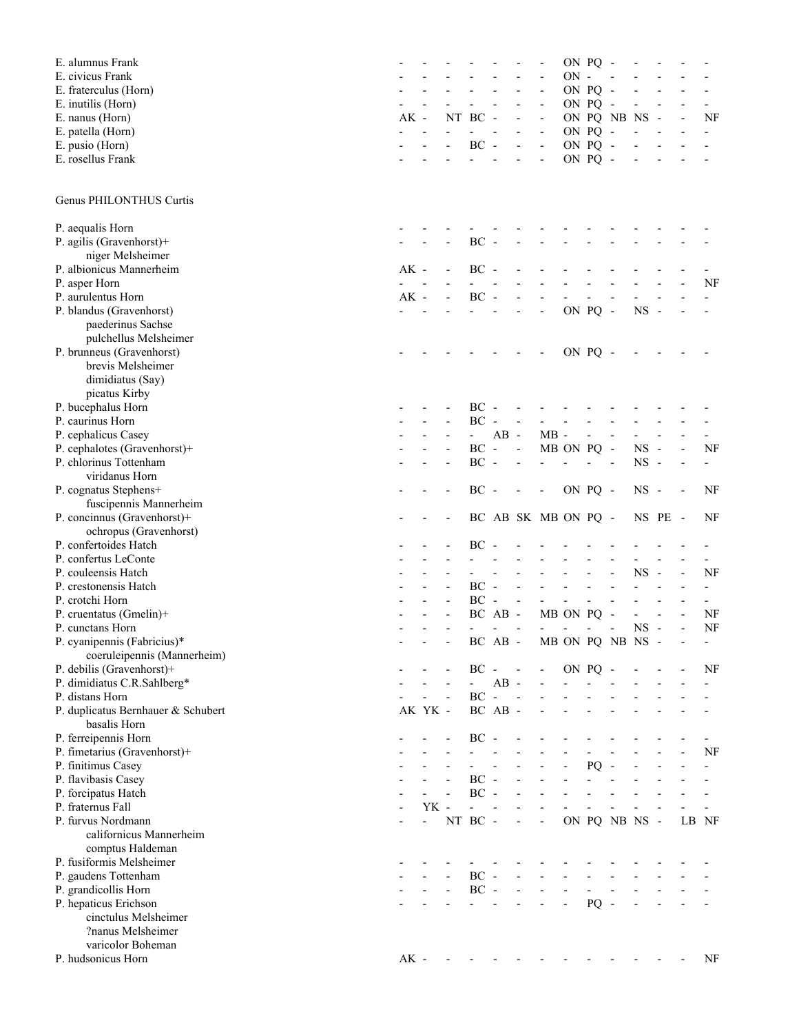| | | | | | | | | | | | | | | |
|---|---|---|---|---|---|---|---|---|---|---|---|---|---|---|
| E. alumnus Frank | - | - | - | - | - | - | - | ON | PQ | - | - | - | - | - |
| E. civicus Frank | - | - | - | - | - | - | - | ON | - | - | - | - | - | - |
| E. fraterculus (Horn) | - | - | - | - | - | - | - | ON | PQ | - | - | - | - | - |
| E. inutilis (Horn) | - | - | - | - | - | - | - | ON | PQ | - | - | - | - | - |
| E. nanus (Horn) | AK | - | NT | BC | - | - | - | ON | PQ | NB | NS | - | - | NF |
| E. patella (Horn) | - | - | - | - | - | - | - | ON | PQ | - | - | - | - | - |
| E. pusio (Horn) | - | - | - | BC | - | - | - | ON | PQ | - | - | - | - | - |
| E. rosellus Frank | - | - | - | - | - | - | - | ON | PQ | - | - | - | - | - |

Genus PHILONTHUS Curtis

| | | | | | | | | | | | | | | |
|---|---|---|---|---|---|---|---|---|---|---|---|---|---|---|
| P. aequalis Horn | - | - | - | - | - | - | - | - | - | - | - | - | - | - |
| P. agilis (Gravenhorst)+ | - | - | - | BC | - | - | - | - | - | - | - | - | - | - |
| niger Melsheimer | | | | | | | | | | | | | | |
| P. albionicus Mannerheim | AK | - | - | BC | - | - | - | - | - | - | - | - | - | - |
| P. asper Horn | - | - | - | - | - | - | - | - | - | - | - | - | - | NF |
| P. aurulentus Horn | AK | - | - | BC | - | - | - | - | - | - | - | - | - | - |
| P. blandus (Gravenhorst) | - | - | - | - | - | - | - | ON | PQ | - | NS | - | - | - |
| paederinus Sachse | | | | | | | | | | | | | | |
| pulchellus Melsheimer | | | | | | | | | | | | | | |
| P. brunneus (Gravenhorst) | - | - | - | - | - | - | - | ON | PQ | - | - | - | - | - |
| brevis Melsheimer | | | | | | | | | | | | | | |
| dimidiatus (Say) | | | | | | | | | | | | | | |
| picatus Kirby | | | | | | | | | | | | | | |
| P. bucephalus Horn | - | - | - | BC | - | - | - | - | - | - | - | - | - | - |
| P. caurinus Horn | - | - | - | BC | - | - | - | - | - | - | - | - | - | - |
| P. cephalicus Casey | - | - | - | - | AB | - | MB | - | - | - | - | - | - | - |
| P. cephalotes (Gravenhorst)+ | - | - | - | BC | - | - | MB | ON | PQ | - | NS | - | - | NF |
| P. chlorinus Tottenham | - | - | - | BC | - | - | - | - | - | - | NS | - | - | - |
| viridanus Horn | | | | | | | | | | | | | | |
| P. cognatus Stephens+ | - | - | - | BC | - | - | - | ON | PQ | - | NS | - | - | NF |
| fuscipennis Mannerheim | | | | | | | | | | | | | | |
| P. concinnus (Gravenhorst)+ | - | - | - | BC | AB | SK | MB | ON | PQ | - | NS | PE | - | NF |
| ochropus (Gravenhorst) | | | | | | | | | | | | | | |
| P. confertoides Hatch | - | - | - | BC | - | - | - | - | - | - | - | - | - | - |
| P. confertus LeConte | - | - | - | - | - | - | - | - | - | - | - | - | - | - |
| P. couleensis Hatch | - | - | - | - | - | - | - | - | - | - | NS | - | - | NF |
| P. crestonensis Hatch | - | - | - | BC | - | - | - | - | - | - | - | - | - | - |
| P. crotchi Horn | - | - | - | BC | - | - | - | - | - | - | - | - | - | - |
| P. cruentatus (Gmelin)+ | - | - | - | BC | AB | - | MB | ON | PQ | - | - | - | - | NF |
| P. cunctans Horn | - | - | - | - | - | - | - | - | - | - | NS | - | - | NF |
| P. cyanipennis (Fabricius)* | - | - | - | BC | AB | - | MB | ON | PQ | NB | NS | - | - | - |
| coeruleipennis (Mannerheim) | | | | | | | | | | | | | | |
| P. debilis (Gravenhorst)+ | - | - | - | BC | - | - | - | ON | PQ | - | - | - | - | NF |
| P. dimidiatus C.R.Sahlberg* | - | - | - | - | AB | - | - | - | - | - | - | - | - | - |
| P. distans Horn | - | - | - | BC | - | - | - | - | - | - | - | - | - | - |
| P. duplicatus Bernhauer & Schubert | AK | YK | - | BC | AB | - | - | - | - | - | - | - | - | - |
| basalis Horn | | | | | | | | | | | | | | |
| P. ferreipennis Horn | - | - | - | BC | - | - | - | - | - | - | - | - | - | - |
| P. fimetarius (Gravenhorst)+ | - | - | - | - | - | - | - | - | - | - | - | - | - | NF |
| P. finitimus Casey | - | - | - | - | - | - | - | - | PQ | - | - | - | - | - |
| P. flavibasis Casey | - | - | - | BC | - | - | - | - | - | - | - | - | - | - |
| P. forcipatus Hatch | - | - | - | BC | - | - | - | - | - | - | - | - | - | - |
| P. fraternus Fall | - | YK | - | - | - | - | - | - | - | - | - | - | - | - |
| P. furvus Nordmann | - | - | NT | BC | - | - | - | ON | PQ | NB | NS | - | LB | NF |
| californicus Mannerheim | | | | | | | | | | | | | | |
| comptus Haldeman | | | | | | | | | | | | | | |
| P. fusiformis Melsheimer | - | - | - | - | - | - | - | - | - | - | - | - | - | - |
| P. gaudens Tottenham | - | - | - | BC | - | - | - | - | - | - | - | - | - | - |
| P. grandicollis Horn | - | - | - | BC | - | - | - | - | - | - | - | - | - | - |
| P. hepaticus Erichson | - | - | - | - | - | - | - | - | PQ | - | - | - | - | - |
| cinctulus Melsheimer | | | | | | | | | | | | | | |
| ?nanus Melsheimer | | | | | | | | | | | | | | |
| varicolor Boheman | | | | | | | | | | | | | | |
| P. hudsonicus Horn | AK | - | - | - | - | - | - | - | - | - | - | - | - | NF |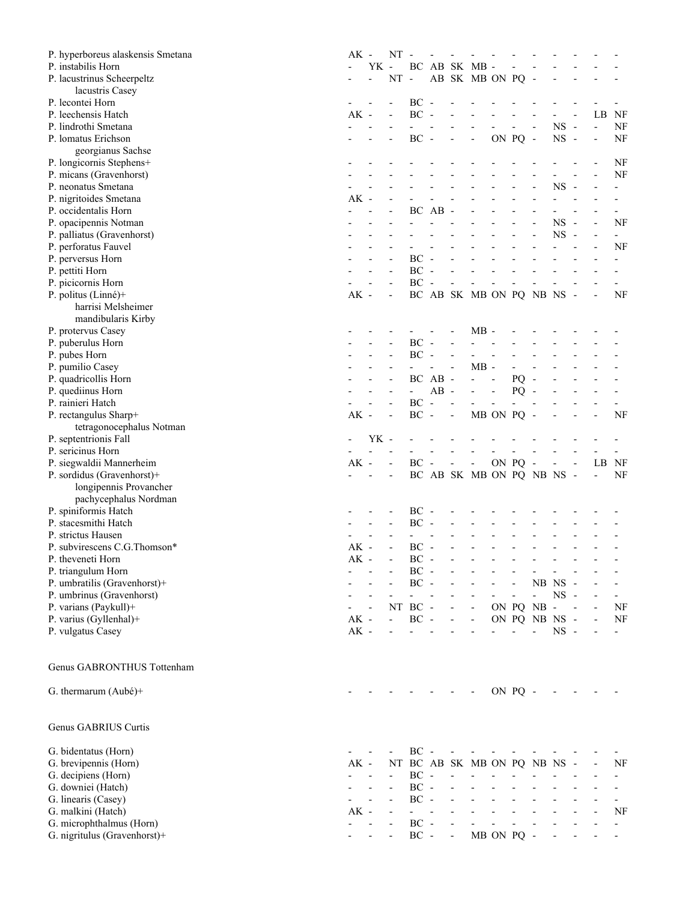| | | | | | | | | | | | | | | |
|---|---|---|---|---|---|---|---|---|---|---|---|---|---|---|
| P. hyperboreus alaskensis Smetana | AK | - | NT | - | - | - | - | - | - | - | - | - | - | - |
| P. instabilis Horn | - | YK | - | BC | AB | SK | MB | - | - | - | - | - | - | - |
| P. lacustrinus Scheerpeltz | - | - | NT | - | AB | SK | MB | ON | PQ | - | - | - | - | - |
| lacustris Casey | | | | | | | | | | | | | | |
| P. lecontei Horn | - | - | - | BC | - | - | - | - | - | - | - | - | - | - |
| P. leechensis Hatch | AK | - | - | BC | - | - | - | - | - | - | - | - | LB | NF |
| P. lindrothi Smetana | - | - | - | - | - | - | - | - | - | - | NS | - | - | NF |
| P. lomatus Erichson | - | - | - | BC | - | - | - | ON | PQ | - | NS | - | - | NF |
| georgianus Sachse | | | | | | | | | | | | | | |
| P. longicornis Stephens+ | - | - | - | - | - | - | - | - | - | - | - | - | - | NF |
| P. micans (Gravenhorst) | - | - | - | - | - | - | - | - | - | - | - | - | - | NF |
| P. neonatus Smetana | - | - | - | - | - | - | - | - | - | - | NS | - | - | - |
| P. nigritoides Smetana | AK | - | - | - | - | - | - | - | - | - | - | - | - | - |
| P. occidentalis Horn | - | - | - | BC | AB | - | - | - | - | - | - | - | - | - |
| P. opacipennis Notman | - | - | - | - | - | - | - | - | - | - | NS | - | - | NF |
| P. palliatus (Gravenhorst) | - | - | - | - | - | - | - | - | - | - | NS | - | - | - |
| P. perforatus Fauvel | - | - | - | - | - | - | - | - | - | - | - | - | - | NF |
| P. perversus Horn | - | - | - | BC | - | - | - | - | - | - | - | - | - | - |
| P. pettiti Horn | - | - | - | BC | - | - | - | - | - | - | - | - | - | - |
| P. picicornis Horn | - | - | - | BC | - | - | - | - | - | - | - | - | - | - |
| P. politus (Linné)+ | AK | - | - | BC | AB | SK | MB | ON | PQ | NB | NS | - | - | NF |
| harrisi Melsheimer | | | | | | | | | | | | | | |
| mandibularis Kirby | | | | | | | | | | | | | | |
| P. protervus Casey | - | - | - | - | - | - | MB | - | - | - | - | - | - | - |
| P. puberulus Horn | - | - | - | BC | - | - | - | - | - | - | - | - | - | - |
| P. pubes Horn | - | - | - | BC | - | - | - | - | - | - | - | - | - | - |
| P. pumilio Casey | - | - | - | - | - | - | MB | - | - | - | - | - | - | - |
| P. quadricollis Horn | - | - | - | BC | AB | - | - | - | PQ | - | - | - | - | - |
| P. quediinus Horn | - | - | - | - | AB | - | - | - | PQ | - | - | - | - | - |
| P. rainieri Hatch | - | - | - | BC | - | - | - | - | - | - | - | - | - | - |
| P. rectangulus Sharp+ | AK | - | - | BC | - | - | MB | ON | PQ | - | - | - | - | NF |
| tetragonocephalus Notman | | | | | | | | | | | | | | |
| P. septentrionis Fall | - | YK | - | - | - | - | - | - | - | - | - | - | - | - |
| P. sericinus Horn | - | - | - | - | - | - | - | - | - | - | - | - | - | - |
| P. siegwaldii Mannerheim | AK | - | - | BC | - | - | - | ON | PQ | - | - | - | LB | NF |
| P. sordidus (Gravenhorst)+ | - | - | - | BC | AB | SK | MB | ON | PQ | NB | NS | - | - | NF |
| longipennis Provancher | | | | | | | | | | | | | | |
| pachycephalus Nordman | | | | | | | | | | | | | | |
| P. spiniformis Hatch | - | - | - | BC | - | - | - | - | - | - | - | - | - | - |
| P. stacesmithi Hatch | - | - | - | BC | - | - | - | - | - | - | - | - | - | - |
| P. strictus Hausen | - | - | - | - | - | - | - | - | - | - | - | - | - | - |
| P. subvirescens C.G.Thomson* | AK | - | - | BC | - | - | - | - | - | - | - | - | - | - |
| P. theveneti Horn | AK | - | - | BC | - | - | - | - | - | - | - | - | - | - |
| P. triangulum Horn | - | - | - | BC | - | - | - | - | - | - | - | - | - | - |
| P. umbratilis (Gravenhorst)+ | - | - | - | BC | - | - | - | - | - | NB | NS | - | - | - |
| P. umbrinus (Gravenhorst) | - | - | - | - | - | - | - | - | - | - | NS | - | - | - |
| P. varians (Paykull)+ | - | - | NT | BC | - | - | - | ON | PQ | NB | - | - | - | NF |
| P. varius (Gyllenhal)+ | AK | - | - | BC | - | - | - | ON | PQ | NB | NS | - | - | NF |
| P. vulgatus Casey | AK | - | - | - | - | - | - | - | - | - | NS | - | - | - |

Genus GABRONTHUS Tottenham

| | | | | | | | | | | | | | | |
|---|---|---|---|---|---|---|---|---|---|---|---|---|---|---|
| G. thermarum (Aubé)+ | - | - | - | - | - | - | - | ON | PQ | - | - | - | - | - |

Genus GABRIUS Curtis

| | | | | | | | | | | | | | | |
|---|---|---|---|---|---|---|---|---|---|---|---|---|---|---|
| G. bidentatus (Horn) | - | - | - | BC | - | - | - | - | - | - | - | - | - | - |
| G. brevipennis (Horn) | AK | - | NT | BC | AB | SK | MB | ON | PQ | NB | NS | - | - | NF |
| G. decipiens (Horn) | - | - | - | BC | - | - | - | - | - | - | - | - | - | - |
| G. downiei (Hatch) | - | - | - | BC | - | - | - | - | - | - | - | - | - | - |
| G. linearis (Casey) | - | - | - | BC | - | - | - | - | - | - | - | - | - | - |
| G. malkini (Hatch) | AK | - | - | - | - | - | - | - | - | - | - | - | - | NF |
| G. microphthalmus (Horn) | - | - | - | BC | - | - | - | - | - | - | - | - | - | - |
| G. nigritulus (Gravenhorst)+ | - | - | - | BC | - | - | MB | ON | PQ | - | - | - | - | - |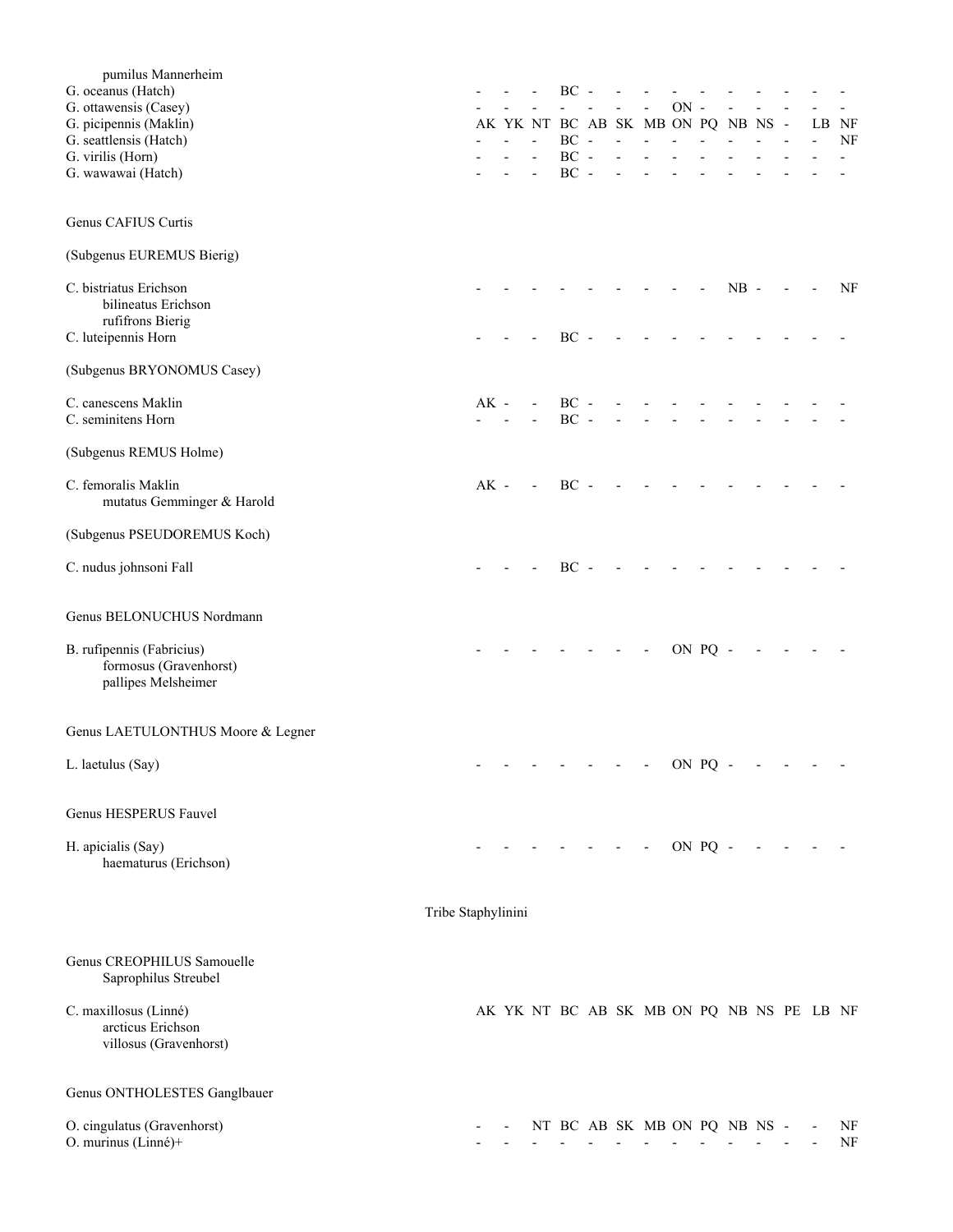| Taxon | | | | | | | | | | | | | | |
|---|---|---|---|---|---|---|---|---|---|---|---|---|---|---|
| pumilus Mannerheim | | | | | | | | | | | | | | |
| G. oceanus (Hatch) | - | - | - | BC | - | - | - | - | - | - | - | - | - | - |
| G. ottawensis (Casey) | - | - | - | - | - | - | - | ON | - | - | - | - | - | - |
| G. picipennis (Maklin) | AK | YK | NT | BC | AB | SK | MB | ON | PQ | NB | NS | - | LB | NF |
| G. seattlensis (Hatch) | - | - | - | BC | - | - | - | - | - | - | - | - | - | NF |
| G. virilis (Horn) | - | - | - | BC | - | - | - | - | - | - | - | - | - | - |
| G. wawawai (Hatch) | - | - | - | BC | - | - | - | - | - | - | - | - | - | - |
| **Genus CAFIUS Curtis** | | | | | | | | | | | | | | |
| (Subgenus EUREMUS Bierig) | | | | | | | | | | | | | | |
| C. bistriatus Erichson | - | - | - | - | - | - | - | - | - | NB | - | - | - | NF |
| bilineatus Erichson | | | | | | | | | | | | | | |
| rufifrons Bierig | | | | | | | | | | | | | | |
| C. luteipennis Horn | - | - | - | BC | - | - | - | - | - | - | - | - | - | - |
| (Subgenus BRYONOMUS Casey) | | | | | | | | | | | | | | |
| C. canescens Maklin | AK | - | - | BC | - | - | - | - | - | - | - | - | - | - |
| C. seminitens Horn | - | - | - | BC | - | - | - | - | - | - | - | - | - | - |
| (Subgenus REMUS Holme) | | | | | | | | | | | | | | |
| C. femoralis Maklin | AK | - | - | BC | - | - | - | - | - | - | - | - | - | - |
| mutatus Gemminger & Harold | | | | | | | | | | | | | | |
| (Subgenus PSEUDOREMUS Koch) | | | | | | | | | | | | | | |
| C. nudus johnsoni Fall | - | - | - | BC | - | - | - | - | - | - | - | - | - | - |
| **Genus BELONUCHUS Nordmann** | | | | | | | | | | | | | | |
| B. rufipennis (Fabricius) | - | - | - | - | - | - | - | ON | PQ | - | - | - | - | - |
| formosus (Gravenhorst) | | | | | | | | | | | | | | |
| pallipes Melsheimer | | | | | | | | | | | | | | |
| **Genus LAETULONTHUS Moore & Legner** | | | | | | | | | | | | | | |
| L. laetulus (Say) | - | - | - | - | - | - | - | ON | PQ | - | - | - | - | - |
| **Genus HESPERUS Fauvel** | | | | | | | | | | | | | | |
| H. apicialis (Say) | - | - | - | - | - | - | - | ON | PQ | - | - | - | - | - |
| haematurus (Erichson) | | | | | | | | | | | | | | |

## Tribe Staphylinini

| Taxon | | | | | | | | | | | | | | |
|---|---|---|---|---|---|---|---|---|---|---|---|---|---|---|
| **Genus CREOPHILUS Samouelle** | | | | | | | | | | | | | | |
| Saprophilus Streubel | | | | | | | | | | | | | | |
| C. maxillosus (Linné) | AK | YK | NT | BC | AB | SK | MB | ON | PQ | NB | NS | PE | LB | NF |
| arcticus Erichson | | | | | | | | | | | | | | |
| villosus (Gravenhorst) | | | | | | | | | | | | | | |
| **Genus ONTHOLESTES Ganglbauer** | | | | | | | | | | | | | | |
| O. cingulatus (Gravenhorst) | - | - | NT | BC | AB | SK | MB | ON | PQ | NB | NS | - | - | NF |
| O. murinus (Linné)+ | - | - | - | - | - | - | - | - | - | - | - | - | - | NF |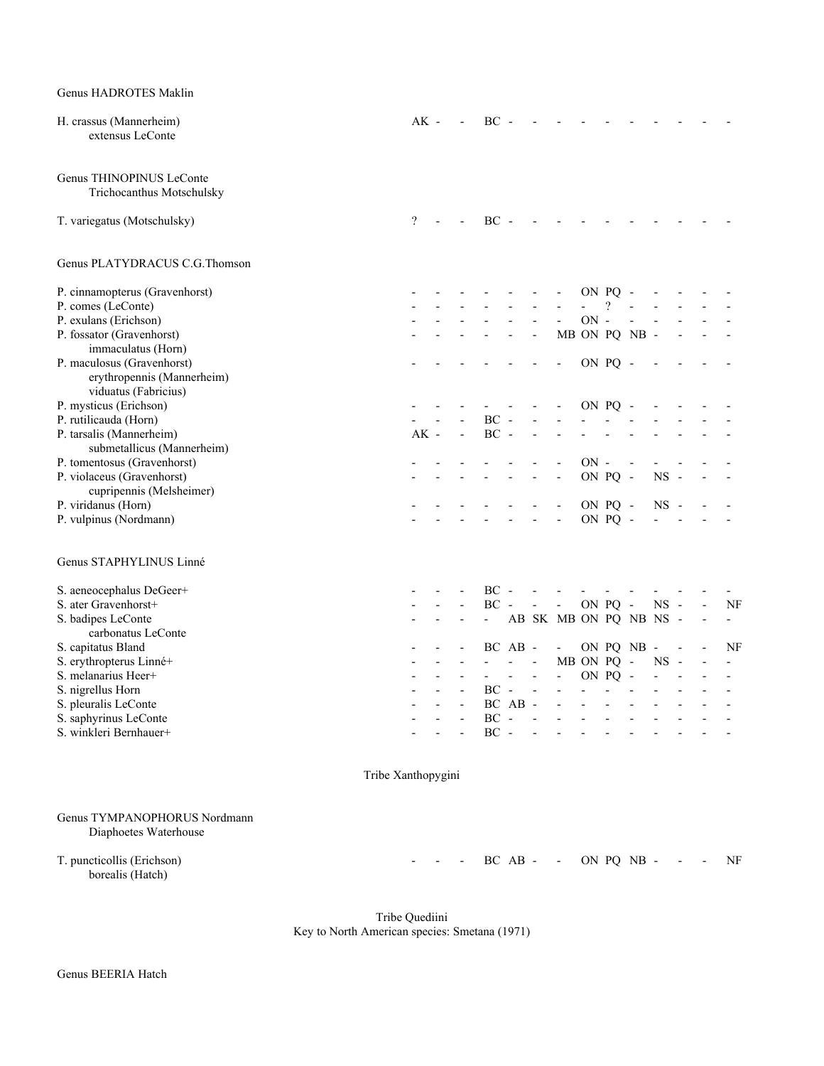Genus HADROTES Maklin

| Species | | | | | | | | | | | | | | |
|---|---|---|---|---|---|---|---|---|---|---|---|---|---|---|
| H. crassus (Mannerheim) | AK | - | - | BC | - | - | - | - | - | - | - | - | - | - |
| extensus LeConte | | | | | | | | | | | | | | |

Genus THINOPINUS LeConte
Trichocanthus Motschulsky

| Species | | | | | | | | | | | | | | |
|---|---|---|---|---|---|---|---|---|---|---|---|---|---|---|
| T. variegatus (Motschulsky) | ? | - | - | BC | - | - | - | - | - | - | - | - | - | - |

Genus PLATYDRACUS C.G.Thomson

| Species | | | | | | | | | | | | | | |
|---|---|---|---|---|---|---|---|---|---|---|---|---|---|---|
| P. cinnamopterus (Gravenhorst) | - | - | - | - | - | - | - | ON | PQ | - | - | - | - | - |
| P. comes (LeConte) | - | - | - | - | - | - | - | - | ? | - | - | - | - | - |
| P. exulans (Erichson) | - | - | - | - | - | - | - | ON | - | - | - | - | - | - |
| P. fossator (Gravenhorst) | - | - | - | - | - | - | MB | ON | PQ | NB | - | - | - | - |
| immaculatus (Horn) | | | | | | | | | | | | | | |
| P. maculosus (Gravenhorst) | - | - | - | - | - | - | - | ON | PQ | - | - | - | - | - |
| erythropennis (Mannerheim) | | | | | | | | | | | | | | |
| viduatus (Fabricius) | | | | | | | | | | | | | | |
| P. mysticus (Erichson) | - | - | - | - | - | - | - | ON | PQ | - | - | - | - | - |
| P. rutilicauda (Horn) | - | - | - | BC | - | - | - | - | - | - | - | - | - | - |
| P. tarsalis (Mannerheim) | AK | - | - | BC | - | - | - | - | - | - | - | - | - | - |
| submetallicus (Mannerheim) | | | | | | | | | | | | | | |
| P. tomentosus (Gravenhorst) | - | - | - | - | - | - | - | ON | - | - | - | - | - | - |
| P. violaceus (Gravenhorst) | - | - | - | - | - | - | - | ON | PQ | - | NS | - | - | - |
| cupripennis (Melsheimer) | | | | | | | | | | | | | | |
| P. viridanus (Horn) | - | - | - | - | - | - | - | ON | PQ | - | NS | - | - | - |
| P. vulpinus (Nordmann) | - | - | - | - | - | - | - | ON | PQ | - | - | - | - | - |

Genus STAPHYLINUS Linné

| Species | | | | | | | | | | | | | | |
|---|---|---|---|---|---|---|---|---|---|---|---|---|---|---|
| S. aeneocephalus DeGeer+ | - | - | - | BC | - | - | - | - | - | - | - | - | - | - |
| S. ater Gravenhorst+ | - | - | - | BC | - | - | - | ON | PQ | - | NS | - | - | NF |
| S. badipes LeConte | - | - | - | - | AB | SK | MB | ON | PQ | NB | NS | - | - | - |
| carbonatus LeConte | | | | | | | | | | | | | | |
| S. capitatus Bland | - | - | - | BC | AB | - | - | ON | PQ | NB | - | - | - | NF |
| S. erythropterus Linné+ | - | - | - | - | - | - | MB | ON | PQ | - | NS | - | - | - |
| S. melanarius Heer+ | - | - | - | - | - | - | - | ON | PQ | - | - | - | - | - |
| S. nigrellus Horn | - | - | - | BC | - | - | - | - | - | - | - | - | - | - |
| S. pleuralis LeConte | - | - | - | BC | AB | - | - | - | - | - | - | - | - | - |
| S. saphyrinus LeConte | - | - | - | BC | - | - | - | - | - | - | - | - | - | - |
| S. winkleri Bernhauer+ | - | - | - | BC | - | - | - | - | - | - | - | - | - | - |

Tribe Xanthopygini

Genus TYMPANOPHORUS Nordmann
Diaphoetes Waterhouse

| Species | | | | | | | | | | | | | | |
|---|---|---|---|---|---|---|---|---|---|---|---|---|---|---|
| T. puncticollis (Erichson) | - | - | - | BC | AB | - | - | ON | PQ | NB | - | - | - | NF |
| borealis (Hatch) | | | | | | | | | | | | | | |

Tribe Quediini
Key to North American species: Smetana (1971)

Genus BEERIA Hatch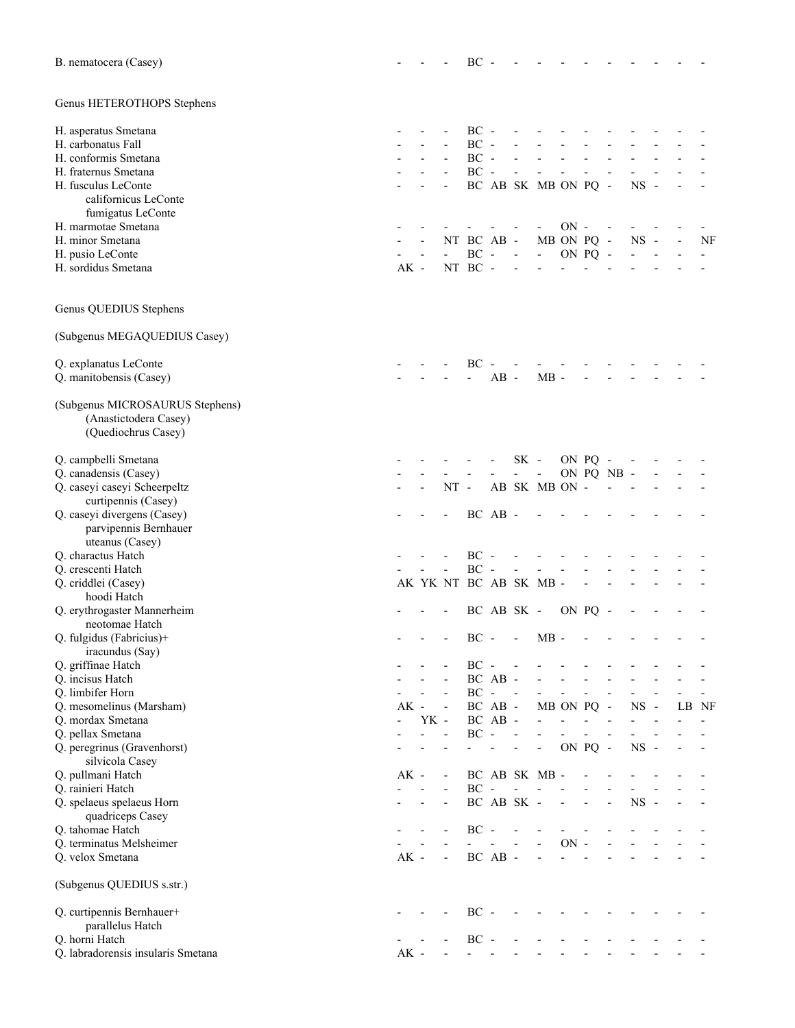| | | | | | | | | | | | | | | |
|---|---|---|---|---|---|---|---|---|---|---|---|---|---|---|
| B. nematocera (Casey) | - | - | - | BC | - | - | - | - | - | - | - | - | - | - |
| | | | | | | | | | | | | | | |
| **Genus HETEROTHOPS Stephens** | | | | | | | | | | | | | | |
| | | | | | | | | | | | | | | |
| H. asperatus Smetana | - | - | - | BC | - | - | - | - | - | - | - | - | - | - |
| H. carbonatus Fall | - | - | - | BC | - | - | - | - | - | - | - | - | - | - |
| H. conformis Smetana | - | - | - | BC | - | - | - | - | - | - | - | - | - | - |
| H. fraternus Smetana | - | - | - | BC | - | - | - | - | - | - | - | - | - | - |
| H. fusculus LeConte | - | - | - | BC | AB | SK | MB | ON | PQ | - | NS | - | - | - |
| californicus LeConte | | | | | | | | | | | | | | |
| fumigatus LeConte | | | | | | | | | | | | | | |
| H. marmotae Smetana | - | - | - | - | - | - | - | ON | - | - | - | - | - | - |
| H. minor Smetana | - | - | NT | BC | AB | - | MB | ON | PQ | - | NS | - | - | NF |
| H. pusio LeConte | - | - | - | BC | - | - | - | ON | PQ | - | - | - | - | - |
| H. sordidus Smetana | AK | - | NT | BC | - | - | - | - | - | - | - | - | - | - |
| | | | | | | | | | | | | | | |
| **Genus QUEDIUS Stephens** | | | | | | | | | | | | | | |
| | | | | | | | | | | | | | | |
| (Subgenus MEGAQUEDIUS Casey) | | | | | | | | | | | | | | |
| | | | | | | | | | | | | | | |
| Q. explanatus LeConte | - | - | - | BC | - | - | - | - | - | - | - | - | - | - |
| Q. manitobensis (Casey) | - | - | - | - | AB | - | MB | - | - | - | - | - | - | - |
| | | | | | | | | | | | | | | |
| (Subgenus MICROSAURUS Stephens) | | | | | | | | | | | | | | |
| (Anastictodera Casey) | | | | | | | | | | | | | | |
| (Quediochrus Casey) | | | | | | | | | | | | | | |
| | | | | | | | | | | | | | | |
| Q. campbelli Smetana | - | - | - | - | - | SK | - | ON | PQ | - | - | - | - | - |
| Q. canadensis (Casey) | - | - | - | - | - | - | - | ON | PQ | NB | - | - | - | - |
| Q. caseyi caseyi Scheerpeltz | - | - | NT | - | AB | SK | MB | ON | - | - | - | - | - | - |
| curtipennis (Casey) | | | | | | | | | | | | | | |
| Q. caseyi divergens (Casey) | - | - | - | BC | AB | - | - | - | - | - | - | - | - | - |
| parvipennis Bernhauer | | | | | | | | | | | | | | |
| uteanus (Casey) | | | | | | | | | | | | | | |
| Q. charactus Hatch | - | - | - | BC | - | - | - | - | - | - | - | - | - | - |
| Q. crescenti Hatch | - | - | - | BC | - | - | - | - | - | - | - | - | - | - |
| Q. criddlei (Casey) | AK | YK | NT | BC | AB | SK | MB | - | - | - | - | - | - | - |
| hoodi Hatch | | | | | | | | | | | | | | |
| Q. erythrogaster Mannerheim | - | - | - | BC | AB | SK | - | ON | PQ | - | - | - | - | - |
| neotomae Hatch | | | | | | | | | | | | | | |
| Q. fulgidus (Fabricius)+ | - | - | - | BC | - | - | MB | - | - | - | - | - | - | - |
| iracundus (Say) | | | | | | | | | | | | | | |
| Q. griffinae Hatch | - | - | - | BC | - | - | - | - | - | - | - | - | - | - |
| Q. incisus Hatch | - | - | - | BC | AB | - | - | - | - | - | - | - | - | - |
| Q. limbifer Horn | - | - | - | BC | - | - | - | - | - | - | - | - | - | - |
| Q. mesomelinus (Marsham) | AK | - | - | BC | AB | - | MB | ON | PQ | - | NS | - | LB | NF |
| Q. mordax Smetana | - | YK | - | BC | AB | - | - | - | - | - | - | - | - | - |
| Q. pellax Smetana | - | - | - | BC | - | - | - | - | - | - | - | - | - | - |
| Q. peregrinus (Gravenhorst) | - | - | - | - | - | - | - | ON | PQ | - | NS | - | - | - |
| silvicola Casey | | | | | | | | | | | | | | |
| Q. pullmani Hatch | AK | - | - | BC | AB | SK | MB | - | - | - | - | - | - | - |
| Q. rainieri Hatch | - | - | - | BC | - | - | - | - | - | - | - | - | - | - |
| Q. spelaeus spelaeus Horn | - | - | - | BC | AB | SK | - | - | - | - | NS | - | - | - |
| quadriceps Casey | | | | | | | | | | | | | | |
| Q. tahomae Hatch | - | - | - | BC | - | - | - | - | - | - | - | - | - | - |
| Q. terminatus Melsheimer | - | - | - | - | - | - | - | ON | - | - | - | - | - | - |
| Q. velox Smetana | AK | - | - | BC | AB | - | - | - | - | - | - | - | - | - |
| | | | | | | | | | | | | | | |
| (Subgenus QUEDIUS s.str.) | | | | | | | | | | | | | | |
| | | | | | | | | | | | | | | |
| Q. curtipennis Bernhauer+ | - | - | - | BC | - | - | - | - | - | - | - | - | - | - |
| parallelus Hatch | | | | | | | | | | | | | | |
| Q. horni Hatch | - | - | - | BC | - | - | - | - | - | - | - | - | - | - |
| Q. labradorensis insularis Smetana | AK | - | - | - | - | - | - | - | - | - | - | - | - | - |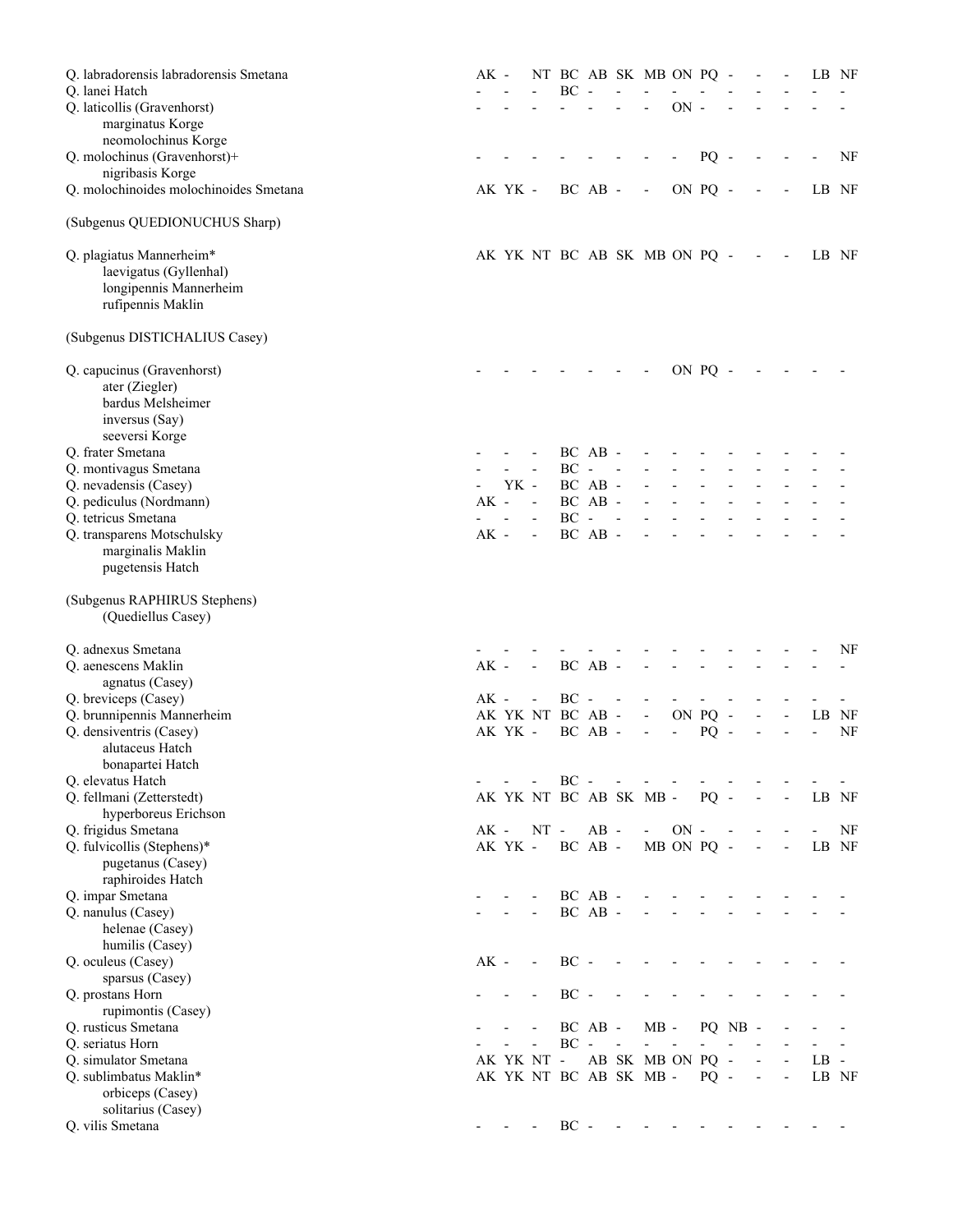| | | | | | | | | | | | | | | |
|---|---|---|---|---|---|---|---|---|---|---|---|---|---|---|
| Q. labradorensis labradorensis Smetana | AK | - | NT | BC | AB | SK | MB | ON | PQ | - | - | - | LB | NF |
| Q. lanei Hatch | - | - | - | BC | - | - | - | - | - | - | - | - | - | - |
| Q. laticollis (Gravenhorst) | - | - | - | - | - | - | - | ON | - | - | - | - | - | - |
| marginatus Korge | | | | | | | | | | | | | | |
| neomolochinus Korge | | | | | | | | | | | | | | |
| Q. molochinus (Gravenhorst)+ | - | - | - | - | - | - | - | - | PQ | - | - | - | - | NF |
| nigribasis Korge | | | | | | | | | | | | | | |
| Q. molochinoides molochinoides Smetana | AK | YK | - | BC | AB | - | - | ON | PQ | - | - | - | LB | NF |
| (Subgenus QUEDIONUCHUS Sharp) | | | | | | | | | | | | | | |
| Q. plagiatus Mannerheim* | AK | YK | NT | BC | AB | SK | MB | ON | PQ | - | - | - | LB | NF |
| laevigatus (Gyllenhal) | | | | | | | | | | | | | | |
| longipennis Mannerheim | | | | | | | | | | | | | | |
| rufipennis Maklin | | | | | | | | | | | | | | |
| (Subgenus DISTICHALIUS Casey) | | | | | | | | | | | | | | |
| Q. capucinus (Gravenhorst) | - | - | - | - | - | - | - | ON | PQ | - | - | - | - | - |
| ater (Ziegler) | | | | | | | | | | | | | | |
| bardus Melsheimer | | | | | | | | | | | | | | |
| inversus (Say) | | | | | | | | | | | | | | |
| seeversi Korge | | | | | | | | | | | | | | |
| Q. frater Smetana | - | - | - | BC | AB | - | - | - | - | - | - | - | - | - |
| Q. montivagus Smetana | - | - | - | BC | - | - | - | - | - | - | - | - | - | - |
| Q. nevadensis (Casey) | - | YK | - | BC | AB | - | - | - | - | - | - | - | - | - |
| Q. pediculus (Nordmann) | AK | - | - | BC | AB | - | - | - | - | - | - | - | - | - |
| Q. tetricus Smetana | - | - | - | BC | - | - | - | - | - | - | - | - | - | - |
| Q. transparens Motschulsky | AK | - | - | BC | AB | - | - | - | - | - | - | - | - | - |
| marginalis Maklin | | | | | | | | | | | | | | |
| pugetensis Hatch | | | | | | | | | | | | | | |
| (Subgenus RAPHIRUS Stephens) (Quediellus Casey) | | | | | | | | | | | | | | |
| Q. adnexus Smetana | - | - | - | - | - | - | - | - | - | - | - | - | - | NF |
| Q. aenescens Maklin | AK | - | - | BC | AB | - | - | - | - | - | - | - | - | - |
| agnatus (Casey) | | | | | | | | | | | | | | |
| Q. breviceps (Casey) | AK | - | - | BC | - | - | - | - | - | - | - | - | - | - |
| Q. brunnipennis Mannerheim | AK | YK | NT | BC | AB | - | - | ON | PQ | - | - | - | LB | NF |
| Q. densiventris (Casey) | AK | YK | - | BC | AB | - | - | - | PQ | - | - | - | - | NF |
| alutaceus Hatch | | | | | | | | | | | | | | |
| bonapartei Hatch | | | | | | | | | | | | | | |
| Q. elevatus Hatch | - | - | - | BC | - | - | - | - | - | - | - | - | - | - |
| Q. fellmani (Zetterstedt) | AK | YK | NT | BC | AB | SK | MB | - | PQ | - | - | - | LB | NF |
| hyperboreus Erichson | | | | | | | | | | | | | | |
| Q. frigidus Smetana | AK | - | NT | - | AB | - | - | ON | - | - | - | - | - | NF |
| Q. fulvicollis (Stephens)* | AK | YK | - | BC | AB | - | MB | ON | PQ | - | - | - | LB | NF |
| pugetanus (Casey) | | | | | | | | | | | | | | |
| raphiroides Hatch | | | | | | | | | | | | | | |
| Q. impar Smetana | - | - | - | BC | AB | - | - | - | - | - | - | - | - | - |
| Q. nanulus (Casey) | - | - | - | BC | AB | - | - | - | - | - | - | - | - | - |
| helenae (Casey) | | | | | | | | | | | | | | |
| humilis (Casey) | | | | | | | | | | | | | | |
| Q. oculeus (Casey) | AK | - | - | BC | - | - | - | - | - | - | - | - | - | - |
| sparsus (Casey) | | | | | | | | | | | | | | |
| Q. prostans Horn | - | - | - | BC | - | - | - | - | - | - | - | - | - | - |
| rupimontis (Casey) | | | | | | | | | | | | | | |
| Q. rusticus Smetana | - | - | - | BC | AB | - | MB | - | PQ | NB | - | - | - | - |
| Q. seriatus Horn | - | - | - | BC | - | - | - | - | - | - | - | - | - | - |
| Q. simulator Smetana | AK | YK | NT | - | AB | SK | MB | ON | PQ | - | - | - | LB | - |
| Q. sublimbatus Maklin* | AK | YK | NT | BC | AB | SK | MB | - | PQ | - | - | - | LB | NF |
| orbiceps (Casey) | | | | | | | | | | | | | | |
| solitarius (Casey) | | | | | | | | | | | | | | |
| Q. vilis Smetana | - | - | - | BC | - | - | - | - | - | - | - | - | - | - |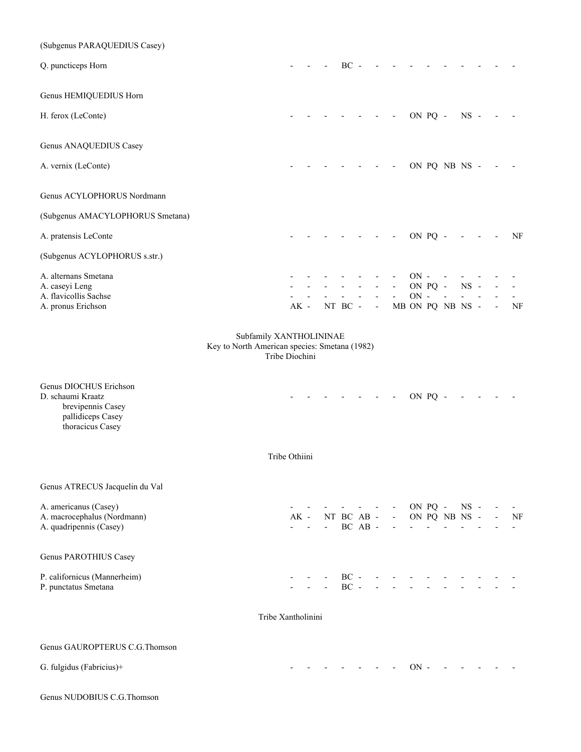(Subgenus PARAQUEDIUS Casey)

| | | | | | | | | | | | | | | |
|---|---|---|---|---|---|---|---|---|---|---|---|---|---|---|
| Q. puncticeps Horn | - | - | - | BC | - | - | - | - | - | - | - | - | - | - |

Genus HEMIQUEDIUS Horn

| | | | | | | | | | | | | | | |
|---|---|---|---|---|---|---|---|---|---|---|---|---|---|---|
| H. ferox (LeConte) | - | - | - | - | - | - | - | ON | PQ | - | NS | - | - | - |

Genus ANAQUEDIUS Casey

| | | | | | | | | | | | | | | |
|---|---|---|---|---|---|---|---|---|---|---|---|---|---|---|
| A. vernix (LeConte) | - | - | - | - | - | - | - | ON | PQ | NB | NS | - | - | - |

Genus ACYLOPHORUS Nordmann

(Subgenus AMACYLOPHORUS Smetana)

| | | | | | | | | | | | | | | |
|---|---|---|---|---|---|---|---|---|---|---|---|---|---|---|
| A. pratensis LeConte | - | - | - | - | - | - | - | ON | PQ | - | - | - | - | NF |

(Subgenus ACYLOPHORUS s.str.)

| | | | | | | | | | | | | | | |
|---|---|---|---|---|---|---|---|---|---|---|---|---|---|---|
| A. alternans Smetana | - | - | - | - | - | - | - | ON | - | - | - | - | - | - |
| A. caseyi Leng | - | - | - | - | - | - | - | ON | PQ | - | NS | - | - | - |
| A. flavicollis Sachse | - | - | - | - | - | - | - | ON | - | - | - | - | - | - |
| A. pronus Erichson | AK | - | NT | BC | - | - | MB | ON | PQ | NB | NS | - | - | NF |

## Subfamily XANTHOLININAE

Key to North American species: Smetana (1982)

### Tribe Diochini

Genus DIOCHUS Erichson

| | | | | | | | | | | | | | | |
|---|---|---|---|---|---|---|---|---|---|---|---|---|---|---|
| D. schaumi Kraatz | - | - | - | - | - | - | - | ON | PQ | - | - | - | - | - |
| brevipennis Casey | | | | | | | | | | | | | | |
| pallidiceps Casey | | | | | | | | | | | | | | |
| thoracicus Casey | | | | | | | | | | | | | | |

### Tribe Othiini

Genus ATRECUS Jacquelin du Val

| | | | | | | | | | | | | | | |
|---|---|---|---|---|---|---|---|---|---|---|---|---|---|---|
| A. americanus (Casey) | - | - | - | - | - | - | - | ON | PQ | - | NS | - | - | - |
| A. macrocephalus (Nordmann) | AK | - | NT | BC | AB | - | - | ON | PQ | NB | NS | - | - | NF |
| A. quadripennis (Casey) | - | - | - | BC | AB | - | - | - | - | - | - | - | - | - |

Genus PAROTHIUS Casey

| | | | | | | | | | | | | | | |
|---|---|---|---|---|---|---|---|---|---|---|---|---|---|---|
| P. californicus (Mannerheim) | - | - | - | BC | - | - | - | - | - | - | - | - | - | - |
| P. punctatus Smetana | - | - | - | BC | - | - | - | - | - | - | - | - | - | - |

### Tribe Xantholinini

Genus GAUROPTERUS C.G.Thomson

| | | | | | | | | | | | | | | |
|---|---|---|---|---|---|---|---|---|---|---|---|---|---|---|
| G. fulgidus (Fabricius)+ | - | - | - | - | - | - | - | ON | - | - | - | - | - | - |

Genus NUDOBIUS C.G.Thomson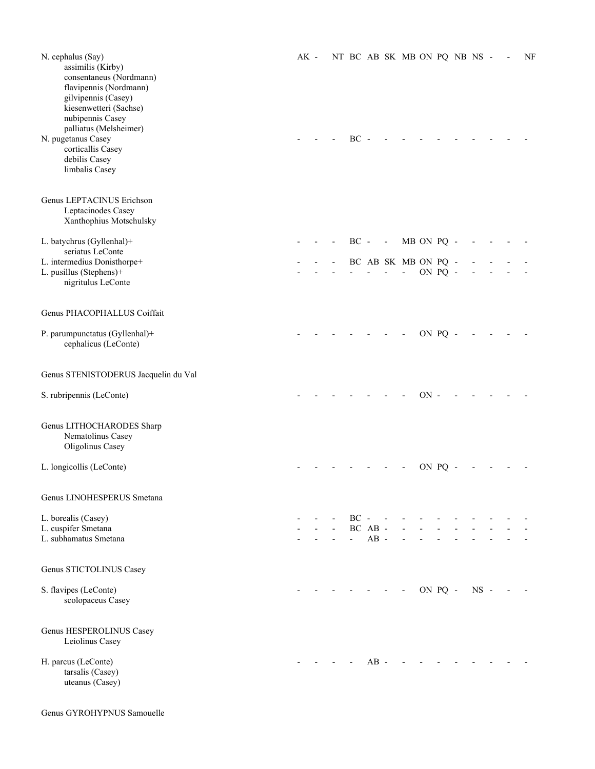N. cephalus (Say) AK - NT BC AB SK MB ON PQ NB NS - - NF
  assimilis (Kirby)
  consentaneus (Nordmann)
  flavipennis (Nordmann)
  gilvipennis (Casey)
  kiesenwetteri (Sachse)
  nubipennis Casey
  palliatus (Melsheimer)
N. pugetanus Casey - - - BC - - - - - - - - - -
  corticallis Casey
  debilis Casey
  limbalis Casey

Genus LEPTACINUS Erichson
  Leptacinodes Casey
  Xanthophius Motschulsky

L. batychrus (Gyllenhal)+ - - - BC - - MB ON PQ - - - - -
  seriatus LeConte
L. intermedius Donisthorpe+ - - - BC AB SK MB ON PQ - - - - -
L. pusillus (Stephens)+ - - - - - - - ON PQ - - - - -
  nigritulus LeConte

Genus PHACOPHALLUS Coiffait

P. parumpunctatus (Gyllenhal)+ - - - - - - - ON PQ - - - - -
  cephalicus (LeConte)

Genus STENISTODERUS Jacquelin du Val

S. rubripennis (LeConte) - - - - - - - ON - - - - - -

Genus LITHOCHARODES Sharp
  Nematolinus Casey
  Oligolinus Casey

L. longicollis (LeConte) - - - - - - - ON PQ - - - - -

Genus LINOHESPERUS Smetana

L. borealis (Casey) - - - BC - - - - - - - - - -
L. cuspifer Smetana - - - BC AB - - - - - - - - -
L. subhamatus Smetana - - - - AB - - - - - - - - -

Genus STICTOLINUS Casey

S. flavipes (LeConte) - - - - - - - ON PQ - NS - - -
  scolopaceus Casey

Genus HESPEROLINUS Casey
  Leiolinus Casey

H. parcus (LeConte) - - - - AB - - - - - - - - -
  tarsalis (Casey)
  uteanus (Casey)

Genus GYROHYPNUS Samouelle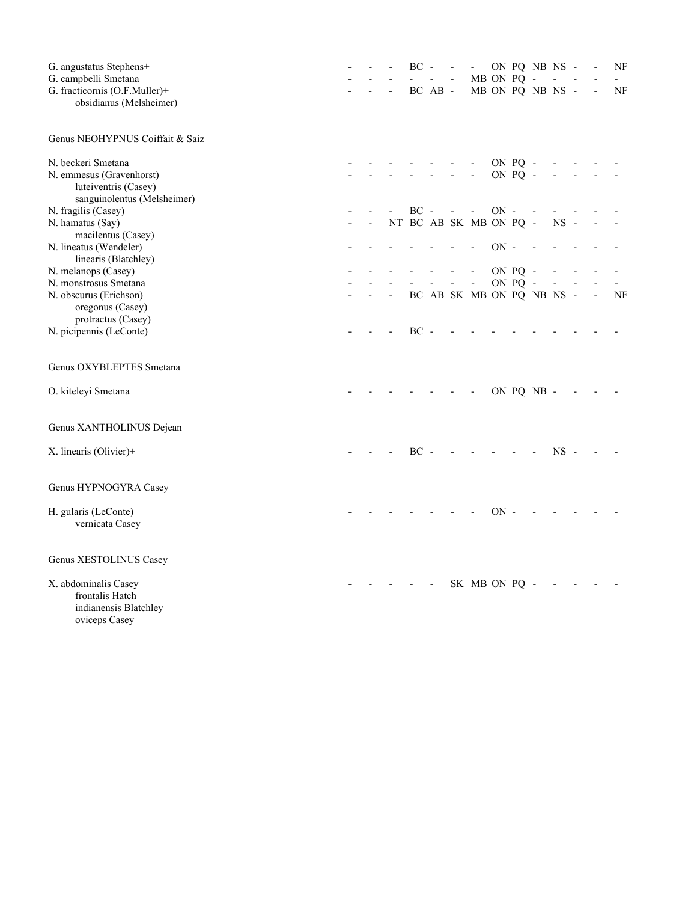| | | | | | | | | | | | | | | |
|---|---|---|---|---|---|---|---|---|---|---|---|---|---|---|
| G. angustatus Stephens+ | - | - | - | BC | - | - | - | ON | PQ | NB | NS | - | - | NF |
| G. campbelli Smetana | - | - | - | - | - | - | MB | ON | PQ | - | - | - | - | - |
| G. fracticornis (O.F.Muller)+ | - | - | - | BC | AB | - | MB | ON | PQ | NB | NS | - | - | NF |
| obsidianus (Melsheimer) | | | | | | | | | | | | | | |

Genus NEOHYPNUS Coiffait & Saiz

| | | | | | | | | | | | | | | |
|---|---|---|---|---|---|---|---|---|---|---|---|---|---|---|
| N. beckeri Smetana | - | - | - | - | - | - | - | ON | PQ | - | - | - | - | - |
| N. emmesus (Gravenhorst) | - | - | - | - | - | - | - | ON | PQ | - | - | - | - | - |
| luteiventris (Casey) | | | | | | | | | | | | | | |
| sanguinolentus (Melsheimer) | | | | | | | | | | | | | | |
| N. fragilis (Casey) | - | - | - | BC | - | - | - | ON | - | - | - | - | - | - |
| N. hamatus (Say) | - | - | NT | BC | AB | SK | MB | ON | PQ | - | NS | - | - | - |
| macilentus (Casey) | | | | | | | | | | | | | | |
| N. lineatus (Wendeler) | - | - | - | - | - | - | - | ON | - | - | - | - | - | - |
| linearis (Blatchley) | | | | | | | | | | | | | | |
| N. melanops (Casey) | - | - | - | - | - | - | - | ON | PQ | - | - | - | - | - |
| N. monstrosus Smetana | - | - | - | - | - | - | - | ON | PQ | - | - | - | - | - |
| N. obscurus (Erichson) | - | - | - | BC | AB | SK | MB | ON | PQ | NB | NS | - | - | NF |
| oregonus (Casey) | | | | | | | | | | | | | | |
| protractus (Casey) | | | | | | | | | | | | | | |
| N. picipennis (LeConte) | - | - | - | BC | - | - | - | - | - | - | - | - | - | - |

Genus OXYBLEPTES Smetana

| | | | | | | | | | | | | | | |
|---|---|---|---|---|---|---|---|---|---|---|---|---|---|---|
| O. kiteleyi Smetana | - | - | - | - | - | - | - | ON | PQ | NB | - | - | - | - |

Genus XANTHOLINUS Dejean

| | | | | | | | | | | | | | | |
|---|---|---|---|---|---|---|---|---|---|---|---|---|---|---|
| X. linearis (Olivier)+ | - | - | - | BC | - | - | - | - | - | - | NS | - | - | - |

Genus HYPNOGYRA Casey

| | | | | | | | | | | | | | | |
|---|---|---|---|---|---|---|---|---|---|---|---|---|---|---|
| H. gularis (LeConte) | - | - | - | - | - | - | - | ON | - | - | - | - | - | - |
| vernicata Casey | | | | | | | | | | | | | | |

Genus XESTOLINUS Casey

| | | | | | | | | | | | | | | |
|---|---|---|---|---|---|---|---|---|---|---|---|---|---|---|
| X. abdominalis Casey | - | - | - | - | - | SK | MB | ON | PQ | - | - | - | - | - |
| frontalis Hatch | | | | | | | | | | | | | | |
| indianensis Blatchley | | | | | | | | | | | | | | |
| oviceps Casey | | | | | | | | | | | | | | |